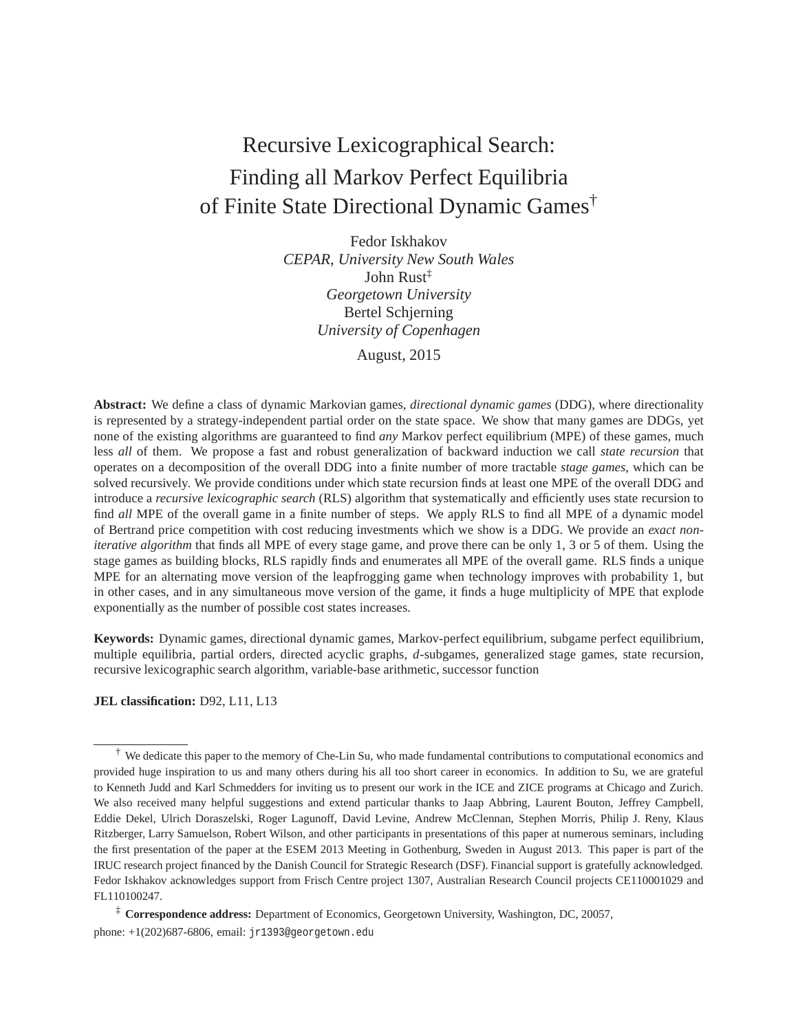# Recursive Lexicographical Search: Finding all Markov Perfect Equilibria of Finite State Directional Dynamic Games[†]

Fedor Iskhakov
*CEPAR, University New South Wales*
John Rust[‡]
*Georgetown University*
Bertel Schjerning
*University of Copenhagen*

August, 2015

**Abstract:** We define a class of dynamic Markovian games, *directional dynamic games* (DDG), where directionality is represented by a strategy-independent partial order on the state space. We show that many games are DDGs, yet none of the existing algorithms are guaranteed to find *any* Markov perfect equilibrium (MPE) of these games, much less *all* of them. We propose a fast and robust generalization of backward induction we call *state recursion* that operates on a decomposition of the overall DDG into a finite number of more tractable *stage games*, which can be solved recursively. We provide conditions under which state recursion finds at least one MPE of the overall DDG and introduce a *recursive lexicographic search* (RLS) algorithm that systematically and efficiently uses state recursion to find *all* MPE of the overall game in a finite number of steps. We apply RLS to find all MPE of a dynamic model of Bertrand price competition with cost reducing investments which we show is a DDG. We provide an *exact non-iterative algorithm* that finds all MPE of every stage game, and prove there can be only 1, 3 or 5 of them. Using the stage games as building blocks, RLS rapidly finds and enumerates all MPE of the overall game. RLS finds a unique MPE for an alternating move version of the leapfrogging game when technology improves with probability 1, but in other cases, and in any simultaneous move version of the game, it finds a huge multiplicity of MPE that explode exponentially as the number of possible cost states increases.

**Keywords:** Dynamic games, directional dynamic games, Markov-perfect equilibrium, subgame perfect equilibrium, multiple equilibria, partial orders, directed acyclic graphs, *d*-subgames, generalized stage games, state recursion, recursive lexicographic search algorithm, variable-base arithmetic, successor function

**JEL classification:** D92, L11, L13

[†] We dedicate this paper to the memory of Che-Lin Su, who made fundamental contributions to computational economics and provided huge inspiration to us and many others during his all too short career in economics. In addition to Su, we are grateful to Kenneth Judd and Karl Schmedders for inviting us to present our work in the ICE and ZICE programs at Chicago and Zurich. We also received many helpful suggestions and extend particular thanks to Jaap Abbring, Laurent Bouton, Jeffrey Campbell, Eddie Dekel, Ulrich Doraszelski, Roger Lagunoff, David Levine, Andrew McClennan, Stephen Morris, Philip J. Reny, Klaus Ritzberger, Larry Samuelson, Robert Wilson, and other participants in presentations of this paper at numerous seminars, including the first presentation of the paper at the ESEM 2013 Meeting in Gothenburg, Sweden in August 2013. This paper is part of the IRUC research project financed by the Danish Council for Strategic Research (DSF). Financial support is gratefully acknowledged. Fedor Iskhakov acknowledges support from Frisch Centre project 1307, Australian Research Council projects CE110001029 and FL110100247.

[‡] **Correspondence address:** Department of Economics, Georgetown University, Washington, DC, 20057, phone: +1(202)687-6806, email: jr1393@georgetown.edu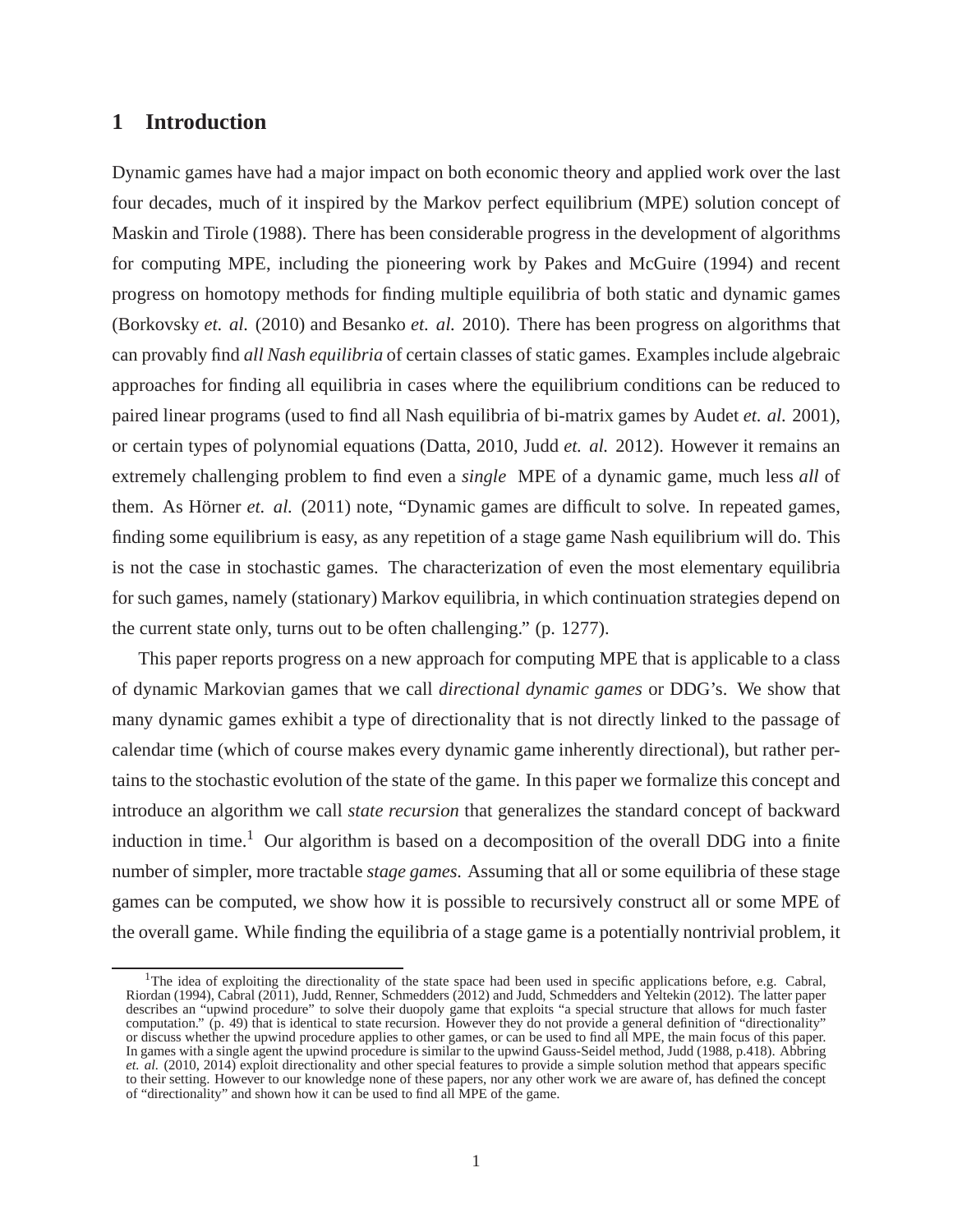## 1 Introduction

Dynamic games have had a major impact on both economic theory and applied work over the last four decades, much of it inspired by the Markov perfect equilibrium (MPE) solution concept of Maskin and Tirole (1988). There has been considerable progress in the development of algorithms for computing MPE, including the pioneering work by Pakes and McGuire (1994) and recent progress on homotopy methods for finding multiple equilibria of both static and dynamic games (Borkovsky *et. al.* (2010) and Besanko *et. al.* 2010). There has been progress on algorithms that can provably find *all Nash equilibria* of certain classes of static games. Examples include algebraic approaches for finding all equilibria in cases where the equilibrium conditions can be reduced to paired linear programs (used to find all Nash equilibria of bi-matrix games by Audet *et. al.* 2001), or certain types of polynomial equations (Datta, 2010, Judd *et. al.* 2012). However it remains an extremely challenging problem to find even a *single* MPE of a dynamic game, much less *all* of them. As Hörner *et. al.* (2011) note, "Dynamic games are difficult to solve. In repeated games, finding some equilibrium is easy, as any repetition of a stage game Nash equilibrium will do. This is not the case in stochastic games. The characterization of even the most elementary equilibria for such games, namely (stationary) Markov equilibria, in which continuation strategies depend on the current state only, turns out to be often challenging." (p. 1277).

This paper reports progress on a new approach for computing MPE that is applicable to a class of dynamic Markovian games that we call *directional dynamic games* or DDG's. We show that many dynamic games exhibit a type of directionality that is not directly linked to the passage of calendar time (which of course makes every dynamic game inherently directional), but rather pertains to the stochastic evolution of the state of the game. In this paper we formalize this concept and introduce an algorithm we call *state recursion* that generalizes the standard concept of backward induction in time.[1] Our algorithm is based on a decomposition of the overall DDG into a finite number of simpler, more tractable *stage games.* Assuming that all or some equilibria of these stage games can be computed, we show how it is possible to recursively construct all or some MPE of the overall game. While finding the equilibria of a stage game is a potentially nontrivial problem, it

[1] The idea of exploiting the directionality of the state space had been used in specific applications before, e.g. Cabral, Riordan (1994), Cabral (2011), Judd, Renner, Schmedders (2012) and Judd, Schmedders and Yeltekin (2012). The latter paper describes an "upwind procedure" to solve their duopoly game that exploits "a special structure that allows for much faster computation." (p. 49) that is identical to state recursion. However they do not provide a general definition of "directionality" or discuss whether the upwind procedure applies to other games, or can be used to find all MPE, the main focus of this paper. In games with a single agent the upwind procedure is similar to the upwind Gauss-Seidel method, Judd (1988, p.418). Abbring *et. al.* (2010, 2014) exploit directionality and other special features to provide a simple solution method that appears specific to their setting. However to our knowledge none of these papers, nor any other work we are aware of, has defined the concept of "directionality" and shown how it can be used to find all MPE of the game.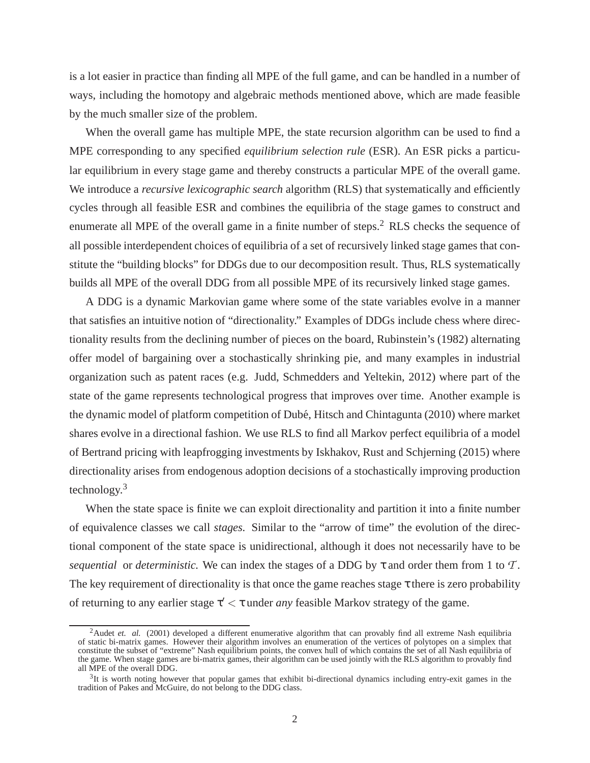is a lot easier in practice than finding all MPE of the full game, and can be handled in a number of ways, including the homotopy and algebraic methods mentioned above, which are made feasible by the much smaller size of the problem.

When the overall game has multiple MPE, the state recursion algorithm can be used to find a MPE corresponding to any specified *equilibrium selection rule* (ESR). An ESR picks a particular equilibrium in every stage game and thereby constructs a particular MPE of the overall game. We introduce a *recursive lexicographic search* algorithm (RLS) that systematically and efficiently cycles through all feasible ESR and combines the equilibria of the stage games to construct and enumerate all MPE of the overall game in a finite number of steps.[2] RLS checks the sequence of all possible interdependent choices of equilibria of a set of recursively linked stage games that constitute the "building blocks" for DDGs due to our decomposition result. Thus, RLS systematically builds all MPE of the overall DDG from all possible MPE of its recursively linked stage games.

A DDG is a dynamic Markovian game where some of the state variables evolve in a manner that satisfies an intuitive notion of "directionality." Examples of DDGs include chess where directionality results from the declining number of pieces on the board, Rubinstein's (1982) alternating offer model of bargaining over a stochastically shrinking pie, and many examples in industrial organization such as patent races (e.g. Judd, Schmedders and Yeltekin, 2012) where part of the state of the game represents technological progress that improves over time. Another example is the dynamic model of platform competition of Dubé, Hitsch and Chintagunta (2010) where market shares evolve in a directional fashion. We use RLS to find all Markov perfect equilibria of a model of Bertrand pricing with leapfrogging investments by Iskhakov, Rust and Schjerning (2015) where directionality arises from endogenous adoption decisions of a stochastically improving production technology.[3]

When the state space is finite we can exploit directionality and partition it into a finite number of equivalence classes we call *stages*. Similar to the "arrow of time" the evolution of the directional component of the state space is unidirectional, although it does not necessarily have to be *sequential* or *deterministic.* We can index the stages of a DDG by $\tau$ and order them from 1 to $\mathcal{T}$. The key requirement of directionality is that once the game reaches stage $\tau$ there is zero probability of returning to any earlier stage $\tau' < \tau$ under *any* feasible Markov strategy of the game.

[2] Audet *et. al.* (2001) developed a different enumerative algorithm that can provably find all extreme Nash equilibria of static bi-matrix games. However their algorithm involves an enumeration of the vertices of polytopes on a simplex that constitute the subset of "extreme" Nash equilibrium points, the convex hull of which contains the set of all Nash equilibria of the game. When stage games are bi-matrix games, their algorithm can be used jointly with the RLS algorithm to provably find all MPE of the overall DDG.

[3] It is worth noting however that popular games that exhibit bi-directional dynamics including entry-exit games in the tradition of Pakes and McGuire, do not belong to the DDG class.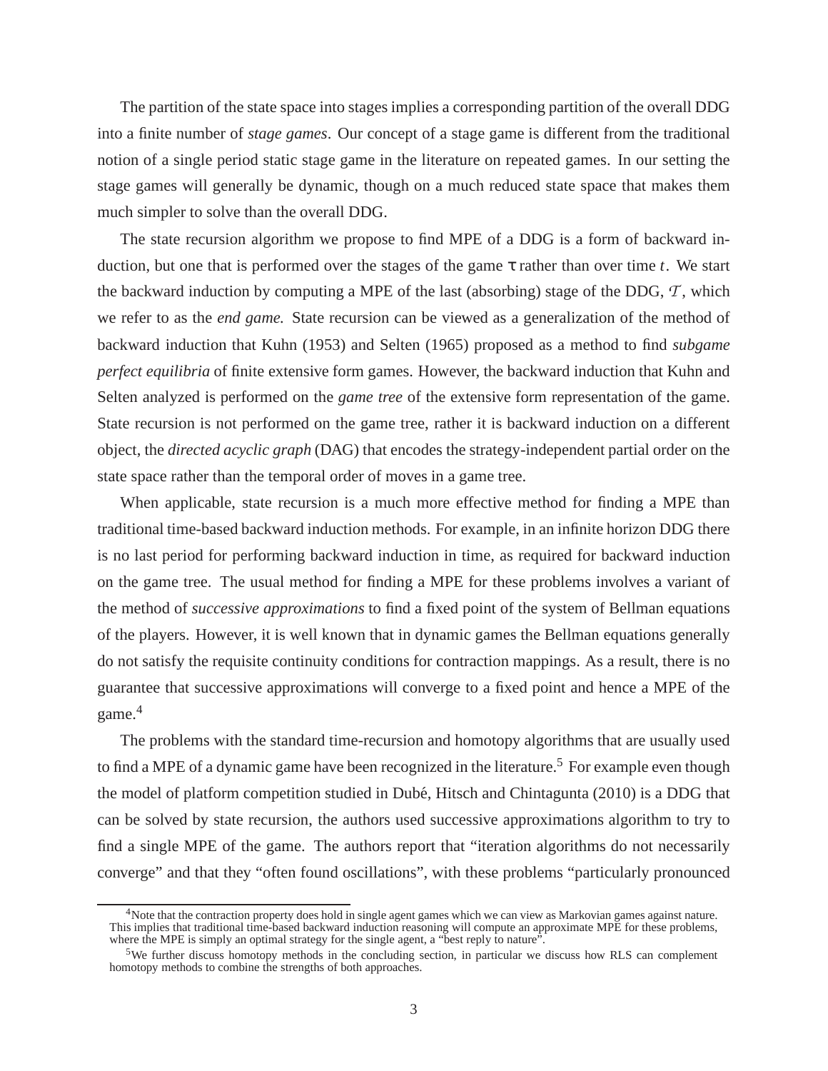The partition of the state space into stages implies a corresponding partition of the overall DDG into a finite number of *stage games*. Our concept of a stage game is different from the traditional notion of a single period static stage game in the literature on repeated games. In our setting the stage games will generally be dynamic, though on a much reduced state space that makes them much simpler to solve than the overall DDG.

The state recursion algorithm we propose to find MPE of a DDG is a form of backward induction, but one that is performed over the stages of the game $\tau$ rather than over time $t$. We start the backward induction by computing a MPE of the last (absorbing) stage of the DDG, $\mathcal{T}$, which we refer to as the *end game.* State recursion can be viewed as a generalization of the method of backward induction that Kuhn (1953) and Selten (1965) proposed as a method to find *subgame perfect equilibria* of finite extensive form games. However, the backward induction that Kuhn and Selten analyzed is performed on the *game tree* of the extensive form representation of the game. State recursion is not performed on the game tree, rather it is backward induction on a different object, the *directed acyclic graph* (DAG) that encodes the strategy-independent partial order on the state space rather than the temporal order of moves in a game tree.

When applicable, state recursion is a much more effective method for finding a MPE than traditional time-based backward induction methods. For example, in an infinite horizon DDG there is no last period for performing backward induction in time, as required for backward induction on the game tree. The usual method for finding a MPE for these problems involves a variant of the method of *successive approximations* to find a fixed point of the system of Bellman equations of the players. However, it is well known that in dynamic games the Bellman equations generally do not satisfy the requisite continuity conditions for contraction mappings. As a result, there is no guarantee that successive approximations will converge to a fixed point and hence a MPE of the game.[4]

The problems with the standard time-recursion and homotopy algorithms that are usually used to find a MPE of a dynamic game have been recognized in the literature.[5] For example even though the model of platform competition studied in Dubé, Hitsch and Chintagunta (2010) is a DDG that can be solved by state recursion, the authors used successive approximations algorithm to try to find a single MPE of the game. The authors report that "iteration algorithms do not necessarily converge" and that they "often found oscillations", with these problems "particularly pronounced

---

[4]Note that the contraction property does hold in single agent games which we can view as Markovian games against nature. This implies that traditional time-based backward induction reasoning will compute an approximate MPE for these problems, where the MPE is simply an optimal strategy for the single agent, a "best reply to nature".

[5]We further discuss homotopy methods in the concluding section, in particular we discuss how RLS can complement homotopy methods to combine the strengths of both approaches.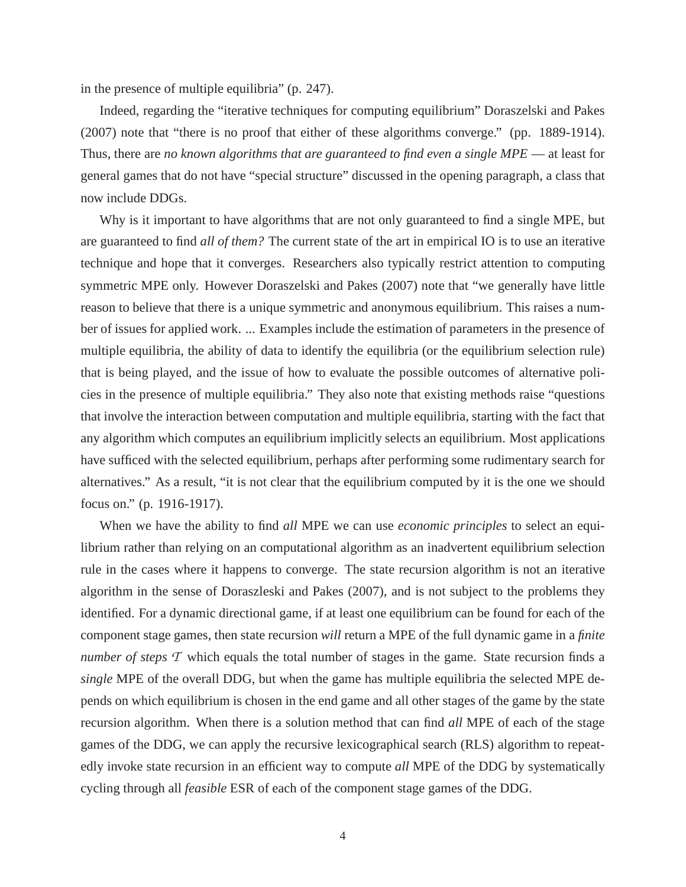in the presence of multiple equilibria" (p. 247).

Indeed, regarding the "iterative techniques for computing equilibrium" Doraszelski and Pakes (2007) note that "there is no proof that either of these algorithms converge." (pp. 1889-1914). Thus, there are *no known algorithms that are guaranteed to find even a single MPE* — at least for general games that do not have "special structure" discussed in the opening paragraph, a class that now include DDGs.

Why is it important to have algorithms that are not only guaranteed to find a single MPE, but are guaranteed to find *all of them?* The current state of the art in empirical IO is to use an iterative technique and hope that it converges. Researchers also typically restrict attention to computing symmetric MPE only. However Doraszelski and Pakes (2007) note that "we generally have little reason to believe that there is a unique symmetric and anonymous equilibrium. This raises a number of issues for applied work. ... Examples include the estimation of parameters in the presence of multiple equilibria, the ability of data to identify the equilibria (or the equilibrium selection rule) that is being played, and the issue of how to evaluate the possible outcomes of alternative policies in the presence of multiple equilibria." They also note that existing methods raise "questions that involve the interaction between computation and multiple equilibria, starting with the fact that any algorithm which computes an equilibrium implicitly selects an equilibrium. Most applications have sufficed with the selected equilibrium, perhaps after performing some rudimentary search for alternatives." As a result, "it is not clear that the equilibrium computed by it is the one we should focus on." (p. 1916-1917).

When we have the ability to find *all* MPE we can use *economic principles* to select an equilibrium rather than relying on an computational algorithm as an inadvertent equilibrium selection rule in the cases where it happens to converge. The state recursion algorithm is not an iterative algorithm in the sense of Doraszleski and Pakes (2007), and is not subject to the problems they identified. For a dynamic directional game, if at least one equilibrium can be found for each of the component stage games, then state recursion *will* return a MPE of the full dynamic game in a *finite number of steps* $\mathcal{T}$ which equals the total number of stages in the game. State recursion finds a *single* MPE of the overall DDG, but when the game has multiple equilibria the selected MPE depends on which equilibrium is chosen in the end game and all other stages of the game by the state recursion algorithm. When there is a solution method that can find *all* MPE of each of the stage games of the DDG, we can apply the recursive lexicographical search (RLS) algorithm to repeatedly invoke state recursion in an efficient way to compute *all* MPE of the DDG by systematically cycling through all *feasible* ESR of each of the component stage games of the DDG.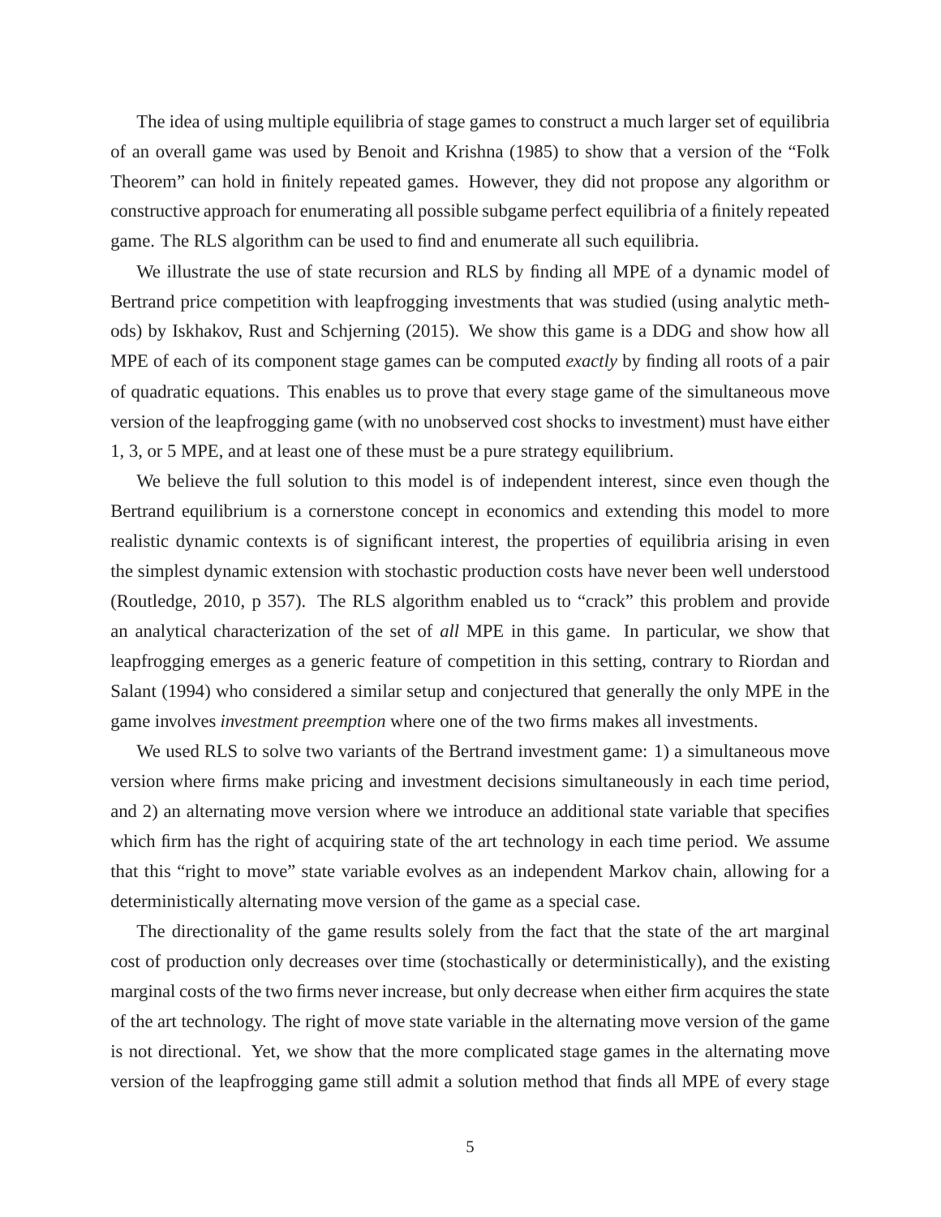The idea of using multiple equilibria of stage games to construct a much larger set of equilibria of an overall game was used by Benoit and Krishna (1985) to show that a version of the "Folk Theorem" can hold in finitely repeated games. However, they did not propose any algorithm or constructive approach for enumerating all possible subgame perfect equilibria of a finitely repeated game. The RLS algorithm can be used to find and enumerate all such equilibria.

We illustrate the use of state recursion and RLS by finding all MPE of a dynamic model of Bertrand price competition with leapfrogging investments that was studied (using analytic methods) by Iskhakov, Rust and Schjerning (2015). We show this game is a DDG and show how all MPE of each of its component stage games can be computed *exactly* by finding all roots of a pair of quadratic equations. This enables us to prove that every stage game of the simultaneous move version of the leapfrogging game (with no unobserved cost shocks to investment) must have either 1, 3, or 5 MPE, and at least one of these must be a pure strategy equilibrium.

We believe the full solution to this model is of independent interest, since even though the Bertrand equilibrium is a cornerstone concept in economics and extending this model to more realistic dynamic contexts is of significant interest, the properties of equilibria arising in even the simplest dynamic extension with stochastic production costs have never been well understood (Routledge, 2010, p 357). The RLS algorithm enabled us to "crack" this problem and provide an analytical characterization of the set of *all* MPE in this game. In particular, we show that leapfrogging emerges as a generic feature of competition in this setting, contrary to Riordan and Salant (1994) who considered a similar setup and conjectured that generally the only MPE in the game involves *investment preemption* where one of the two firms makes all investments.

We used RLS to solve two variants of the Bertrand investment game: 1) a simultaneous move version where firms make pricing and investment decisions simultaneously in each time period, and 2) an alternating move version where we introduce an additional state variable that specifies which firm has the right of acquiring state of the art technology in each time period. We assume that this "right to move" state variable evolves as an independent Markov chain, allowing for a deterministically alternating move version of the game as a special case.

The directionality of the game results solely from the fact that the state of the art marginal cost of production only decreases over time (stochastically or deterministically), and the existing marginal costs of the two firms never increase, but only decrease when either firm acquires the state of the art technology. The right of move state variable in the alternating move version of the game is not directional. Yet, we show that the more complicated stage games in the alternating move version of the leapfrogging game still admit a solution method that finds all MPE of every stage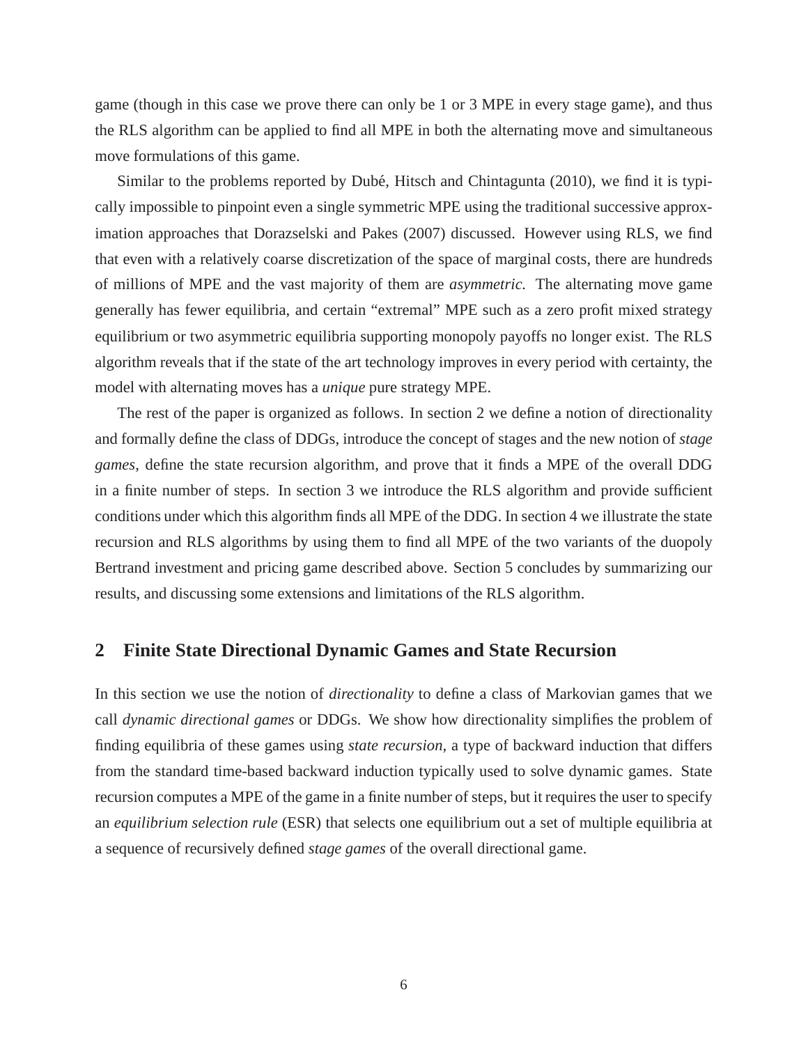game (though in this case we prove there can only be 1 or 3 MPE in every stage game), and thus the RLS algorithm can be applied to find all MPE in both the alternating move and simultaneous move formulations of this game.

Similar to the problems reported by Dubé, Hitsch and Chintagunta (2010), we find it is typically impossible to pinpoint even a single symmetric MPE using the traditional successive approximation approaches that Dorazselski and Pakes (2007) discussed. However using RLS, we find that even with a relatively coarse discretization of the space of marginal costs, there are hundreds of millions of MPE and the vast majority of them are *asymmetric.* The alternating move game generally has fewer equilibria, and certain "extremal" MPE such as a zero profit mixed strategy equilibrium or two asymmetric equilibria supporting monopoly payoffs no longer exist. The RLS algorithm reveals that if the state of the art technology improves in every period with certainty, the model with alternating moves has a *unique* pure strategy MPE.

The rest of the paper is organized as follows. In section 2 we define a notion of directionality and formally define the class of DDGs, introduce the concept of stages and the new notion of *stage games*, define the state recursion algorithm, and prove that it finds a MPE of the overall DDG in a finite number of steps. In section 3 we introduce the RLS algorithm and provide sufficient conditions under which this algorithm finds all MPE of the DDG. In section 4 we illustrate the state recursion and RLS algorithms by using them to find all MPE of the two variants of the duopoly Bertrand investment and pricing game described above. Section 5 concludes by summarizing our results, and discussing some extensions and limitations of the RLS algorithm.

## 2 Finite State Directional Dynamic Games and State Recursion

In this section we use the notion of *directionality* to define a class of Markovian games that we call *dynamic directional games* or DDGs. We show how directionality simplifies the problem of finding equilibria of these games using *state recursion*, a type of backward induction that differs from the standard time-based backward induction typically used to solve dynamic games. State recursion computes a MPE of the game in a finite number of steps, but it requires the user to specify an *equilibrium selection rule* (ESR) that selects one equilibrium out a set of multiple equilibria at a sequence of recursively defined *stage games* of the overall directional game.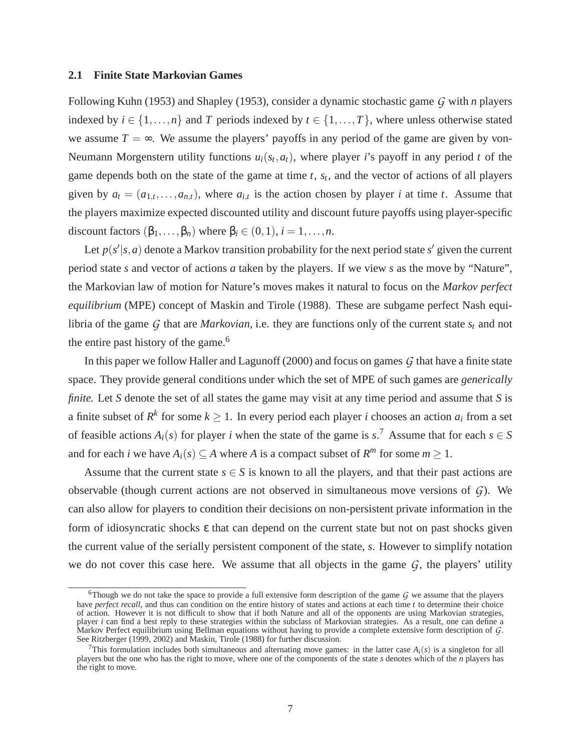### 2.1 Finite State Markovian Games

Following Kuhn (1953) and Shapley (1953), consider a dynamic stochastic game $\mathcal{G}$ with $n$ players indexed by $i \in \{1,\ldots,n\}$ and $T$ periods indexed by $t \in \{1,\ldots,T\}$, where unless otherwise stated we assume $T = \infty$. We assume the players' payoffs in any period of the game are given by von-Neumann Morgenstern utility functions $u_i(s_t, a_t)$, where player $i$'s payoff in any period $t$ of the game depends both on the state of the game at time $t$, $s_t$, and the vector of actions of all players given by $a_t = (a_{1,t},\ldots,a_{n,t})$, where $a_{i,t}$ is the action chosen by player $i$ at time $t$. Assume that the players maximize expected discounted utility and discount future payoffs using player-specific discount factors $(\beta_1,\ldots,\beta_n)$ where $\beta_i \in (0,1)$, $i = 1,\ldots,n$.

Let $p(s'|s,a)$ denote a Markov transition probability for the next period state $s'$ given the current period state $s$ and vector of actions $a$ taken by the players. If we view $s$ as the move by "Nature", the Markovian law of motion for Nature's moves makes it natural to focus on the *Markov perfect equilibrium* (MPE) concept of Maskin and Tirole (1988). These are subgame perfect Nash equilibria of the game $\mathcal{G}$ that are *Markovian,* i.e. they are functions only of the current state $s_t$ and not the entire past history of the game.[6]

In this paper we follow Haller and Lagunoff (2000) and focus on games $\mathcal{G}$ that have a finite state space. They provide general conditions under which the set of MPE of such games are *generically finite.* Let $S$ denote the set of all states the game may visit at any time period and assume that $S$ is a finite subset of $R^k$ for some $k \geq 1$. In every period each player $i$ chooses an action $a_i$ from a set of feasible actions $A_i(s)$ for player $i$ when the state of the game is $s$.[7] Assume that for each $s \in S$ and for each $i$ we have $A_i(s) \subseteq A$ where $A$ is a compact subset of $R^m$ for some $m \geq 1$.

Assume that the current state $s \in S$ is known to all the players, and that their past actions are observable (though current actions are not observed in simultaneous move versions of $\mathcal{G}$). We can also allow for players to condition their decisions on non-persistent private information in the form of idiosyncratic shocks $\varepsilon$ that can depend on the current state but not on past shocks given the current value of the serially persistent component of the state, $s$. However to simplify notation we do not cover this case here. We assume that all objects in the game $\mathcal{G}$, the players' utility

---

[6] Though we do not take the space to provide a full extensive form description of the game $\mathcal{G}$ we assume that the players have *perfect recall*, and thus can condition on the entire history of states and actions at each time $t$ to determine their choice of action. However it is not difficult to show that if both Nature and all of the opponents are using Markovian strategies, player $i$ can find a best reply to these strategies within the subclass of Markovian strategies. As a result, one can define a Markov Perfect equilibrium using Bellman equations without having to provide a complete extensive form description of $\mathcal{G}$. See Ritzberger (1999, 2002) and Maskin, Tirole (1988) for further discussion.

[7] This formulation includes both simultaneous and alternating move games: in the latter case $A_i(s)$ is a singleton for all players but the one who has the right to move, where one of the components of the state $s$ denotes which of the $n$ players has the right to move.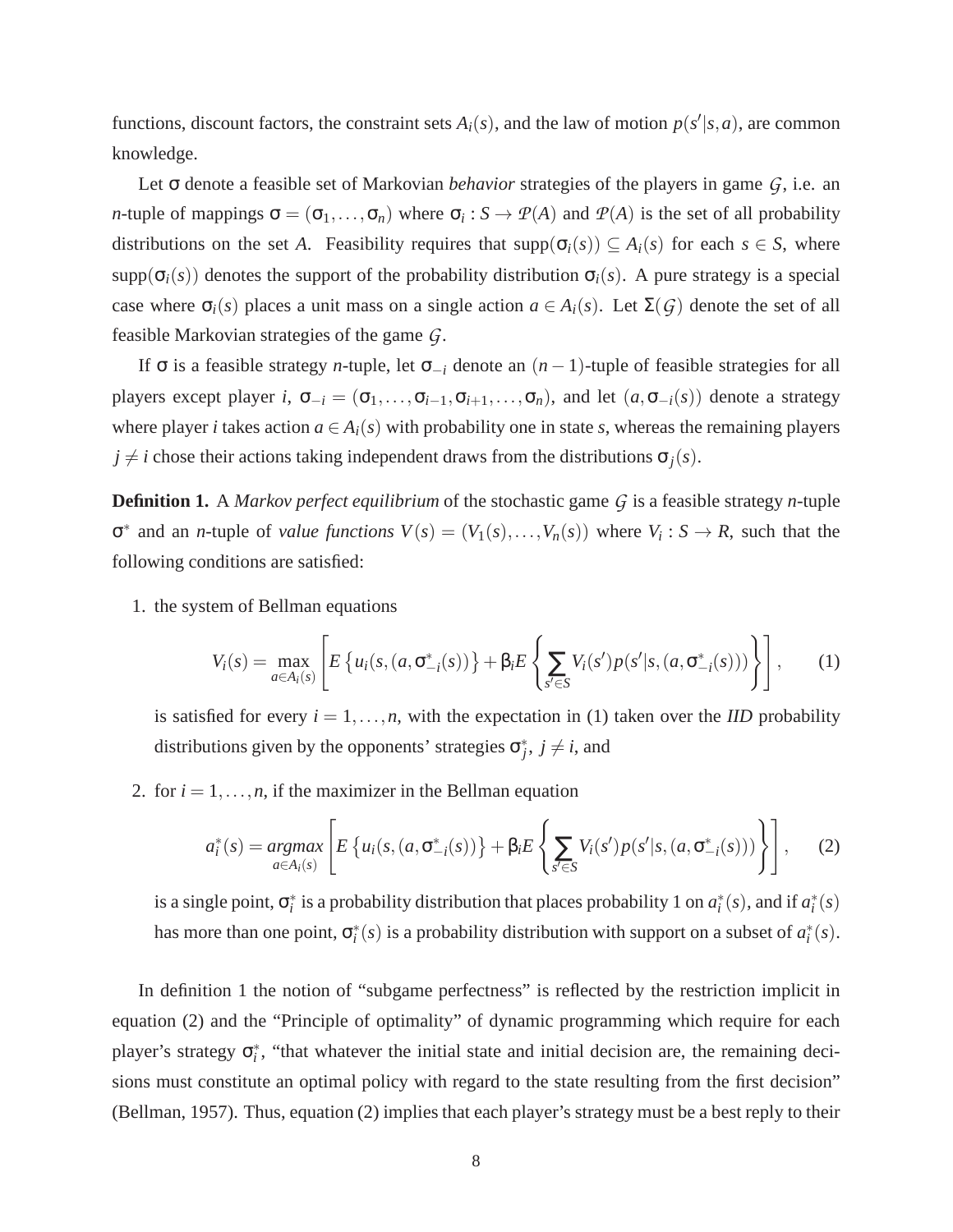functions, discount factors, the constraint sets $A_i(s)$, and the law of motion $p(s'|s,a)$, are common knowledge.

Let $\sigma$ denote a feasible set of Markovian *behavior* strategies of the players in game $\mathcal{G}$, i.e. an $n$-tuple of mappings $\sigma = (\sigma_1, \ldots, \sigma_n)$ where $\sigma_i : S \to \mathcal{P}(A)$ and $\mathcal{P}(A)$ is the set of all probability distributions on the set $A$. Feasibility requires that $\text{supp}(\sigma_i(s)) \subseteq A_i(s)$ for each $s \in S$, where $\text{supp}(\sigma_i(s))$ denotes the support of the probability distribution $\sigma_i(s)$. A pure strategy is a special case where $\sigma_i(s)$ places a unit mass on a single action $a \in A_i(s)$. Let $\Sigma(\mathcal{G})$ denote the set of all feasible Markovian strategies of the game $\mathcal{G}$.

If $\sigma$ is a feasible strategy $n$-tuple, let $\sigma_{-i}$ denote an $(n-1)$-tuple of feasible strategies for all players except player $i$, $\sigma_{-i} = (\sigma_1, \ldots, \sigma_{i-1}, \sigma_{i+1}, \ldots, \sigma_n)$, and let $(a, \sigma_{-i}(s))$ denote a strategy where player $i$ takes action $a \in A_i(s)$ with probability one in state $s$, whereas the remaining players $j \neq i$ chose their actions taking independent draws from the distributions $\sigma_j(s)$.

**Definition 1.** A *Markov perfect equilibrium* of the stochastic game $\mathcal{G}$ is a feasible strategy $n$-tuple $\sigma^*$ and an $n$-tuple of *value functions* $V(s) = (V_1(s), \ldots, V_n(s))$ where $V_i : S \to R$, such that the following conditions are satisfied:

1. the system of Bellman equations

$$V_i(s) = \max_{a \in A_i(s)} \left[ E\left\{ u_i(s, (a, \sigma^*_{-i}(s))) \right\} + \beta_i E\left\{ \sum_{s' \in S} V_i(s') p(s'|s, (a, \sigma^*_{-i}(s))) \right\} \right], \tag{1}$$

   is satisfied for every $i = 1, \ldots, n$, with the expectation in (1) taken over the *IID* probability distributions given by the opponents' strategies $\sigma^*_j$, $j \neq i$, and

2. for $i = 1, \ldots, n$, if the maximizer in the Bellman equation

$$a^*_i(s) = \underset{a \in A_i(s)}{\mathit{argmax}} \left[ E\left\{ u_i(s, (a, \sigma^*_{-i}(s))) \right\} + \beta_i E\left\{ \sum_{s' \in S} V_i(s') p(s'|s, (a, \sigma^*_{-i}(s))) \right\} \right], \tag{2}$$

   is a single point, $\sigma^*_i$ is a probability distribution that places probability 1 on $a^*_i(s)$, and if $a^*_i(s)$ has more than one point, $\sigma^*_i(s)$ is a probability distribution with support on a subset of $a^*_i(s)$.

In definition 1 the notion of "subgame perfectness" is reflected by the restriction implicit in equation (2) and the "Principle of optimality" of dynamic programming which require for each player's strategy $\sigma^*_i$, "that whatever the initial state and initial decision are, the remaining decisions must constitute an optimal policy with regard to the state resulting from the first decision" (Bellman, 1957). Thus, equation (2) implies that each player's strategy must be a best reply to their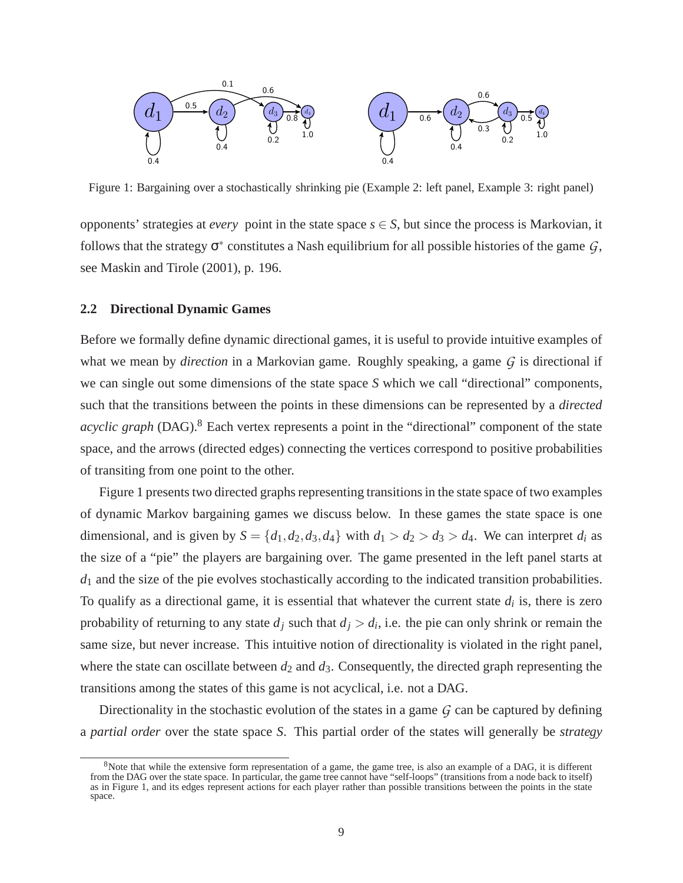Figure 1: Bargaining over a stochastically shrinking pie (Example 2: left panel, Example 3: right panel)

opponents' strategies at *every* point in the state space $s \in S$, but since the process is Markovian, it follows that the strategy $\sigma^*$ constitutes a Nash equilibrium for all possible histories of the game $\mathcal{G}$, see Maskin and Tirole (2001), p. 196.

### 2.2 Directional Dynamic Games

Before we formally define dynamic directional games, it is useful to provide intuitive examples of what we mean by *direction* in a Markovian game. Roughly speaking, a game $\mathcal{G}$ is directional if we can single out some dimensions of the state space $S$ which we call "directional" components, such that the transitions between the points in these dimensions can be represented by a *directed acyclic graph* (DAG).[8] Each vertex represents a point in the "directional" component of the state space, and the arrows (directed edges) connecting the vertices correspond to positive probabilities of transiting from one point to the other.

Figure 1 presents two directed graphs representing transitions in the state space of two examples of dynamic Markov bargaining games we discuss below. In these games the state space is one dimensional, and is given by $S = \{d_1, d_2, d_3, d_4\}$ with $d_1 > d_2 > d_3 > d_4$. We can interpret $d_i$ as the size of a "pie" the players are bargaining over. The game presented in the left panel starts at $d_1$ and the size of the pie evolves stochastically according to the indicated transition probabilities. To qualify as a directional game, it is essential that whatever the current state $d_i$ is, there is zero probability of returning to any state $d_j$ such that $d_j > d_i$, i.e. the pie can only shrink or remain the same size, but never increase. This intuitive notion of directionality is violated in the right panel, where the state can oscillate between $d_2$ and $d_3$. Consequently, the directed graph representing the transitions among the states of this game is not acyclical, i.e. not a DAG.

Directionality in the stochastic evolution of the states in a game $\mathcal{G}$ can be captured by defining a *partial order* over the state space $S$. This partial order of the states will generally be *strategy*

[8] Note that while the extensive form representation of a game, the game tree, is also an example of a DAG, it is different from the DAG over the state space. In particular, the game tree cannot have "self-loops" (transitions from a node back to itself) as in Figure 1, and its edges represent actions for each player rather than possible transitions between the points in the state space.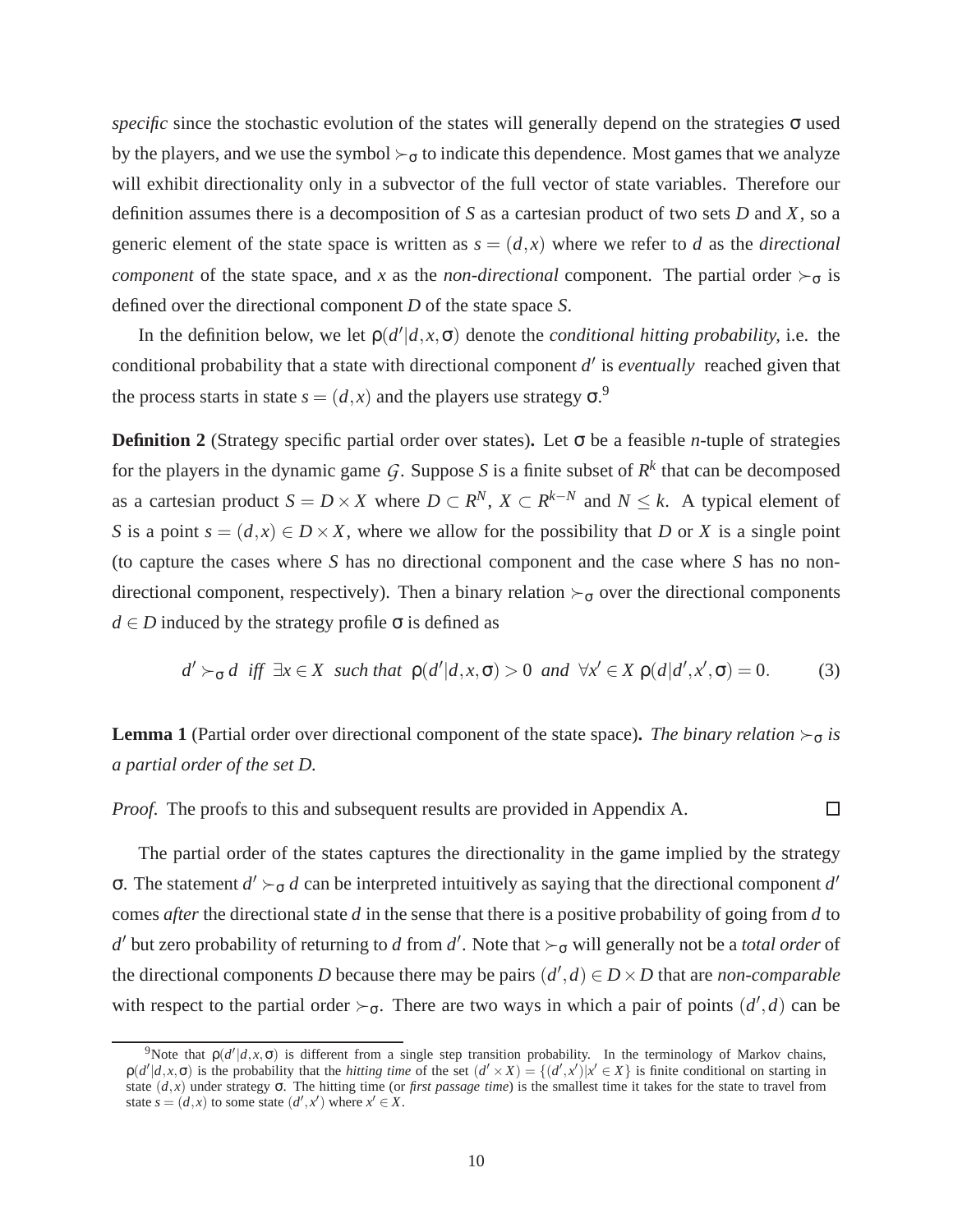*specific* since the stochastic evolution of the states will generally depend on the strategies $\sigma$ used by the players, and we use the symbol $\succ_\sigma$ to indicate this dependence. Most games that we analyze will exhibit directionality only in a subvector of the full vector of state variables. Therefore our definition assumes there is a decomposition of $S$ as a cartesian product of two sets $D$ and $X$, so a generic element of the state space is written as $s = (d,x)$ where we refer to $d$ as the *directional component* of the state space, and $x$ as the *non-directional* component. The partial order $\succ_\sigma$ is defined over the directional component $D$ of the state space $S$.

In the definition below, we let $\rho(d'|d,x,\sigma)$ denote the *conditional hitting probability*, i.e. the conditional probability that a state with directional component $d'$ is *eventually* reached given that the process starts in state $s = (d,x)$ and the players use strategy $\sigma$.[9]

**Definition 2** (Strategy specific partial order over states)**.** Let $\sigma$ be a feasible $n$-tuple of strategies for the players in the dynamic game $\mathcal{G}$. Suppose $S$ is a finite subset of $R^k$ that can be decomposed as a cartesian product $S = D \times X$ where $D \subset R^N$, $X \subset R^{k-N}$ and $N \le k$. A typical element of $S$ is a point $s = (d,x) \in D \times X$, where we allow for the possibility that $D$ or $X$ is a single point (to capture the cases where $S$ has no directional component and the case where $S$ has no non-directional component, respectively). Then a binary relation $\succ_\sigma$ over the directional components $d \in D$ induced by the strategy profile $\sigma$ is defined as

$$d' \succ_\sigma d \;\; \textit{iff} \;\; \exists x \in X \;\; \textit{such that} \;\; \rho(d'|d,x,\sigma) > 0 \;\; \textit{and} \;\; \forall x' \in X \; \rho(d|d',x',\sigma) = 0. \tag{3}$$

**Lemma 1** (Partial order over directional component of the state space)**.** *The binary relation $\succ_\sigma$ is a partial order of the set D.*

*Proof.* The proofs to this and subsequent results are provided in Appendix A. $\square$

The partial order of the states captures the directionality in the game implied by the strategy $\sigma$. The statement $d' \succ_\sigma d$ can be interpreted intuitively as saying that the directional component $d'$ comes *after* the directional state $d$ in the sense that there is a positive probability of going from $d$ to $d'$ but zero probability of returning to $d$ from $d'$. Note that $\succ_\sigma$ will generally not be a *total order* of the directional components $D$ because there may be pairs $(d',d) \in D \times D$ that are *non-comparable* with respect to the partial order $\succ_\sigma$. There are two ways in which a pair of points $(d',d)$ can be

[9] Note that $\rho(d'|d,x,\sigma)$ is different from a single step transition probability. In the terminology of Markov chains, $\rho(d'|d,x,\sigma)$ is the probability that the *hitting time* of the set $(d' \times X) = \{(d',x')|x' \in X\}$ is finite conditional on starting in state $(d,x)$ under strategy $\sigma$. The hitting time (or *first passage time*) is the smallest time it takes for the state to travel from state $s = (d,x)$ to some state $(d',x')$ where $x' \in X$.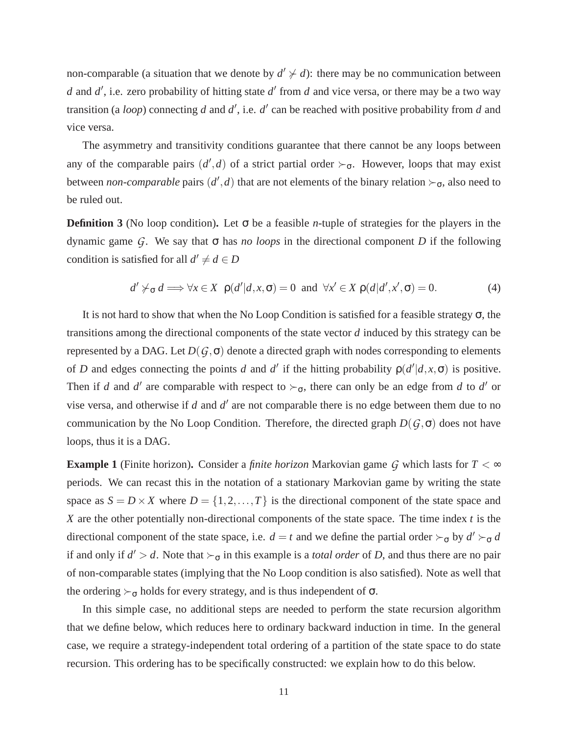non-comparable (a situation that we denote by $d' \not\succ d$): there may be no communication between $d$ and $d'$, i.e. zero probability of hitting state $d'$ from $d$ and vice versa, or there may be a two way transition (a *loop*) connecting $d$ and $d'$, i.e. $d'$ can be reached with positive probability from $d$ and vice versa.

The asymmetry and transitivity conditions guarantee that there cannot be any loops between any of the comparable pairs $(d', d)$ of a strict partial order $\succ_\sigma$. However, loops that may exist between *non-comparable* pairs $(d', d)$ that are not elements of the binary relation $\succ_\sigma$, also need to be ruled out.

**Definition 3** (No loop condition)**.** Let $\sigma$ be a feasible $n$-tuple of strategies for the players in the dynamic game $\mathcal{G}$. We say that $\sigma$ has *no loops* in the directional component $D$ if the following condition is satisfied for all $d' \neq d \in D$

$$d' \not\succ_\sigma d \Longrightarrow \forall x \in X \;\; \rho(d'|d, x, \sigma) = 0 \;\text{ and }\; \forall x' \in X \; \rho(d|d', x', \sigma) = 0. \tag{4}$$

It is not hard to show that when the No Loop Condition is satisfied for a feasible strategy $\sigma$, the transitions among the directional components of the state vector $d$ induced by this strategy can be represented by a DAG. Let $D(\mathcal{G}, \sigma)$ denote a directed graph with nodes corresponding to elements of $D$ and edges connecting the points $d$ and $d'$ if the hitting probability $\rho(d'|d, x, \sigma)$ is positive. Then if $d$ and $d'$ are comparable with respect to $\succ_\sigma$, there can only be an edge from $d$ to $d'$ or vise versa, and otherwise if $d$ and $d'$ are not comparable there is no edge between them due to no communication by the No Loop Condition. Therefore, the directed graph $D(\mathcal{G}, \sigma)$ does not have loops, thus it is a DAG.

**Example 1** (Finite horizon)**.** Consider a *finite horizon* Markovian game $\mathcal{G}$ which lasts for $T < \infty$ periods. We can recast this in the notation of a stationary Markovian game by writing the state space as $S = D \times X$ where $D = \{1, 2, \ldots, T\}$ is the directional component of the state space and $X$ are the other potentially non-directional components of the state space. The time index $t$ is the directional component of the state space, i.e. $d = t$ and we define the partial order $\succ_\sigma$ by $d' \succ_\sigma d$ if and only if $d' > d$. Note that $\succ_\sigma$ in this example is a *total order* of $D$, and thus there are no pair of non-comparable states (implying that the No Loop condition is also satisfied). Note as well that the ordering $\succ_\sigma$ holds for every strategy, and is thus independent of $\sigma$.

In this simple case, no additional steps are needed to perform the state recursion algorithm that we define below, which reduces here to ordinary backward induction in time. In the general case, we require a strategy-independent total ordering of a partition of the state space to do state recursion. This ordering has to be specifically constructed: we explain how to do this below.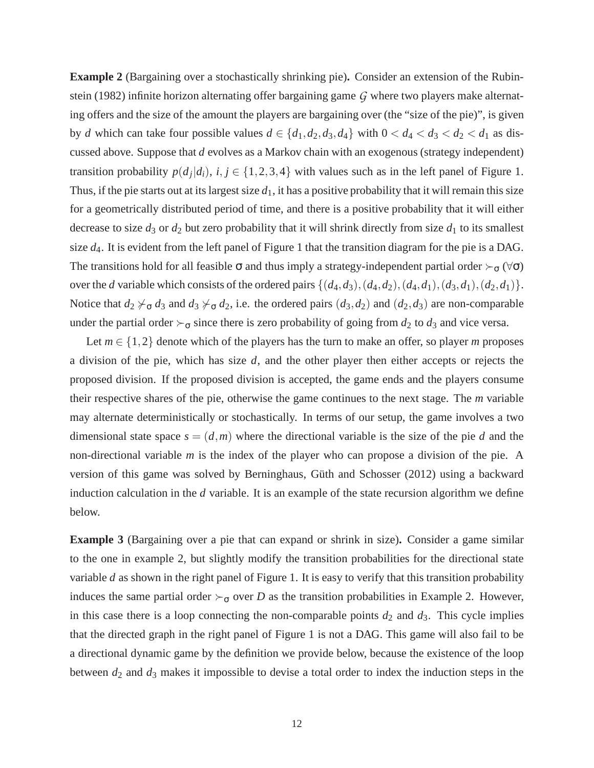**Example 2** (Bargaining over a stochastically shrinking pie)**.** Consider an extension of the Rubinstein (1982) infinite horizon alternating offer bargaining game $\mathcal{G}$ where two players make alternating offers and the size of the amount the players are bargaining over (the "size of the pie)", is given by $d$ which can take four possible values $d \in \{d_1, d_2, d_3, d_4\}$ with $0 < d_4 < d_3 < d_2 < d_1$ as discussed above. Suppose that $d$ evolves as a Markov chain with an exogenous (strategy independent) transition probability $p(d_j|d_i)$, $i, j \in \{1,2,3,4\}$ with values such as in the left panel of Figure 1. Thus, if the pie starts out at its largest size $d_1$, it has a positive probability that it will remain this size for a geometrically distributed period of time, and there is a positive probability that it will either decrease to size $d_3$ or $d_2$ but zero probability that it will shrink directly from size $d_1$ to its smallest size $d_4$. It is evident from the left panel of Figure 1 that the transition diagram for the pie is a DAG. The transitions hold for all feasible $\sigma$ and thus imply a strategy-independent partial order $\succ_\sigma$ $(\forall \sigma)$ over the $d$ variable which consists of the ordered pairs $\{(d_4,d_3),(d_4,d_2),(d_4,d_1),(d_3,d_1),(d_2,d_1)\}$. Notice that $d_2 \not\succ_\sigma d_3$ and $d_3 \not\succ_\sigma d_2$, i.e. the ordered pairs $(d_3,d_2)$ and $(d_2,d_3)$ are non-comparable under the partial order $\succ_\sigma$ since there is zero probability of going from $d_2$ to $d_3$ and vice versa.

Let $m \in \{1,2\}$ denote which of the players has the turn to make an offer, so player $m$ proposes a division of the pie, which has size $d$, and the other player then either accepts or rejects the proposed division. If the proposed division is accepted, the game ends and the players consume their respective shares of the pie, otherwise the game continues to the next stage. The $m$ variable may alternate deterministically or stochastically. In terms of our setup, the game involves a two dimensional state space $s = (d,m)$ where the directional variable is the size of the pie $d$ and the non-directional variable $m$ is the index of the player who can propose a division of the pie. A version of this game was solved by Berninghaus, Güth and Schosser (2012) using a backward induction calculation in the $d$ variable. It is an example of the state recursion algorithm we define below.

**Example 3** (Bargaining over a pie that can expand or shrink in size)**.** Consider a game similar to the one in example 2, but slightly modify the transition probabilities for the directional state variable $d$ as shown in the right panel of Figure 1. It is easy to verify that this transition probability induces the same partial order $\succ_\sigma$ over $D$ as the transition probabilities in Example 2. However, in this case there is a loop connecting the non-comparable points $d_2$ and $d_3$. This cycle implies that the directed graph in the right panel of Figure 1 is not a DAG. This game will also fail to be a directional dynamic game by the definition we provide below, because the existence of the loop between $d_2$ and $d_3$ makes it impossible to devise a total order to index the induction steps in the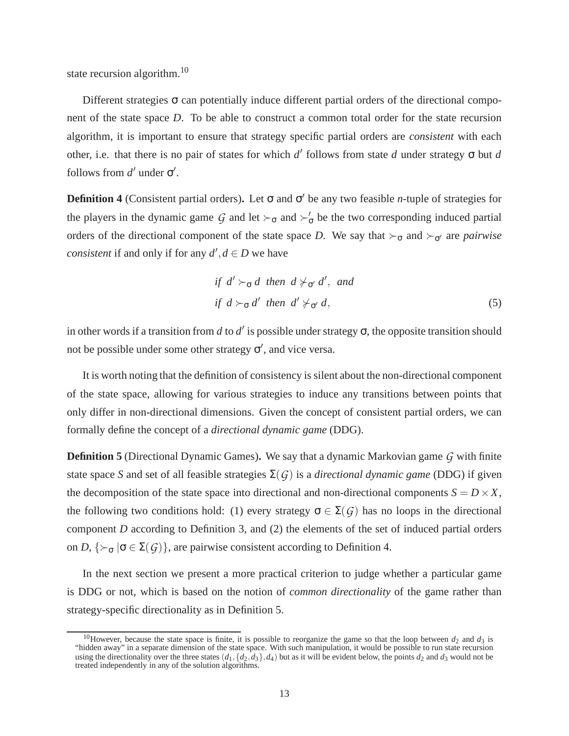state recursion algorithm.[10]

Different strategies $\sigma$ can potentially induce different partial orders of the directional component of the state space $D$. To be able to construct a common total order for the state recursion algorithm, it is important to ensure that strategy specific partial orders are *consistent* with each other, i.e. that there is no pair of states for which $d'$ follows from state $d$ under strategy $\sigma$ but $d$ follows from $d'$ under $\sigma'$.

**Definition 4** (Consistent partial orders)**.** Let $\sigma$ and $\sigma'$ be any two feasible *n*-tuple of strategies for the players in the dynamic game $\mathcal{G}$ and let $\succ_\sigma$ and $\succ'_\sigma$ be the two corresponding induced partial orders of the directional component of the state space $D$. We say that $\succ_\sigma$ and $\succ_{\sigma'}$ are *pairwise consistent* if and only if for any $d', d \in D$ we have

$$
\begin{aligned}
&\textit{if } d' \succ_\sigma d \textit{ then } d \not\succ_{\sigma'} d', \textit{ and} \\
&\textit{if } d \succ_\sigma d' \textit{ then } d' \not\succ_{\sigma'} d,
\end{aligned}
\tag{5}
$$

in other words if a transition from $d$ to $d'$ is possible under strategy $\sigma$, the opposite transition should not be possible under some other strategy $\sigma'$, and vice versa.

It is worth noting that the definition of consistency is silent about the non-directional component of the state space, allowing for various strategies to induce any transitions between points that only differ in non-directional dimensions. Given the concept of consistent partial orders, we can formally define the concept of a *directional dynamic game* (DDG).

**Definition 5** (Directional Dynamic Games)**.** We say that a dynamic Markovian game $\mathcal{G}$ with finite state space $S$ and set of all feasible strategies $\Sigma(\mathcal{G})$ is a *directional dynamic game* (DDG) if given the decomposition of the state space into directional and non-directional components $S = D \times X$, the following two conditions hold: (1) every strategy $\sigma \in \Sigma(\mathcal{G})$ has no loops in the directional component $D$ according to Definition 3, and (2) the elements of the set of induced partial orders on $D$, $\{\succ_\sigma | \sigma \in \Sigma(\mathcal{G})\}$, are pairwise consistent according to Definition 4.

In the next section we present a more practical criterion to judge whether a particular game is DDG or not, which is based on the notion of *common directionality* of the game rather than strategy-specific directionality as in Definition 5.

---

[10] However, because the state space is finite, it is possible to reorganize the game so that the loop between $d_2$ and $d_3$ is "hidden away" in a separate dimension of the state space. With such manipulation, it would be possible to run state recursion using the directionality over the three states $(d_1, \{d_2, d_3\}, d_4)$ but as it will be evident below, the points $d_2$ and $d_3$ would not be treated independently in any of the solution algorithms.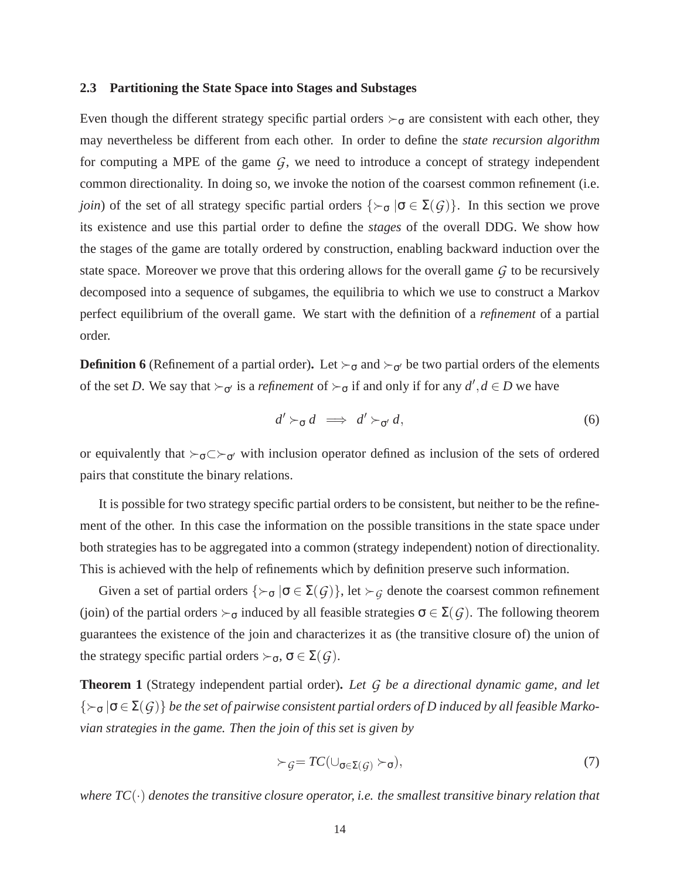### 2.3 Partitioning the State Space into Stages and Substages

Even though the different strategy specific partial orders $\succ_\sigma$ are consistent with each other, they may nevertheless be different from each other. In order to define the *state recursion algorithm* for computing a MPE of the game $\mathcal{G}$, we need to introduce a concept of strategy independent common directionality. In doing so, we invoke the notion of the coarsest common refinement (i.e. *join*) of the set of all strategy specific partial orders $\{\succ_\sigma | \sigma \in \Sigma(\mathcal{G})\}$. In this section we prove its existence and use this partial order to define the *stages* of the overall DDG. We show how the stages of the game are totally ordered by construction, enabling backward induction over the state space. Moreover we prove that this ordering allows for the overall game $\mathcal{G}$ to be recursively decomposed into a sequence of subgames, the equilibria to which we use to construct a Markov perfect equilibrium of the overall game. We start with the definition of a *refinement* of a partial order.

**Definition 6** (Refinement of a partial order)**.** Let $\succ_\sigma$ and $\succ_{\sigma'}$ be two partial orders of the elements of the set $D$. We say that $\succ_{\sigma'}$ is a *refinement* of $\succ_\sigma$ if and only if for any $d', d \in D$ we have

$$d' \succ_\sigma d \implies d' \succ_{\sigma'} d, \tag{6}$$

or equivalently that $\succ_\sigma \subset \succ_{\sigma'}$ with inclusion operator defined as inclusion of the sets of ordered pairs that constitute the binary relations.

It is possible for two strategy specific partial orders to be consistent, but neither to be the refinement of the other. In this case the information on the possible transitions in the state space under both strategies has to be aggregated into a common (strategy independent) notion of directionality. This is achieved with the help of refinements which by definition preserve such information.

Given a set of partial orders $\{\succ_\sigma | \sigma \in \Sigma(\mathcal{G})\}$, let $\succ_\mathcal{G}$ denote the coarsest common refinement (join) of the partial orders $\succ_\sigma$ induced by all feasible strategies $\sigma \in \Sigma(\mathcal{G})$. The following theorem guarantees the existence of the join and characterizes it as (the transitive closure of) the union of the strategy specific partial orders $\succ_\sigma$, $\sigma \in \Sigma(\mathcal{G})$.

**Theorem 1** (Strategy independent partial order)**.** *Let $\mathcal{G}$ be a directional dynamic game, and let $\{\succ_\sigma | \sigma \in \Sigma(\mathcal{G})\}$ be the set of pairwise consistent partial orders of $D$ induced by all feasible Markovian strategies in the game. Then the join of this set is given by*

$$\succ_\mathcal{G} = TC(\cup_{\sigma \in \Sigma(\mathcal{G})} \succ_\sigma), \tag{7}$$

*where $TC(\cdot)$ denotes the transitive closure operator, i.e. the smallest transitive binary relation that*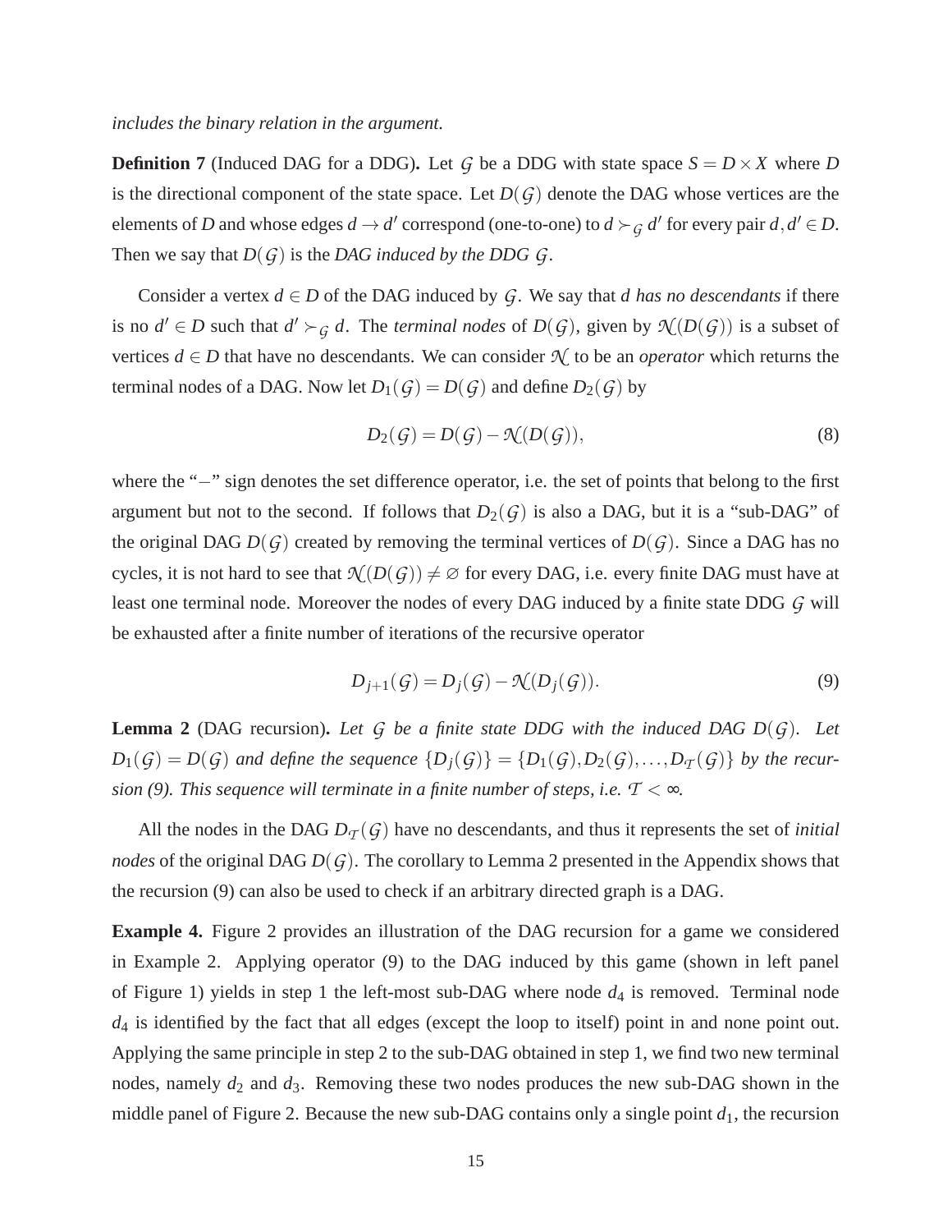*includes the binary relation in the argument.*

**Definition 7** (Induced DAG for a DDG)**.** Let $\mathcal{G}$ be a DDG with state space $S = D \times X$ where $D$ is the directional component of the state space. Let $D(\mathcal{G})$ denote the DAG whose vertices are the elements of $D$ and whose edges $d \to d'$ correspond (one-to-one) to $d \succ_{\mathcal{G}} d'$ for every pair $d, d' \in D$. Then we say that $D(\mathcal{G})$ is the *DAG induced by the DDG* $\mathcal{G}$.

Consider a vertex $d \in D$ of the DAG induced by $\mathcal{G}$. We say that $d$ *has no descendants* if there is no $d' \in D$ such that $d' \succ_{\mathcal{G}} d$. The *terminal nodes* of $D(\mathcal{G})$, given by $\mathcal{N}(D(\mathcal{G}))$ is a subset of vertices $d \in D$ that have no descendants. We can consider $\mathcal{N}$ to be an *operator* which returns the terminal nodes of a DAG. Now let $D_1(\mathcal{G}) = D(\mathcal{G})$ and define $D_2(\mathcal{G})$ by

$$D_2(\mathcal{G}) = D(\mathcal{G}) - \mathcal{N}(D(\mathcal{G})), \tag{8}$$

where the "$-$" sign denotes the set difference operator, i.e. the set of points that belong to the first argument but not to the second. If follows that $D_2(\mathcal{G})$ is also a DAG, but it is a "sub-DAG" of the original DAG $D(\mathcal{G})$ created by removing the terminal vertices of $D(\mathcal{G})$. Since a DAG has no cycles, it is not hard to see that $\mathcal{N}(D(\mathcal{G})) \neq \varnothing$ for every DAG, i.e. every finite DAG must have at least one terminal node. Moreover the nodes of every DAG induced by a finite state DDG $\mathcal{G}$ will be exhausted after a finite number of iterations of the recursive operator

$$D_{j+1}(\mathcal{G}) = D_j(\mathcal{G}) - \mathcal{N}(D_j(\mathcal{G})). \tag{9}$$

**Lemma 2** (DAG recursion)**.** *Let $\mathcal{G}$ be a finite state DDG with the induced DAG $D(\mathcal{G})$. Let $D_1(\mathcal{G}) = D(\mathcal{G})$ and define the sequence $\{D_j(\mathcal{G})\} = \{D_1(\mathcal{G}), D_2(\mathcal{G}), \ldots, D_{\mathcal{T}}(\mathcal{G})\}$ by the recursion (9). This sequence will terminate in a finite number of steps, i.e. $\mathcal{T} < \infty$.*

All the nodes in the DAG $D_{\mathcal{T}}(\mathcal{G})$ have no descendants, and thus it represents the set of *initial nodes* of the original DAG $D(\mathcal{G})$. The corollary to Lemma 2 presented in the Appendix shows that the recursion (9) can also be used to check if an arbitrary directed graph is a DAG.

**Example 4.** Figure 2 provides an illustration of the DAG recursion for a game we considered in Example 2. Applying operator (9) to the DAG induced by this game (shown in left panel of Figure 1) yields in step 1 the left-most sub-DAG where node $d_4$ is removed. Terminal node $d_4$ is identified by the fact that all edges (except the loop to itself) point in and none point out. Applying the same principle in step 2 to the sub-DAG obtained in step 1, we find two new terminal nodes, namely $d_2$ and $d_3$. Removing these two nodes produces the new sub-DAG shown in the middle panel of Figure 2. Because the new sub-DAG contains only a single point $d_1$, the recursion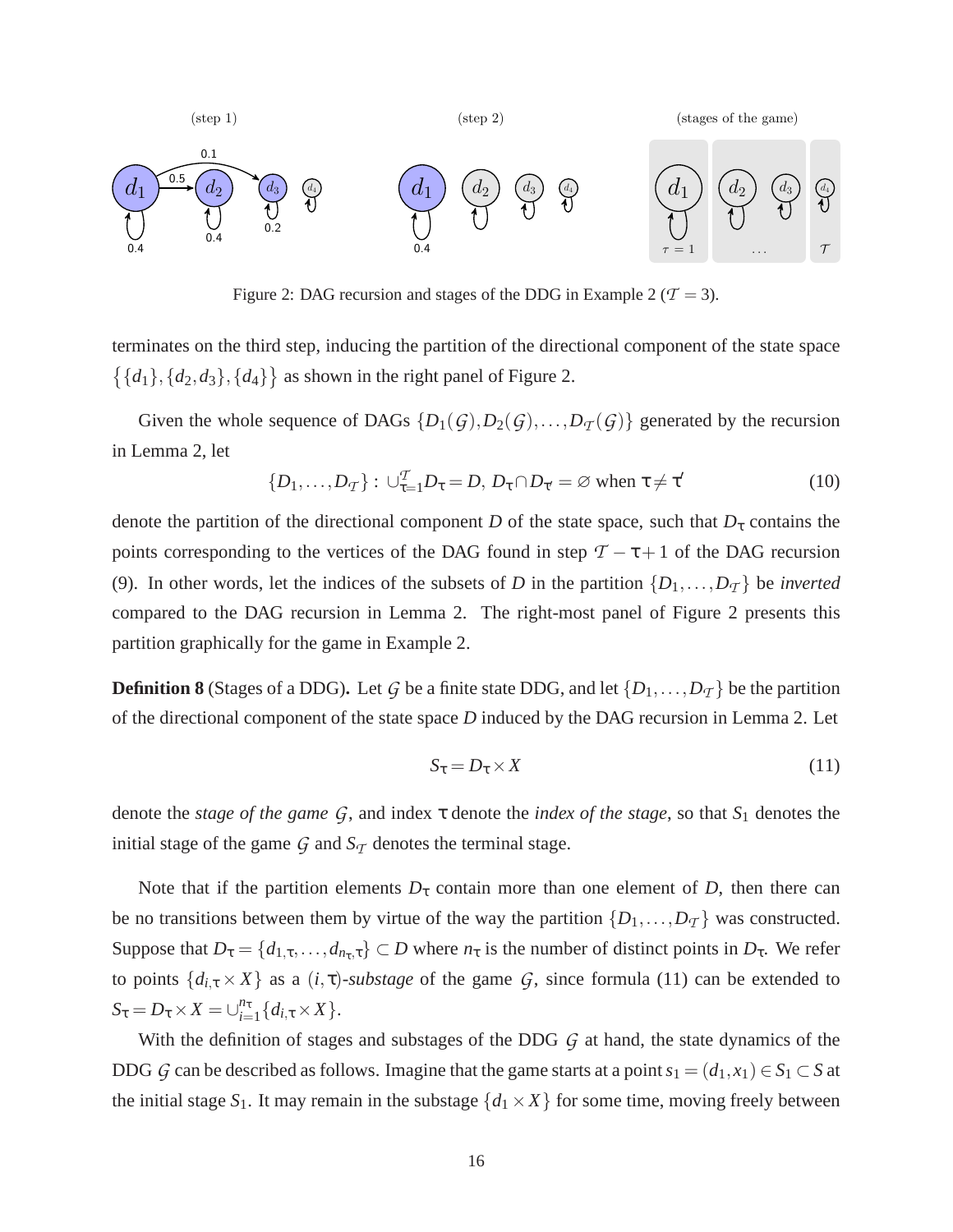Figure 2: DAG recursion and stages of the DDG in Example 2 ($\mathcal{T} = 3$).

terminates on the third step, inducing the partition of the directional component of the state space $\{\{d_1\},\{d_2,d_3\},\{d_4\}\}$ as shown in the right panel of Figure 2.

Given the whole sequence of DAGs $\{D_1(\mathcal{G}),D_2(\mathcal{G}),\dots,D_{\mathcal{T}}(\mathcal{G})\}$ generated by the recursion in Lemma 2, let

$$\{D_1,\dots,D_{\mathcal{T}}\} : \cup_{\tau=1}^{\mathcal{T}} D_\tau = D,\ D_\tau \cap D_{\tau'} = \varnothing \text{ when } \tau \neq \tau' \tag{10}$$

denote the partition of the directional component $D$ of the state space, such that $D_\tau$ contains the points corresponding to the vertices of the DAG found in step $\mathcal{T} - \tau + 1$ of the DAG recursion (9). In other words, let the indices of the subsets of $D$ in the partition $\{D_1,\dots,D_{\mathcal{T}}\}$ be *inverted* compared to the DAG recursion in Lemma 2. The right-most panel of Figure 2 presents this partition graphically for the game in Example 2.

**Definition 8** (Stages of a DDG)**.** Let $\mathcal{G}$ be a finite state DDG, and let $\{D_1,\dots,D_{\mathcal{T}}\}$ be the partition of the directional component of the state space $D$ induced by the DAG recursion in Lemma 2. Let

$$S_\tau = D_\tau \times X \tag{11}$$

denote the *stage of the game* $\mathcal{G}$, and index $\tau$ denote the *index of the stage*, so that $S_1$ denotes the initial stage of the game $\mathcal{G}$ and $S_{\mathcal{T}}$ denotes the terminal stage.

Note that if the partition elements $D_\tau$ contain more than one element of $D$, then there can be no transitions between them by virtue of the way the partition $\{D_1,\dots,D_{\mathcal{T}}\}$ was constructed. Suppose that $D_\tau = \{d_{1,\tau},\dots,d_{n_\tau,\tau}\} \subset D$ where $n_\tau$ is the number of distinct points in $D_\tau$. We refer to points $\{d_{i,\tau} \times X\}$ as a $(i,\tau)$*-substage* of the game $\mathcal{G}$, since formula (11) can be extended to $S_\tau = D_\tau \times X = \cup_{i=1}^{n_\tau}\{d_{i,\tau} \times X\}$.

With the definition of stages and substages of the DDG $\mathcal{G}$ at hand, the state dynamics of the DDG $\mathcal{G}$ can be described as follows. Imagine that the game starts at a point $s_1 = (d_1,x_1) \in S_1 \subset S$ at the initial stage $S_1$. It may remain in the substage $\{d_1 \times X\}$ for some time, moving freely between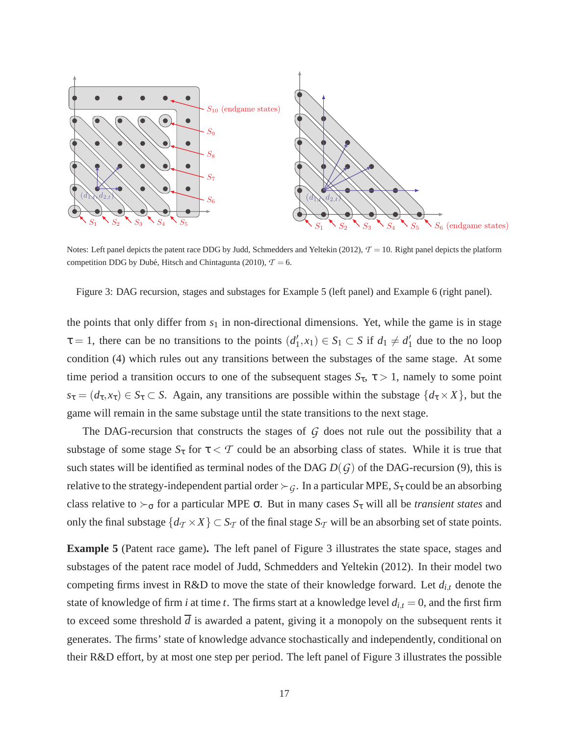Notes: Left panel depicts the patent race DDG by Judd, Schmedders and Yeltekin (2012), $\mathcal{T} = 10$. Right panel depicts the platform competition DDG by Dubé, Hitsch and Chintagunta (2010), $\mathcal{T} = 6$.

Figure 3: DAG recursion, stages and substages for Example 5 (left panel) and Example 6 (right panel).

the points that only differ from $s_1$ in non-directional dimensions. Yet, while the game is in stage $\tau = 1$, there can be no transitions to the points $(d_1', x_1) \in S_1 \subset S$ if $d_1 \neq d_1'$ due to the no loop condition (4) which rules out any transitions between the substages of the same stage. At some time period a transition occurs to one of the subsequent stages $S_\tau$, $\tau > 1$, namely to some point $s_\tau = (d_\tau, x_\tau) \in S_\tau \subset S$. Again, any transitions are possible within the substage $\{d_\tau \times X\}$, but the game will remain in the same substage until the state transitions to the next stage.

The DAG-recursion that constructs the stages of $\mathcal{G}$ does not rule out the possibility that a substage of some stage $S_\tau$ for $\tau < \mathcal{T}$ could be an absorbing class of states. While it is true that such states will be identified as terminal nodes of the DAG $D(\mathcal{G})$ of the DAG-recursion (9), this is relative to the strategy-independent partial order $\succ_{\mathcal{G}}$. In a particular MPE, $S_\tau$ could be an absorbing class relative to $\succ_\sigma$ for a particular MPE $\sigma$. But in many cases $S_\tau$ will all be *transient states* and only the final substage $\{d_{\mathcal{T}} \times X\} \subset S_{\mathcal{T}}$ of the final stage $S_{\mathcal{T}}$ will be an absorbing set of state points.

**Example 5** (Patent race game)**.** The left panel of Figure 3 illustrates the state space, stages and substages of the patent race model of Judd, Schmedders and Yeltekin (2012). In their model two competing firms invest in R&D to move the state of their knowledge forward. Let $d_{i,t}$ denote the state of knowledge of firm $i$ at time $t$. The firms start at a knowledge level $d_{i,t} = 0$, and the first firm to exceed some threshold $\overline{d}$ is awarded a patent, giving it a monopoly on the subsequent rents it generates. The firms' state of knowledge advance stochastically and independently, conditional on their R&D effort, by at most one step per period. The left panel of Figure 3 illustrates the possible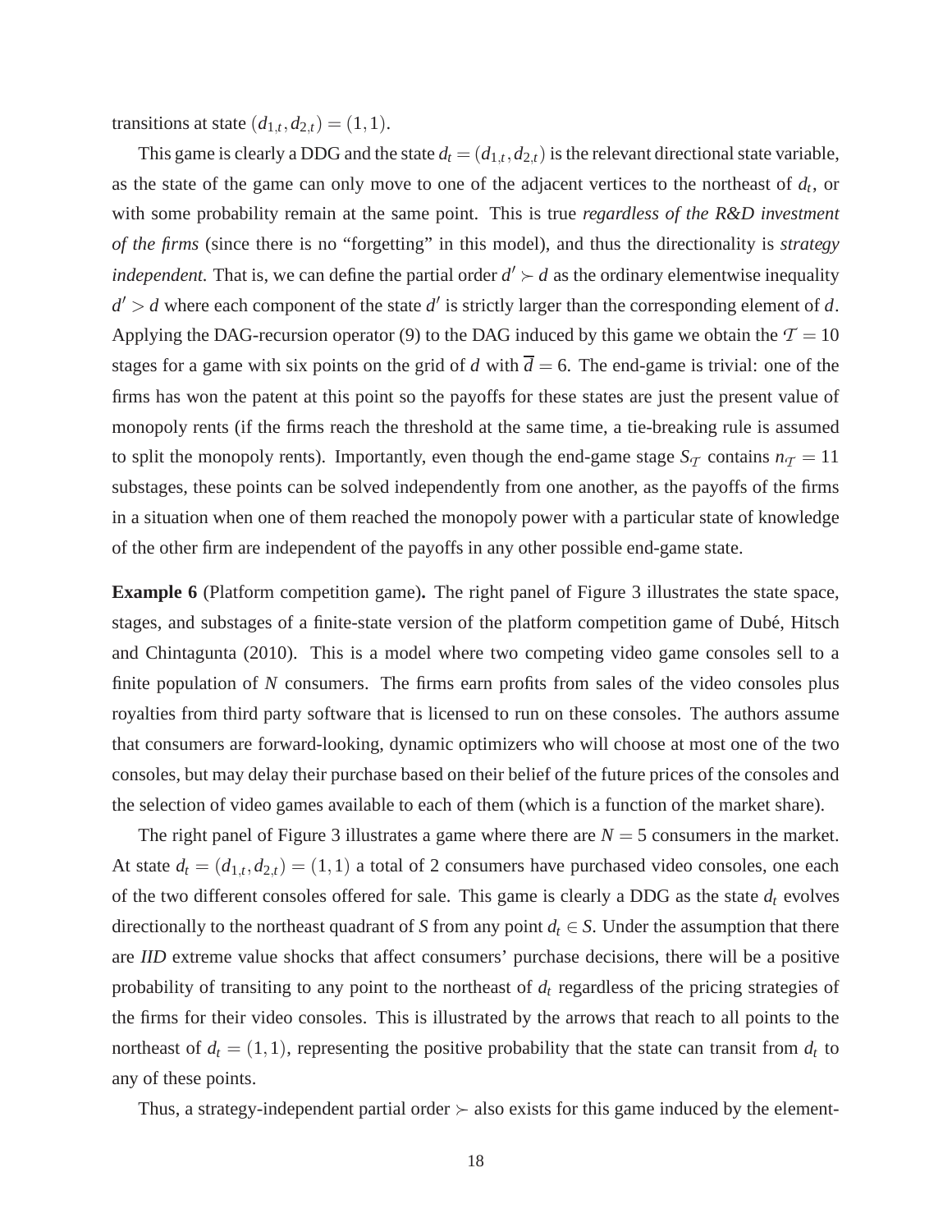transitions at state $(d_{1,t}, d_{2,t}) = (1,1)$.

This game is clearly a DDG and the state $d_t = (d_{1,t}, d_{2,t})$ is the relevant directional state variable, as the state of the game can only move to one of the adjacent vertices to the northeast of $d_t$, or with some probability remain at the same point. This is true *regardless of the R&D investment of the firms* (since there is no "forgetting" in this model), and thus the directionality is *strategy independent.* That is, we can define the partial order $d' \succ d$ as the ordinary elementwise inequality $d' > d$ where each component of the state $d'$ is strictly larger than the corresponding element of $d$. Applying the DAG-recursion operator (9) to the DAG induced by this game we obtain the $\mathcal{T} = 10$ stages for a game with six points on the grid of $d$ with $\overline{d} = 6$. The end-game is trivial: one of the firms has won the patent at this point so the payoffs for these states are just the present value of monopoly rents (if the firms reach the threshold at the same time, a tie-breaking rule is assumed to split the monopoly rents). Importantly, even though the end-game stage $S_{\mathcal{T}}$ contains $n_{\mathcal{T}} = 11$ substages, these points can be solved independently from one another, as the payoffs of the firms in a situation when one of them reached the monopoly power with a particular state of knowledge of the other firm are independent of the payoffs in any other possible end-game state.

**Example 6** (Platform competition game)**.** The right panel of Figure 3 illustrates the state space, stages, and substages of a finite-state version of the platform competition game of Dubé, Hitsch and Chintagunta (2010). This is a model where two competing video game consoles sell to a finite population of $N$ consumers. The firms earn profits from sales of the video consoles plus royalties from third party software that is licensed to run on these consoles. The authors assume that consumers are forward-looking, dynamic optimizers who will choose at most one of the two consoles, but may delay their purchase based on their belief of the future prices of the consoles and the selection of video games available to each of them (which is a function of the market share).

The right panel of Figure 3 illustrates a game where there are $N = 5$ consumers in the market. At state $d_t = (d_{1,t}, d_{2,t}) = (1,1)$ a total of 2 consumers have purchased video consoles, one each of the two different consoles offered for sale. This game is clearly a DDG as the state $d_t$ evolves directionally to the northeast quadrant of $S$ from any point $d_t \in S$. Under the assumption that there are *IID* extreme value shocks that affect consumers' purchase decisions, there will be a positive probability of transiting to any point to the northeast of $d_t$ regardless of the pricing strategies of the firms for their video consoles. This is illustrated by the arrows that reach to all points to the northeast of $d_t = (1,1)$, representing the positive probability that the state can transit from $d_t$ to any of these points.

Thus, a strategy-independent partial order $\succ$ also exists for this game induced by the element-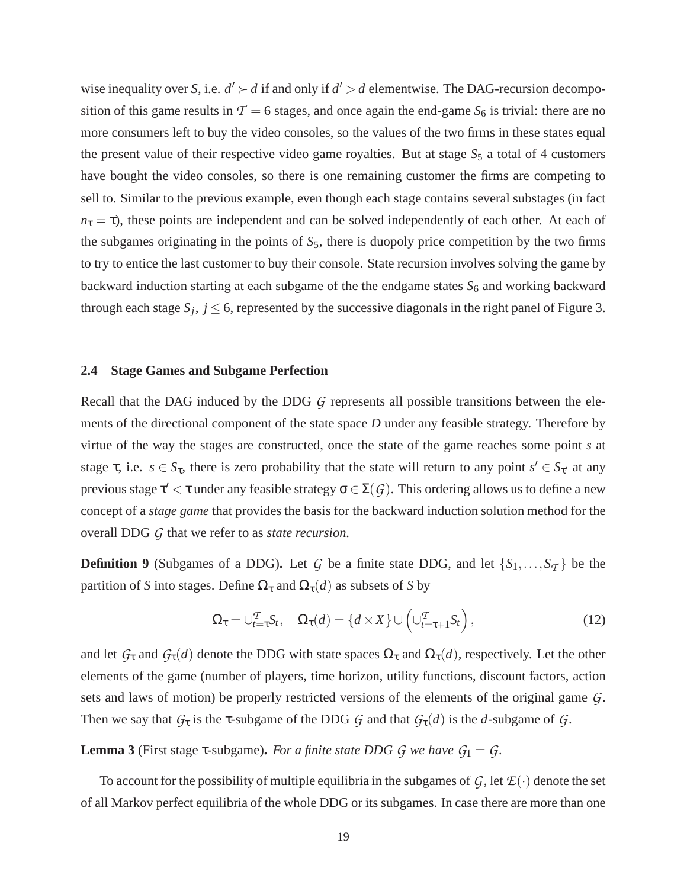wise inequality over $S$, i.e. $d' \succ d$ if and only if $d' > d$ elementwise. The DAG-recursion decomposition of this game results in $\mathcal{T} = 6$ stages, and once again the end-game $S_6$ is trivial: there are no more consumers left to buy the video consoles, so the values of the two firms in these states equal the present value of their respective video game royalties. But at stage $S_5$ a total of 4 customers have bought the video consoles, so there is one remaining customer the firms are competing to sell to. Similar to the previous example, even though each stage contains several substages (in fact $n_\tau = \tau$), these points are independent and can be solved independently of each other. At each of the subgames originating in the points of $S_5$, there is duopoly price competition by the two firms to try to entice the last customer to buy their console. State recursion involves solving the game by backward induction starting at each subgame of the the endgame states $S_6$ and working backward through each stage $S_j$, $j \leq 6$, represented by the successive diagonals in the right panel of Figure 3.

### 2.4 Stage Games and Subgame Perfection

Recall that the DAG induced by the DDG $\mathcal{G}$ represents all possible transitions between the elements of the directional component of the state space $D$ under any feasible strategy. Therefore by virtue of the way the stages are constructed, once the state of the game reaches some point $s$ at stage $\tau$, i.e. $s \in S_\tau$, there is zero probability that the state will return to any point $s' \in S_{\tau'}$ at any previous stage $\tau' < \tau$ under any feasible strategy $\sigma \in \Sigma(\mathcal{G})$. This ordering allows us to define a new concept of a *stage game* that provides the basis for the backward induction solution method for the overall DDG $\mathcal{G}$ that we refer to as *state recursion.*

**Definition 9** (Subgames of a DDG)**.** Let $\mathcal{G}$ be a finite state DDG, and let $\{S_1, \ldots, S_\mathcal{T}\}$ be the partition of $S$ into stages. Define $\Omega_\tau$ and $\Omega_\tau(d)$ as subsets of $S$ by

$$\Omega_\tau = \cup_{t=\tau}^{\mathcal{T}} S_t, \quad \Omega_\tau(d) = \{d \times X\} \cup \left(\cup_{t=\tau+1}^{\mathcal{T}} S_t\right), \tag{12}$$

and let $\mathcal{G}_\tau$ and $\mathcal{G}_\tau(d)$ denote the DDG with state spaces $\Omega_\tau$ and $\Omega_\tau(d)$, respectively. Let the other elements of the game (number of players, time horizon, utility functions, discount factors, action sets and laws of motion) be properly restricted versions of the elements of the original game $\mathcal{G}$. Then we say that $\mathcal{G}_\tau$ is the $\tau$-subgame of the DDG $\mathcal{G}$ and that $\mathcal{G}_\tau(d)$ is the $d$-subgame of $\mathcal{G}$.

**Lemma 3** (First stage $\tau$-subgame)**.** *For a finite state DDG $\mathcal{G}$ we have $\mathcal{G}_1 = \mathcal{G}$.*

To account for the possibility of multiple equilibria in the subgames of $\mathcal{G}$, let $\mathcal{E}(\cdot)$ denote the set of all Markov perfect equilibria of the whole DDG or its subgames. In case there are more than one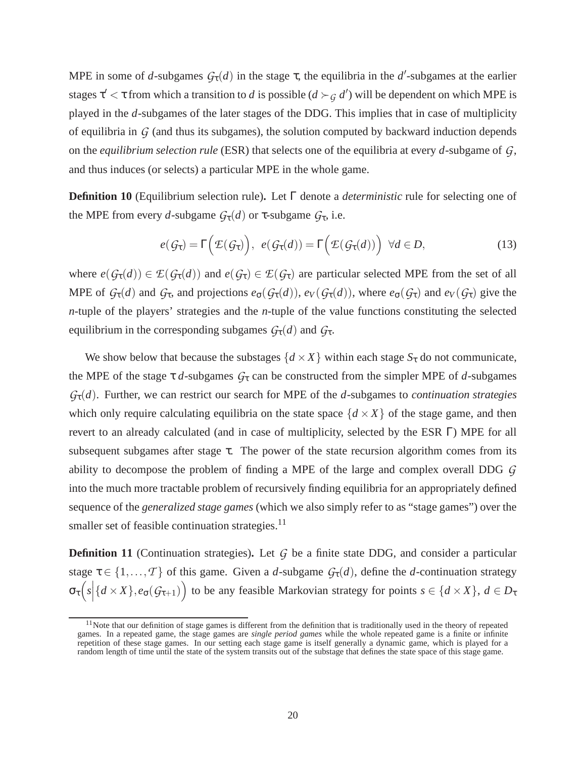MPE in some of $d$-subgames $\mathcal{G}_\tau(d)$ in the stage $\tau$, the equilibria in the $d'$-subgames at the earlier stages $\tau' < \tau$ from which a transition to $d$ is possible ($d \succ_{\mathcal{G}} d'$) will be dependent on which MPE is played in the $d$-subgames of the later stages of the DDG. This implies that in case of multiplicity of equilibria in $\mathcal{G}$ (and thus its subgames), the solution computed by backward induction depends on the *equilibrium selection rule* (ESR) that selects one of the equilibria at every $d$-subgame of $\mathcal{G}$, and thus induces (or selects) a particular MPE in the whole game.

**Definition 10** (Equilibrium selection rule)**.** Let $\Gamma$ denote a *deterministic* rule for selecting one of the MPE from every $d$-subgame $\mathcal{G}_\tau(d)$ or $\tau$-subgame $\mathcal{G}_\tau$, i.e.

$$e(\mathcal{G}_\tau) = \Gamma\Big(\mathcal{E}(\mathcal{G}_\tau)\Big), \;\; e(\mathcal{G}_\tau(d)) = \Gamma\Big(\mathcal{E}(\mathcal{G}_\tau(d))\Big) \;\; \forall d \in D, \tag{13}$$

where $e(\mathcal{G}_\tau(d)) \in \mathcal{E}(\mathcal{G}_\tau(d))$ and $e(\mathcal{G}_\tau) \in \mathcal{E}(\mathcal{G}_\tau)$ are particular selected MPE from the set of all MPE of $\mathcal{G}_\tau(d)$ and $\mathcal{G}_\tau$, and projections $e_\sigma(\mathcal{G}_\tau(d))$, $e_V(\mathcal{G}_\tau(d))$, where $e_\sigma(\mathcal{G}_\tau)$ and $e_V(\mathcal{G}_\tau)$ give the $n$-tuple of the players' strategies and the $n$-tuple of the value functions constituting the selected equilibrium in the corresponding subgames $\mathcal{G}_\tau(d)$ and $\mathcal{G}_\tau$.

We show below that because the substages $\{d \times X\}$ within each stage $S_\tau$ do not communicate, the MPE of the stage $\tau$ $d$-subgames $\mathcal{G}_\tau$ can be constructed from the simpler MPE of $d$-subgames $\mathcal{G}_\tau(d)$. Further, we can restrict our search for MPE of the $d$-subgames to *continuation strategies* which only require calculating equilibria on the state space $\{d \times X\}$ of the stage game, and then revert to an already calculated (and in case of multiplicity, selected by the ESR $\Gamma$) MPE for all subsequent subgames after stage $\tau$. The power of the state recursion algorithm comes from its ability to decompose the problem of finding a MPE of the large and complex overall DDG $\mathcal{G}$ into the much more tractable problem of recursively finding equilibria for an appropriately defined sequence of the *generalized stage games* (which we also simply refer to as "stage games") over the smaller set of feasible continuation strategies.[11]

**Definition 11** (Continuation strategies)**.** Let $\mathcal{G}$ be a finite state DDG, and consider a particular stage $\tau \in \{1, \ldots, \mathcal{T}\}$ of this game. Given a $d$-subgame $\mathcal{G}_\tau(d)$, define the $d$-continuation strategy $\sigma_\tau\Big(s \Big| \{d \times X\}, e_\sigma(\mathcal{G}_{\tau+1})\Big)$ to be any feasible Markovian strategy for points $s \in \{d \times X\}$, $d \in D_\tau$

[11] Note that our definition of stage games is different from the definition that is traditionally used in the theory of repeated games. In a repeated game, the stage games are *single period games* while the whole repeated game is a finite or infinite repetition of these stage games. In our setting each stage game is itself generally a dynamic game, which is played for a random length of time until the state of the system transits out of the substage that defines the state space of this stage game.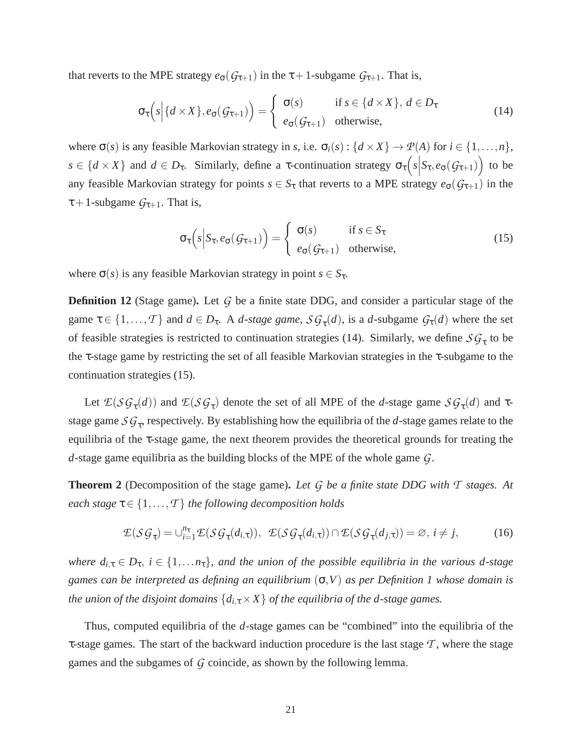that reverts to the MPE strategy $e_\sigma(\mathcal{G}_{\tau+1})$ in the $\tau+1$-subgame $\mathcal{G}_{\tau+1}$. That is,

$$\sigma_\tau\Big(s\Big|\{d\times X\}, e_\sigma(\mathcal{G}_{\tau+1})\Big) = \begin{cases} \sigma(s) & \text{if } s\in\{d\times X\},\ d\in D_\tau \\ e_\sigma(\mathcal{G}_{\tau+1}) & \text{otherwise,} \end{cases} \tag{14}$$

where $\sigma(s)$ is any feasible Markovian strategy in $s$, i.e. $\sigma_i(s) : \{d\times X\} \to \mathcal{P}(A)$ for $i\in\{1,\dots,n\}$, $s\in\{d\times X\}$ and $d\in D_\tau$. Similarly, define a $\tau$-continuation strategy $\sigma_\tau\Big(s\Big|S_\tau, e_\sigma(\mathcal{G}_{\tau+1})\Big)$ to be any feasible Markovian strategy for points $s\in S_\tau$ that reverts to a MPE strategy $e_\sigma(\mathcal{G}_{\tau+1})$ in the $\tau+1$-subgame $\mathcal{G}_{\tau+1}$. That is,

$$\sigma_\tau\Big(s\Big|S_\tau, e_\sigma(\mathcal{G}_{\tau+1})\Big) = \begin{cases} \sigma(s) & \text{if } s\in S_\tau \\ e_\sigma(\mathcal{G}_{\tau+1}) & \text{otherwise,} \end{cases} \tag{15}$$

where $\sigma(s)$ is any feasible Markovian strategy in point $s\in S_\tau$.

**Definition 12** (Stage game)**.** Let $\mathcal{G}$ be a finite state DDG, and consider a particular stage of the game $\tau\in\{1,\dots,\mathcal{T}\}$ and $d\in D_\tau$. A *d-stage game*, $\mathcal{SG}_\tau(d)$, is a $d$-subgame $\mathcal{G}_\tau(d)$ where the set of feasible strategies is restricted to continuation strategies (14). Similarly, we define $\mathcal{SG}_\tau$ to be the $\tau$-stage game by restricting the set of all feasible Markovian strategies in the $\tau$-subgame to the continuation strategies (15).

Let $\mathcal{E}(\mathcal{SG}_\tau(d))$ and $\mathcal{E}(\mathcal{SG}_\tau)$ denote the set of all MPE of the $d$-stage game $\mathcal{SG}_\tau(d)$ and $\tau$-stage game $\mathcal{SG}_\tau$, respectively. By establishing how the equilibria of the $d$-stage games relate to the equilibria of the $\tau$-stage game, the next theorem provides the theoretical grounds for treating the $d$-stage game equilibria as the building blocks of the MPE of the whole game $\mathcal{G}$.

**Theorem 2** (Decomposition of the stage game)**.** *Let $\mathcal{G}$ be a finite state DDG with $\mathcal{T}$ stages. At each stage $\tau\in\{1,\dots,\mathcal{T}\}$ the following decomposition holds*

$$\mathcal{E}(\mathcal{SG}_\tau) = \cup_{i=1}^{n_\tau}\mathcal{E}(\mathcal{SG}_\tau(d_{i,\tau})),\ \ \mathcal{E}(\mathcal{SG}_\tau(d_{i,\tau}))\cap\mathcal{E}(\mathcal{SG}_\tau(d_{j,\tau})) = \varnothing,\ i\neq j, \tag{16}$$

*where $d_{i,\tau}\in D_\tau$, $i\in\{1,\dots n_\tau\}$, and the union of the possible equilibria in the various d-stage games can be interpreted as defining an equilibrium $(\sigma,V)$ as per Definition 1 whose domain is the union of the disjoint domains $\{d_{i,\tau}\times X\}$ of the equilibria of the d-stage games.*

Thus, computed equilibria of the $d$-stage games can be "combined" into the equilibria of the $\tau$-stage games. The start of the backward induction procedure is the last stage $\mathcal{T}$, where the stage games and the subgames of $\mathcal{G}$ coincide, as shown by the following lemma.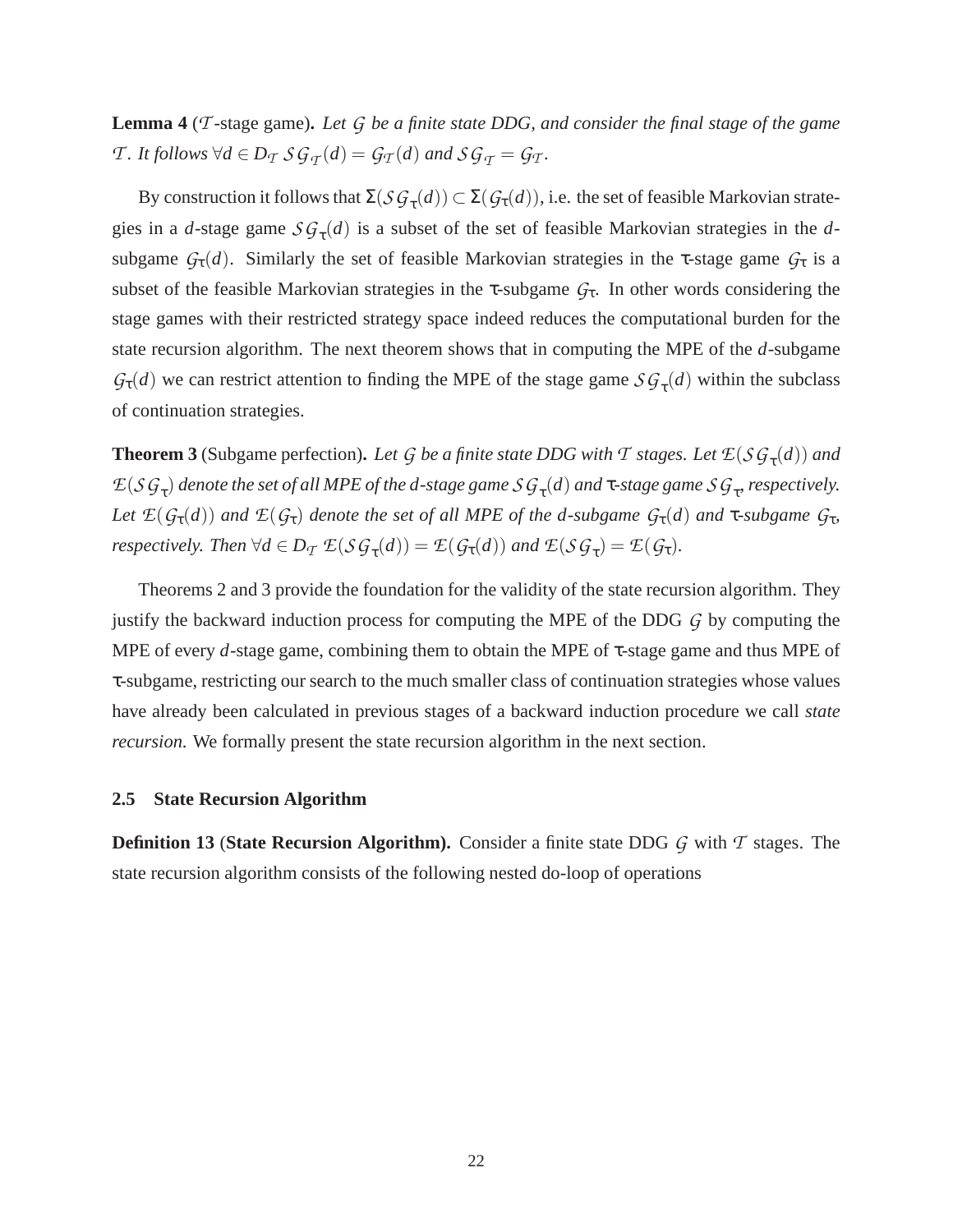**Lemma 4** ($\mathcal{T}$-stage game)**.** *Let $\mathcal{G}$ be a finite state DDG, and consider the final stage of the game $\mathcal{T}$. It follows $\forall d \in D_{\mathcal{T}}$ $\mathcal{SG}_{\mathcal{T}}(d) = \mathcal{G}_{\mathcal{T}}(d)$ and $\mathcal{SG}_{\mathcal{T}} = \mathcal{G}_{\mathcal{T}}$.*

By construction it follows that $\Sigma(\mathcal{SG}_{\tau}(d)) \subset \Sigma(\mathcal{G}_{\tau}(d))$, i.e. the set of feasible Markovian strategies in a $d$-stage game $\mathcal{SG}_{\tau}(d)$ is a subset of the set of feasible Markovian strategies in the $d$-subgame $\mathcal{G}_{\tau}(d)$. Similarly the set of feasible Markovian strategies in the $\tau$-stage game $\mathcal{G}_{\tau}$ is a subset of the feasible Markovian strategies in the $\tau$-subgame $\mathcal{G}_{\tau}$. In other words considering the stage games with their restricted strategy space indeed reduces the computational burden for the state recursion algorithm. The next theorem shows that in computing the MPE of the $d$-subgame $\mathcal{G}_{\tau}(d)$ we can restrict attention to finding the MPE of the stage game $\mathcal{SG}_{\tau}(d)$ within the subclass of continuation strategies.

**Theorem 3** (Subgame perfection)**.** *Let $\mathcal{G}$ be a finite state DDG with $\mathcal{T}$ stages. Let $\mathcal{E}(\mathcal{SG}_{\tau}(d))$ and $\mathcal{E}(\mathcal{SG}_{\tau})$ denote the set of all MPE of the $d$-stage game $\mathcal{SG}_{\tau}(d)$ and $\tau$-stage game $\mathcal{SG}_{\tau}$, respectively. Let $\mathcal{E}(\mathcal{G}_{\tau}(d))$ and $\mathcal{E}(\mathcal{G}_{\tau})$ denote the set of all MPE of the $d$-subgame $\mathcal{G}_{\tau}(d)$ and $\tau$-subgame $\mathcal{G}_{\tau}$, respectively. Then $\forall d \in D_{\mathcal{T}}$ $\mathcal{E}(\mathcal{SG}_{\tau}(d)) = \mathcal{E}(\mathcal{G}_{\tau}(d))$ and $\mathcal{E}(\mathcal{SG}_{\tau}) = \mathcal{E}(\mathcal{G}_{\tau})$.*

Theorems 2 and 3 provide the foundation for the validity of the state recursion algorithm. They justify the backward induction process for computing the MPE of the DDG $\mathcal{G}$ by computing the MPE of every $d$-stage game, combining them to obtain the MPE of $\tau$-stage game and thus MPE of $\tau$-subgame, restricting our search to the much smaller class of continuation strategies whose values have already been calculated in previous stages of a backward induction procedure we call *state recursion.* We formally present the state recursion algorithm in the next section.

### 2.5 State Recursion Algorithm

**Definition 13** (**State Recursion Algorithm).** Consider a finite state DDG $\mathcal{G}$ with $\mathcal{T}$ stages. The state recursion algorithm consists of the following nested do-loop of operations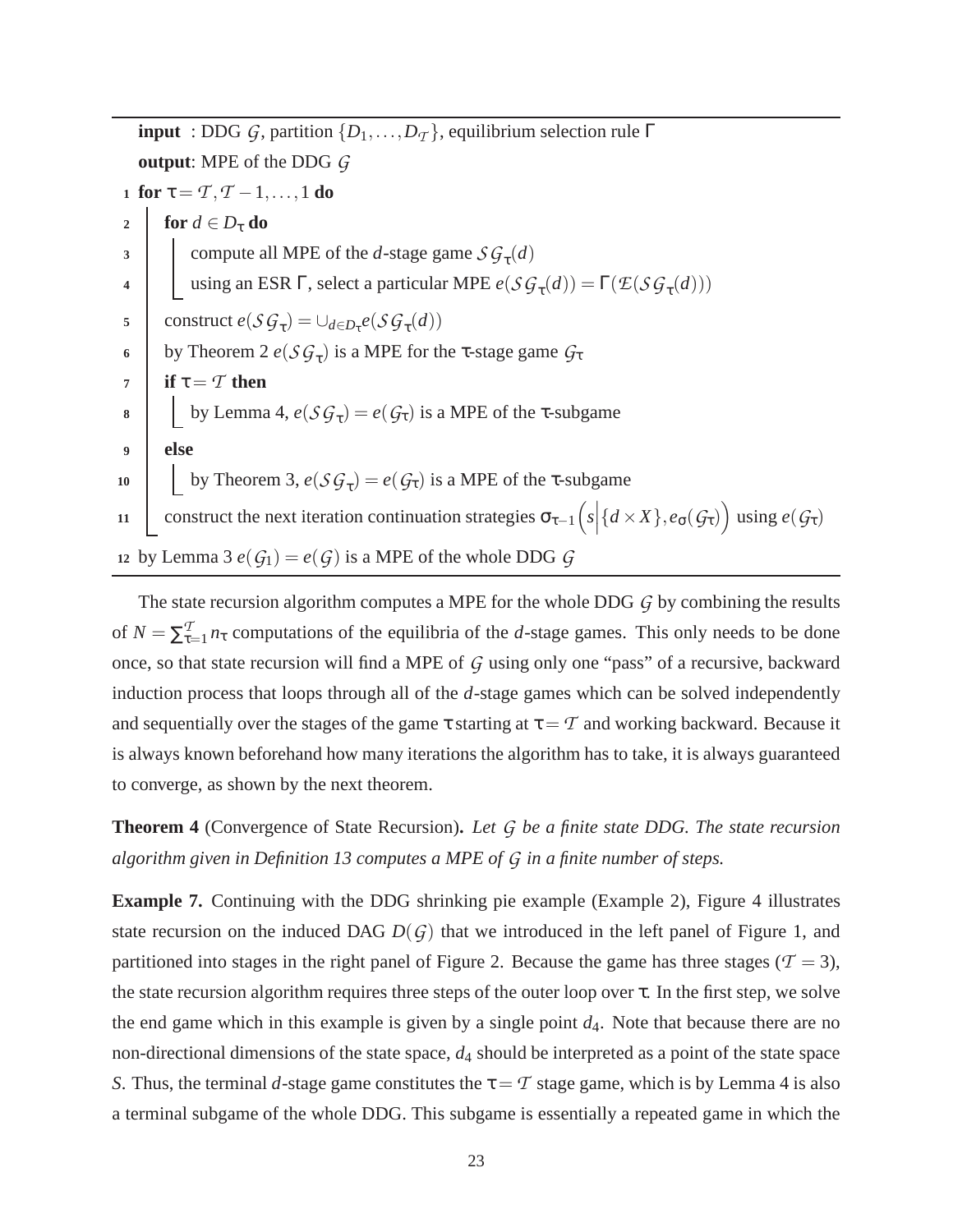```
input : DDG 𝒢, partition {D_1, ..., D_𝒯}, equilibrium selection rule Γ
output: MPE of the DDG 𝒢
1  for τ = 𝒯, 𝒯−1, ..., 1 do
2      for d ∈ D_τ do
3          compute all MPE of the d-stage game 𝒮𝒢_τ(d)
4          using an ESR Γ, select a particular MPE e(𝒮𝒢_τ(d)) = Γ(ℰ(𝒮𝒢_τ(d)))
5      construct e(𝒮𝒢_τ) = ∪_{d∈D_τ} e(𝒮𝒢_τ(d))
6      by Theorem 2 e(𝒮𝒢_τ) is a MPE for the τ-stage game 𝒢_τ
7      if τ = 𝒯 then
8          by Lemma 4, e(𝒮𝒢_τ) = e(𝒢_τ) is a MPE of the τ-subgame
9      else
10         by Theorem 3, e(𝒮𝒢_τ) = e(𝒢_τ) is a MPE of the τ-subgame
11     construct the next iteration continuation strategies σ_{τ−1}(s | {d × X}, e_σ(𝒢_τ)) using e(𝒢_τ)
12 by Lemma 3 e(𝒢_1) = e(𝒢) is a MPE of the whole DDG 𝒢
```

The state recursion algorithm computes a MPE for the whole DDG $\mathcal{G}$ by combining the results of $N = \sum_{\tau=1}^{\mathcal{T}} n_\tau$ computations of the equilibria of the $d$-stage games. This only needs to be done once, so that state recursion will find a MPE of $\mathcal{G}$ using only one "pass" of a recursive, backward induction process that loops through all of the $d$-stage games which can be solved independently and sequentially over the stages of the game $\tau$ starting at $\tau = \mathcal{T}$ and working backward. Because it is always known beforehand how many iterations the algorithm has to take, it is always guaranteed to converge, as shown by the next theorem.

**Theorem 4** (Convergence of State Recursion)**.** *Let $\mathcal{G}$ be a finite state DDG. The state recursion algorithm given in Definition 13 computes a MPE of $\mathcal{G}$ in a finite number of steps.*

**Example 7.** Continuing with the DDG shrinking pie example (Example 2), Figure 4 illustrates state recursion on the induced DAG $D(\mathcal{G})$ that we introduced in the left panel of Figure 1, and partitioned into stages in the right panel of Figure 2. Because the game has three stages ($\mathcal{T} = 3$), the state recursion algorithm requires three steps of the outer loop over $\tau$. In the first step, we solve the end game which in this example is given by a single point $d_4$. Note that because there are no non-directional dimensions of the state space, $d_4$ should be interpreted as a point of the state space $S$. Thus, the terminal $d$-stage game constitutes the $\tau = \mathcal{T}$ stage game, which is by Lemma 4 is also a terminal subgame of the whole DDG. This subgame is essentially a repeated game in which the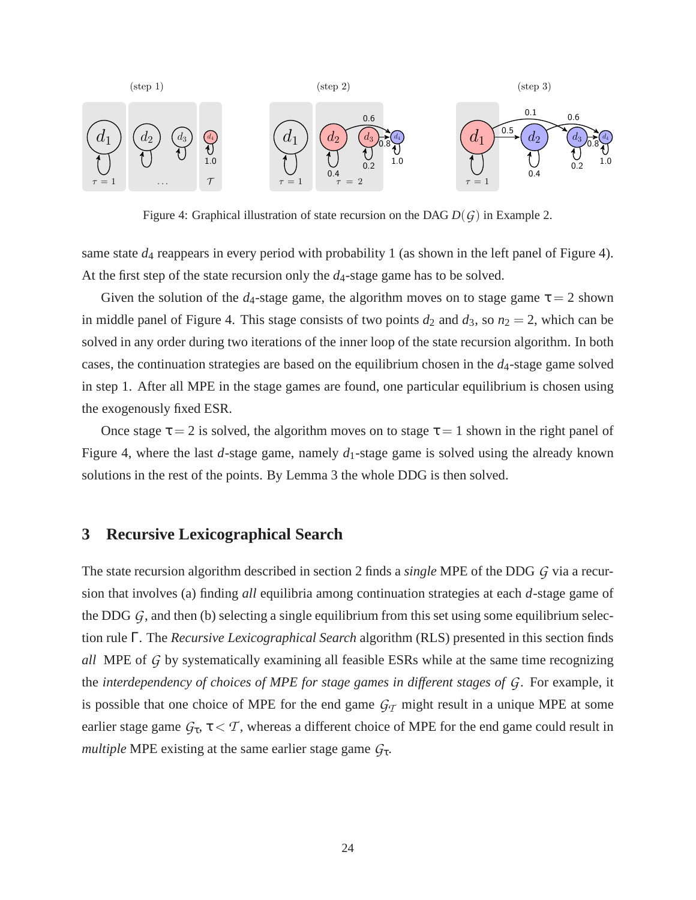Figure 4: Graphical illustration of state recursion on the DAG $D(\mathcal{G})$ in Example 2.

same state $d_4$ reappears in every period with probability 1 (as shown in the left panel of Figure 4). At the first step of the state recursion only the $d_4$-stage game has to be solved.

Given the solution of the $d_4$-stage game, the algorithm moves on to stage game $\tau = 2$ shown in middle panel of Figure 4. This stage consists of two points $d_2$ and $d_3$, so $n_2 = 2$, which can be solved in any order during two iterations of the inner loop of the state recursion algorithm. In both cases, the continuation strategies are based on the equilibrium chosen in the $d_4$-stage game solved in step 1. After all MPE in the stage games are found, one particular equilibrium is chosen using the exogenously fixed ESR.

Once stage $\tau = 2$ is solved, the algorithm moves on to stage $\tau = 1$ shown in the right panel of Figure 4, where the last $d$-stage game, namely $d_1$-stage game is solved using the already known solutions in the rest of the points. By Lemma 3 the whole DDG is then solved.

## 3 Recursive Lexicographical Search

The state recursion algorithm described in section 2 finds a *single* MPE of the DDG $\mathcal{G}$ via a recursion that involves (a) finding *all* equilibria among continuation strategies at each $d$-stage game of the DDG $\mathcal{G}$, and then (b) selecting a single equilibrium from this set using some equilibrium selection rule $\Gamma$. The *Recursive Lexicographical Search* algorithm (RLS) presented in this section finds *all* MPE of $\mathcal{G}$ by systematically examining all feasible ESRs while at the same time recognizing the *interdependency of choices of MPE for stage games in different stages of* $\mathcal{G}$. For example, it is possible that one choice of MPE for the end game $\mathcal{G}_{\mathcal{T}}$ might result in a unique MPE at some earlier stage game $\mathcal{G}_\tau$, $\tau < \mathcal{T}$, whereas a different choice of MPE for the end game could result in *multiple* MPE existing at the same earlier stage game $\mathcal{G}_\tau$.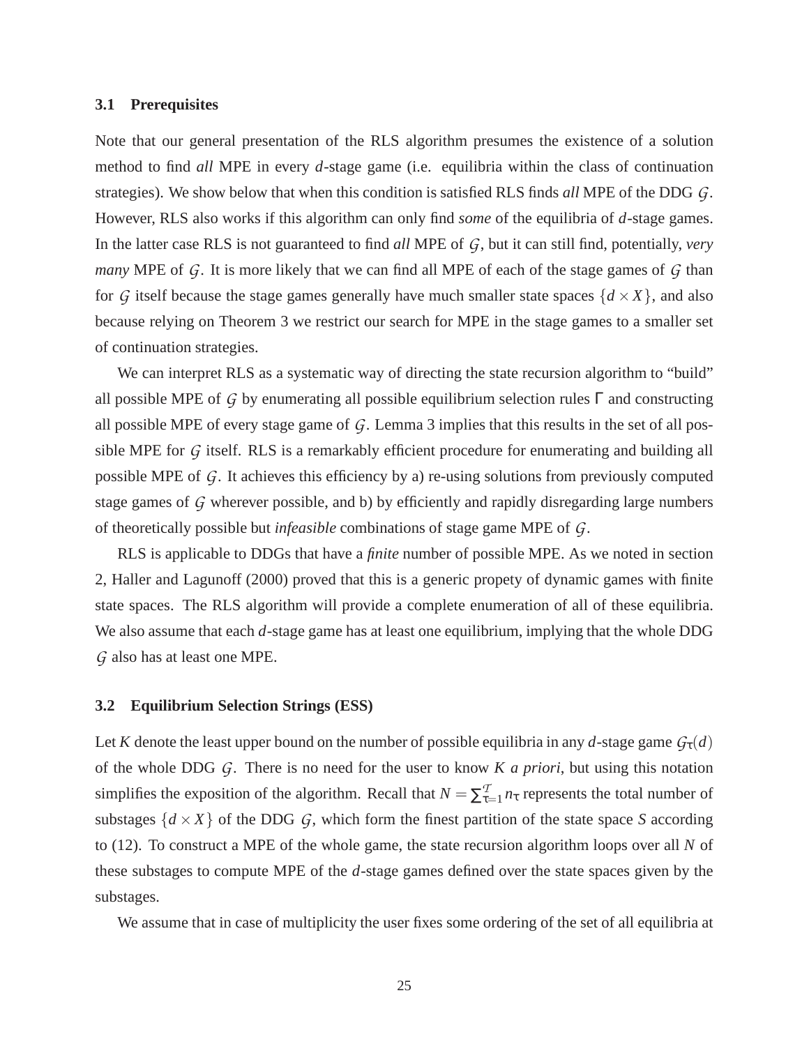### 3.1 Prerequisites

Note that our general presentation of the RLS algorithm presumes the existence of a solution method to find *all* MPE in every $d$-stage game (i.e. equilibria within the class of continuation strategies). We show below that when this condition is satisfied RLS finds *all* MPE of the DDG $\mathcal{G}$. However, RLS also works if this algorithm can only find *some* of the equilibria of $d$-stage games. In the latter case RLS is not guaranteed to find *all* MPE of $\mathcal{G}$, but it can still find, potentially, *very many* MPE of $\mathcal{G}$. It is more likely that we can find all MPE of each of the stage games of $\mathcal{G}$ than for $\mathcal{G}$ itself because the stage games generally have much smaller state spaces $\{d \times X\}$, and also because relying on Theorem 3 we restrict our search for MPE in the stage games to a smaller set of continuation strategies.

We can interpret RLS as a systematic way of directing the state recursion algorithm to "build" all possible MPE of $\mathcal{G}$ by enumerating all possible equilibrium selection rules $\Gamma$ and constructing all possible MPE of every stage game of $\mathcal{G}$. Lemma 3 implies that this results in the set of all possible MPE for $\mathcal{G}$ itself. RLS is a remarkably efficient procedure for enumerating and building all possible MPE of $\mathcal{G}$. It achieves this efficiency by a) re-using solutions from previously computed stage games of $\mathcal{G}$ wherever possible, and b) by efficiently and rapidly disregarding large numbers of theoretically possible but *infeasible* combinations of stage game MPE of $\mathcal{G}$.

RLS is applicable to DDGs that have a *finite* number of possible MPE. As we noted in section 2, Haller and Lagunoff (2000) proved that this is a generic propety of dynamic games with finite state spaces. The RLS algorithm will provide a complete enumeration of all of these equilibria. We also assume that each $d$-stage game has at least one equilibrium, implying that the whole DDG $\mathcal{G}$ also has at least one MPE.

### 3.2 Equilibrium Selection Strings (ESS)

Let $K$ denote the least upper bound on the number of possible equilibria in any $d$-stage game $\mathcal{G}_\tau(d)$ of the whole DDG $\mathcal{G}$. There is no need for the user to know $K$ *a priori*, but using this notation simplifies the exposition of the algorithm. Recall that $N = \sum_{\tau=1}^{\mathcal{T}} n_\tau$ represents the total number of substages $\{d \times X\}$ of the DDG $\mathcal{G}$, which form the finest partition of the state space $S$ according to (12). To construct a MPE of the whole game, the state recursion algorithm loops over all $N$ of these substages to compute MPE of the $d$-stage games defined over the state spaces given by the substages.

We assume that in case of multiplicity the user fixes some ordering of the set of all equilibria at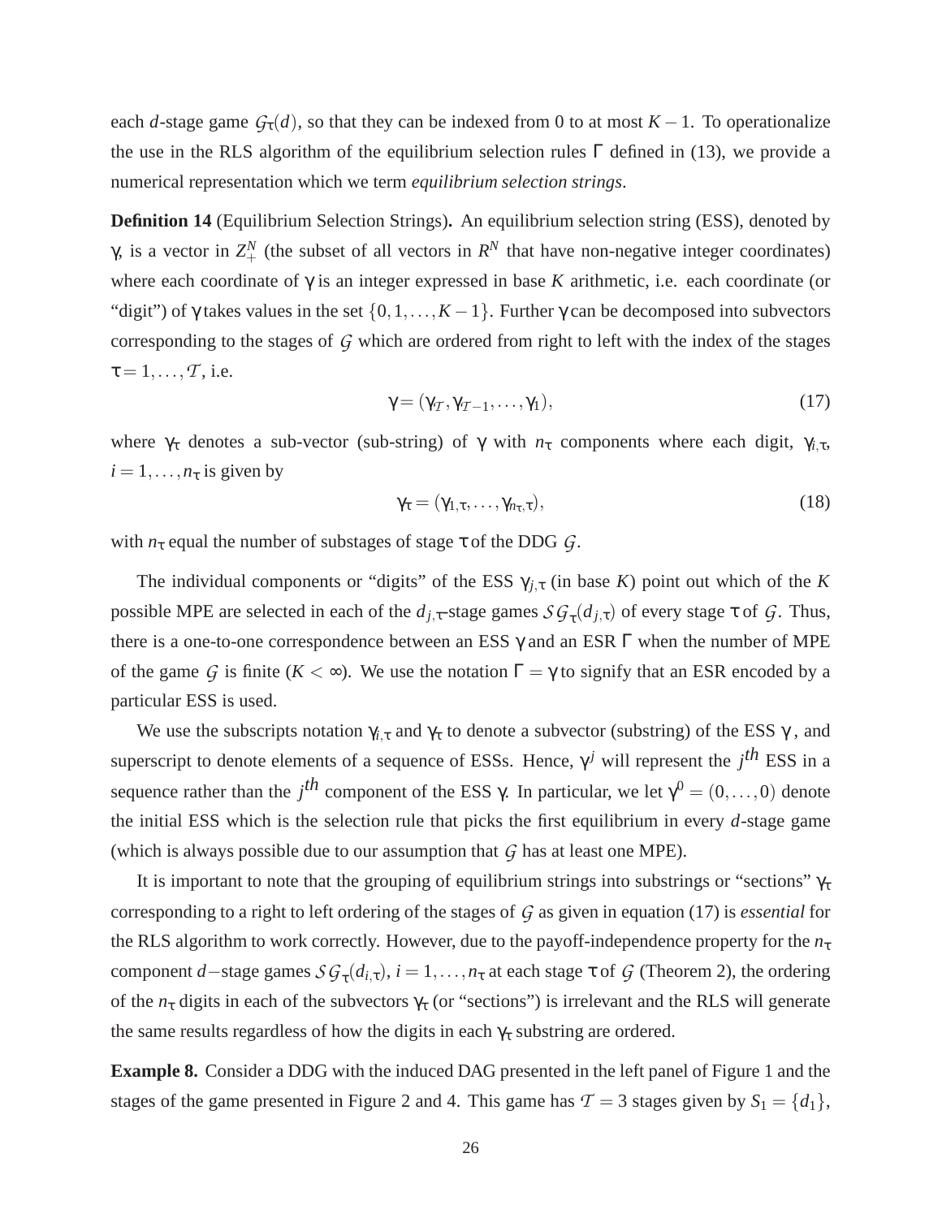each $d$-stage game $\mathcal{G}_\tau(d)$, so that they can be indexed from 0 to at most $K-1$. To operationalize the use in the RLS algorithm of the equilibrium selection rules $\Gamma$ defined in (13), we provide a numerical representation which we term *equilibrium selection strings*.

**Definition 14** (Equilibrium Selection Strings)**.** An equilibrium selection string (ESS), denoted by $\gamma$, is a vector in $Z_+^N$ (the subset of all vectors in $R^N$ that have non-negative integer coordinates) where each coordinate of $\gamma$ is an integer expressed in base $K$ arithmetic, i.e. each coordinate (or "digit") of $\gamma$ takes values in the set $\{0,1,\ldots,K-1\}$. Further $\gamma$ can be decomposed into subvectors corresponding to the stages of $\mathcal{G}$ which are ordered from right to left with the index of the stages $\tau = 1,\ldots,\mathcal{T}$, i.e.

$$\gamma = (\gamma_{\mathcal{T}}, \gamma_{\mathcal{T}-1}, \ldots, \gamma_1), \tag{17}$$

where $\gamma_\tau$ denotes a sub-vector (sub-string) of $\gamma$ with $n_\tau$ components where each digit, $\gamma_{i,\tau}$, $i = 1,\ldots,n_\tau$ is given by

$$\gamma_\tau = (\gamma_{1,\tau}, \ldots, \gamma_{n_\tau,\tau}), \tag{18}$$

with $n_\tau$ equal the number of substages of stage $\tau$ of the DDG $\mathcal{G}$.

The individual components or "digits" of the ESS $\gamma_{j,\tau}$ (in base $K$) point out which of the $K$ possible MPE are selected in each of the $d_{j,\tau}$-stage games $\mathcal{SG}_\tau(d_{j,\tau})$ of every stage $\tau$ of $\mathcal{G}$. Thus, there is a one-to-one correspondence between an ESS $\gamma$ and an ESR $\Gamma$ when the number of MPE of the game $\mathcal{G}$ is finite ($K < \infty$). We use the notation $\Gamma = \gamma$ to signify that an ESR encoded by a particular ESS is used.

We use the subscripts notation $\gamma_{i,\tau}$ and $\gamma_\tau$ to denote a subvector (substring) of the ESS $\gamma$, and superscript to denote elements of a sequence of ESSs. Hence, $\gamma^j$ will represent the $j^{th}$ ESS in a sequence rather than the $j^{th}$ component of the ESS $\gamma$. In particular, we let $\gamma^0 = (0,\ldots,0)$ denote the initial ESS which is the selection rule that picks the first equilibrium in every $d$-stage game (which is always possible due to our assumption that $\mathcal{G}$ has at least one MPE).

It is important to note that the grouping of equilibrium strings into substrings or "sections" $\gamma_\tau$ corresponding to a right to left ordering of the stages of $\mathcal{G}$ as given in equation (17) is *essential* for the RLS algorithm to work correctly. However, due to the payoff-independence property for the $n_\tau$ component $d-$stage games $\mathcal{SG}_\tau(d_{i,\tau})$, $i = 1,\ldots,n_\tau$ at each stage $\tau$ of $\mathcal{G}$ (Theorem 2), the ordering of the $n_\tau$ digits in each of the subvectors $\gamma_\tau$ (or "sections") is irrelevant and the RLS will generate the same results regardless of how the digits in each $\gamma_\tau$ substring are ordered.

**Example 8.** Consider a DDG with the induced DAG presented in the left panel of Figure 1 and the stages of the game presented in Figure 2 and 4. This game has $\mathcal{T} = 3$ stages given by $S_1 = \{d_1\}$,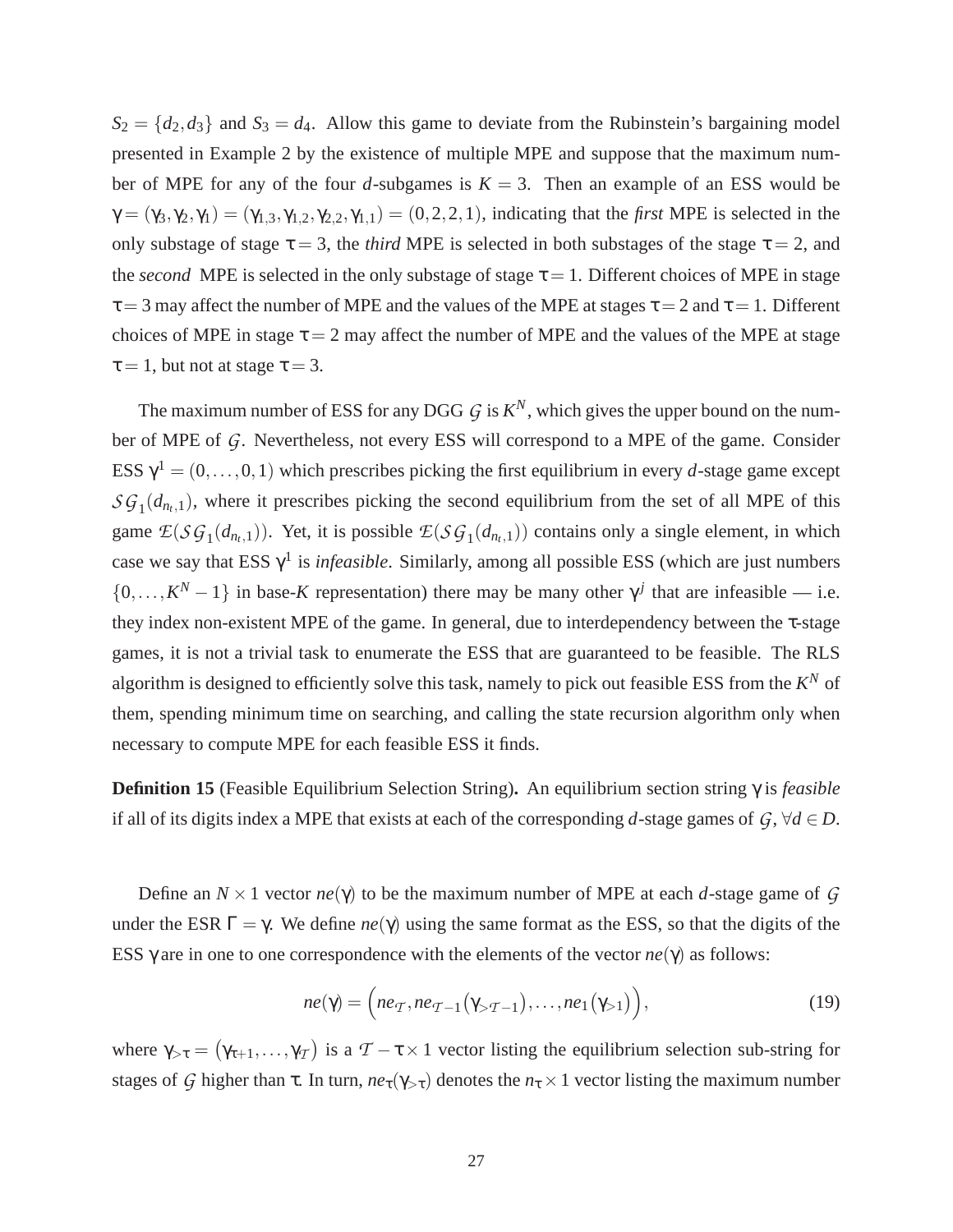$S_2 = \{d_2, d_3\}$ and $S_3 = d_4$. Allow this game to deviate from the Rubinstein's bargaining model presented in Example 2 by the existence of multiple MPE and suppose that the maximum number of MPE for any of the four $d$-subgames is $K = 3$. Then an example of an ESS would be $\gamma = (\gamma_3, \gamma_2, \gamma_1) = (\gamma_{1,3}, \gamma_{1,2}, \gamma_{2,2}, \gamma_{1,1}) = (0, 2, 2, 1)$, indicating that the *first* MPE is selected in the only substage of stage $\tau = 3$, the *third* MPE is selected in both substages of the stage $\tau = 2$, and the *second* MPE is selected in the only substage of stage $\tau = 1$. Different choices of MPE in stage $\tau = 3$ may affect the number of MPE and the values of the MPE at stages $\tau = 2$ and $\tau = 1$. Different choices of MPE in stage $\tau = 2$ may affect the number of MPE and the values of the MPE at stage $\tau = 1$, but not at stage $\tau = 3$.

The maximum number of ESS for any DGG $\mathcal{G}$ is $K^N$, which gives the upper bound on the number of MPE of $\mathcal{G}$. Nevertheless, not every ESS will correspond to a MPE of the game. Consider ESS $\gamma^1 = (0, \ldots, 0, 1)$ which prescribes picking the first equilibrium in every $d$-stage game except $\mathcal{SG}_1(d_{n_t,1})$, where it prescribes picking the second equilibrium from the set of all MPE of this game $\mathcal{E}(\mathcal{SG}_1(d_{n_t,1}))$. Yet, it is possible $\mathcal{E}(\mathcal{SG}_1(d_{n_t,1}))$ contains only a single element, in which case we say that ESS $\gamma^1$ is *infeasible*. Similarly, among all possible ESS (which are just numbers $\{0, \ldots, K^N - 1\}$ in base-$K$ representation) there may be many other $\gamma^j$ that are infeasible — i.e. they index non-existent MPE of the game. In general, due to interdependency between the $\tau$-stage games, it is not a trivial task to enumerate the ESS that are guaranteed to be feasible. The RLS algorithm is designed to efficiently solve this task, namely to pick out feasible ESS from the $K^N$ of them, spending minimum time on searching, and calling the state recursion algorithm only when necessary to compute MPE for each feasible ESS it finds.

**Definition 15** (Feasible Equilibrium Selection String)**.** An equilibrium section string $\gamma$ is *feasible* if all of its digits index a MPE that exists at each of the corresponding $d$-stage games of $\mathcal{G}$, $\forall d \in D$.

Define an $N \times 1$ vector $ne(\gamma)$ to be the maximum number of MPE at each $d$-stage game of $\mathcal{G}$ under the ESR $\Gamma = \gamma$. We define $ne(\gamma)$ using the same format as the ESS, so that the digits of the ESS $\gamma$ are in one to one correspondence with the elements of the vector $ne(\gamma)$ as follows:

$$ne(\gamma) = \Big(ne_{\mathcal{T}}, ne_{\mathcal{T}-1}(\gamma_{>\mathcal{T}-1}), \ldots, ne_1(\gamma_{>1})\Big), \tag{19}$$

where $\gamma_{>\tau} = (\gamma_{\tau+1}, \ldots, \gamma_{\mathcal{T}})$ is a $\mathcal{T} - \tau \times 1$ vector listing the equilibrium selection sub-string for stages of $\mathcal{G}$ higher than $\tau$. In turn, $ne_\tau(\gamma_{>\tau})$ denotes the $n_\tau \times 1$ vector listing the maximum number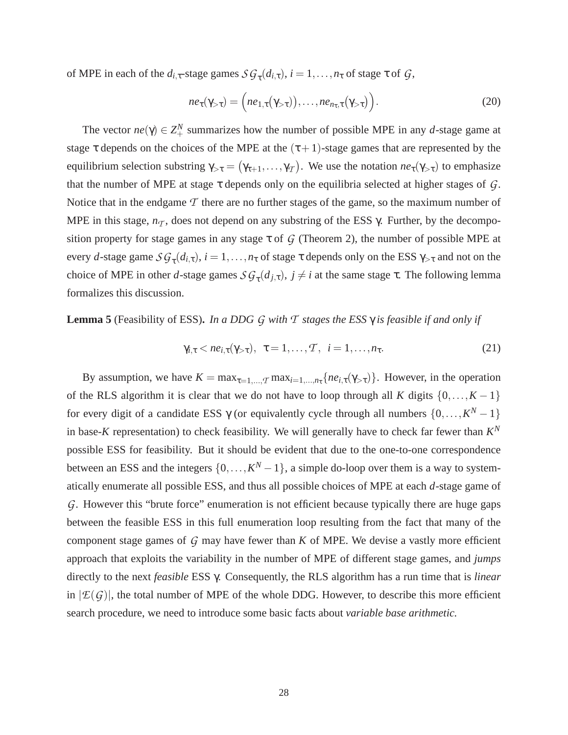of MPE in each of the $d_{i,\tau}$-stage games $\mathcal{SG}_\tau(d_{i,\tau})$, $i = 1,\dots,n_\tau$ of stage $\tau$ of $\mathcal{G}$,

$$ne_\tau(\gamma_{>\tau}) = \Big(ne_{1,\tau}(\gamma_{>\tau})),\dots,ne_{n_\tau,\tau}(\gamma_{>\tau})\Big). \tag{20}$$

The vector $ne(\gamma) \in Z_+^N$ summarizes how the number of possible MPE in any $d$-stage game at stage $\tau$ depends on the choices of the MPE at the $(\tau+1)$-stage games that are represented by the equilibrium selection substring $\gamma_{>\tau} = (\gamma_{\tau+1},\dots,\gamma_{\mathcal{T}})$. We use the notation $ne_\tau(\gamma_{>\tau})$ to emphasize that the number of MPE at stage $\tau$ depends only on the equilibria selected at higher stages of $\mathcal{G}$. Notice that in the endgame $\mathcal{T}$ there are no further stages of the game, so the maximum number of MPE in this stage, $n_{\mathcal{T}}$, does not depend on any substring of the ESS $\gamma$. Further, by the decomposition property for stage games in any stage $\tau$ of $\mathcal{G}$ (Theorem 2), the number of possible MPE at every $d$-stage game $\mathcal{SG}_\tau(d_{i,\tau})$, $i = 1,\dots,n_\tau$ of stage $\tau$ depends only on the ESS $\gamma_{>\tau}$ and not on the choice of MPE in other $d$-stage games $\mathcal{SG}_\tau(d_{j,\tau})$, $j \neq i$ at the same stage $\tau$. The following lemma formalizes this discussion.

**Lemma 5** (Feasibility of ESS)**.** *In a DDG $\mathcal{G}$ with $\mathcal{T}$ stages the ESS $\gamma$ is feasible if and only if*

$$\gamma_{i,\tau} < ne_{i,\tau}(\gamma_{>\tau}), \;\; \tau = 1,\dots,\mathcal{T}, \;\; i = 1,\dots,n_\tau. \tag{21}$$

By assumption, we have $K = \max_{\tau=1,\dots,\mathcal{T}} \max_{i=1,\dots,n_\tau}\{ne_{i,\tau}(\gamma_{>\tau})\}$. However, in the operation of the RLS algorithm it is clear that we do not have to loop through all $K$ digits $\{0,\dots,K-1\}$ for every digit of a candidate ESS $\gamma$ (or equivalently cycle through all numbers $\{0,\dots,K^N-1\}$ in base-$K$ representation) to check feasibility. We will generally have to check far fewer than $K^N$ possible ESS for feasibility. But it should be evident that due to the one-to-one correspondence between an ESS and the integers $\{0,\dots,K^N-1\}$, a simple do-loop over them is a way to systematically enumerate all possible ESS, and thus all possible choices of MPE at each $d$-stage game of $\mathcal{G}$. However this "brute force" enumeration is not efficient because typically there are huge gaps between the feasible ESS in this full enumeration loop resulting from the fact that many of the component stage games of $\mathcal{G}$ may have fewer than $K$ of MPE. We devise a vastly more efficient approach that exploits the variability in the number of MPE of different stage games, and *jumps* directly to the next *feasible* ESS $\gamma$. Consequently, the RLS algorithm has a run time that is *linear* in $|\mathcal{E}(\mathcal{G})|$, the total number of MPE of the whole DDG. However, to describe this more efficient search procedure, we need to introduce some basic facts about *variable base arithmetic.*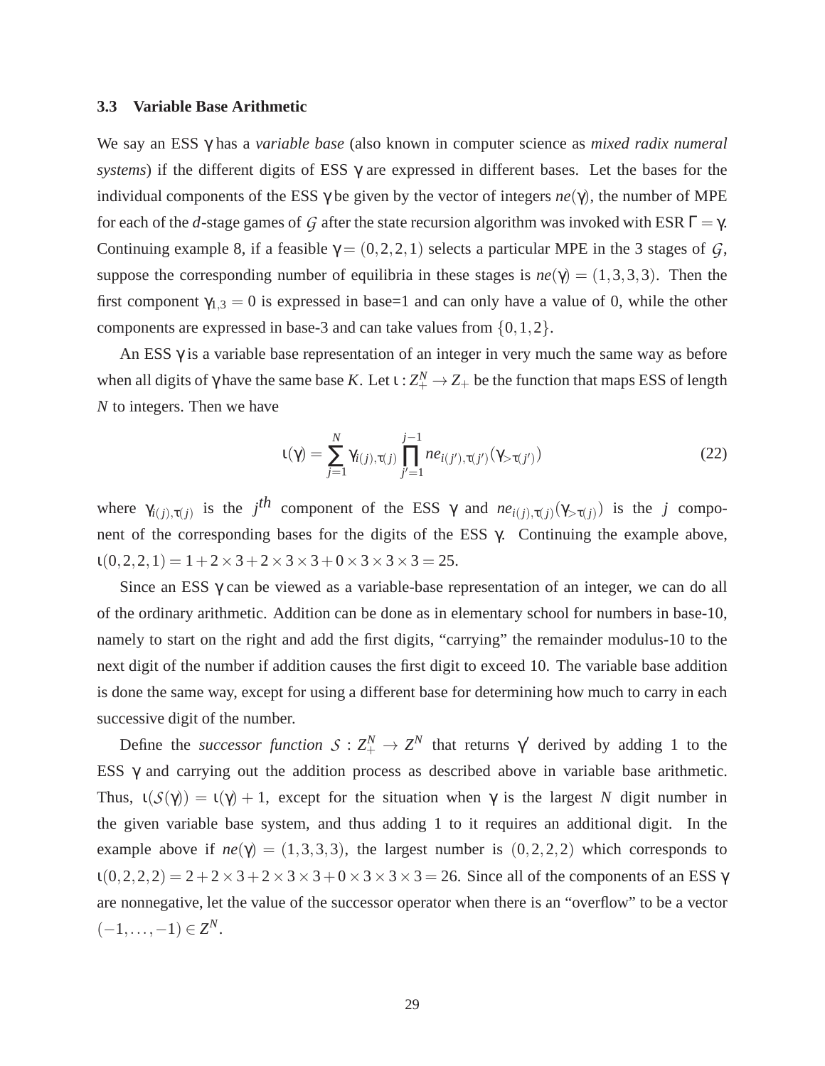### 3.3 Variable Base Arithmetic

We say an ESS $\gamma$ has a *variable base* (also known in computer science as *mixed radix numeral systems*) if the different digits of ESS $\gamma$ are expressed in different bases. Let the bases for the individual components of the ESS $\gamma$ be given by the vector of integers $ne(\gamma)$, the number of MPE for each of the $d$-stage games of $\mathcal{G}$ after the state recursion algorithm was invoked with ESR $\Gamma = \gamma$. Continuing example 8, if a feasible $\gamma = (0,2,2,1)$ selects a particular MPE in the 3 stages of $\mathcal{G}$, suppose the corresponding number of equilibria in these stages is $ne(\gamma) = (1,3,3,3)$. Then the first component $\gamma_{1,3} = 0$ is expressed in base=1 and can only have a value of 0, while the other components are expressed in base-3 and can take values from $\{0,1,2\}$.

An ESS $\gamma$ is a variable base representation of an integer in very much the same way as before when all digits of $\gamma$ have the same base $K$. Let $\iota : Z_+^N \to Z_+$ be the function that maps ESS of length $N$ to integers. Then we have

$$\iota(\gamma) = \sum_{j=1}^{N} \gamma_{i(j),\tau(j)} \prod_{j'=1}^{j-1} ne_{i(j'),\tau(j')}(\gamma_{>\tau(j')}) \tag{22}$$

where $\gamma_{i(j),\tau(j)}$ is the $j^{th}$ component of the ESS $\gamma$ and $ne_{i(j),\tau(j)}(\gamma_{>\tau(j)})$ is the $j$ component of the corresponding bases for the digits of the ESS $\gamma$. Continuing the example above, $\iota(0,2,2,1) = 1 + 2\times 3 + 2\times 3\times 3 + 0\times 3\times 3\times 3 = 25$.

Since an ESS $\gamma$ can be viewed as a variable-base representation of an integer, we can do all of the ordinary arithmetic. Addition can be done as in elementary school for numbers in base-10, namely to start on the right and add the first digits, "carrying" the remainder modulus-10 to the next digit of the number if addition causes the first digit to exceed 10. The variable base addition is done the same way, except for using a different base for determining how much to carry in each successive digit of the number.

Define the *successor function* $\mathcal{S} : Z_+^N \to Z^N$ that returns $\gamma'$ derived by adding 1 to the ESS $\gamma$ and carrying out the addition process as described above in variable base arithmetic. Thus, $\iota(\mathcal{S}(\gamma)) = \iota(\gamma) + 1$, except for the situation when $\gamma$ is the largest $N$ digit number in the given variable base system, and thus adding 1 to it requires an additional digit. In the example above if $ne(\gamma) = (1,3,3,3)$, the largest number is $(0,2,2,2)$ which corresponds to $\iota(0,2,2,2) = 2 + 2\times 3 + 2\times 3\times 3 + 0\times 3\times 3\times 3 = 26$. Since all of the components of an ESS $\gamma$ are nonnegative, let the value of the successor operator when there is an "overflow" to be a vector $(-1,\ldots,-1) \in Z^N$.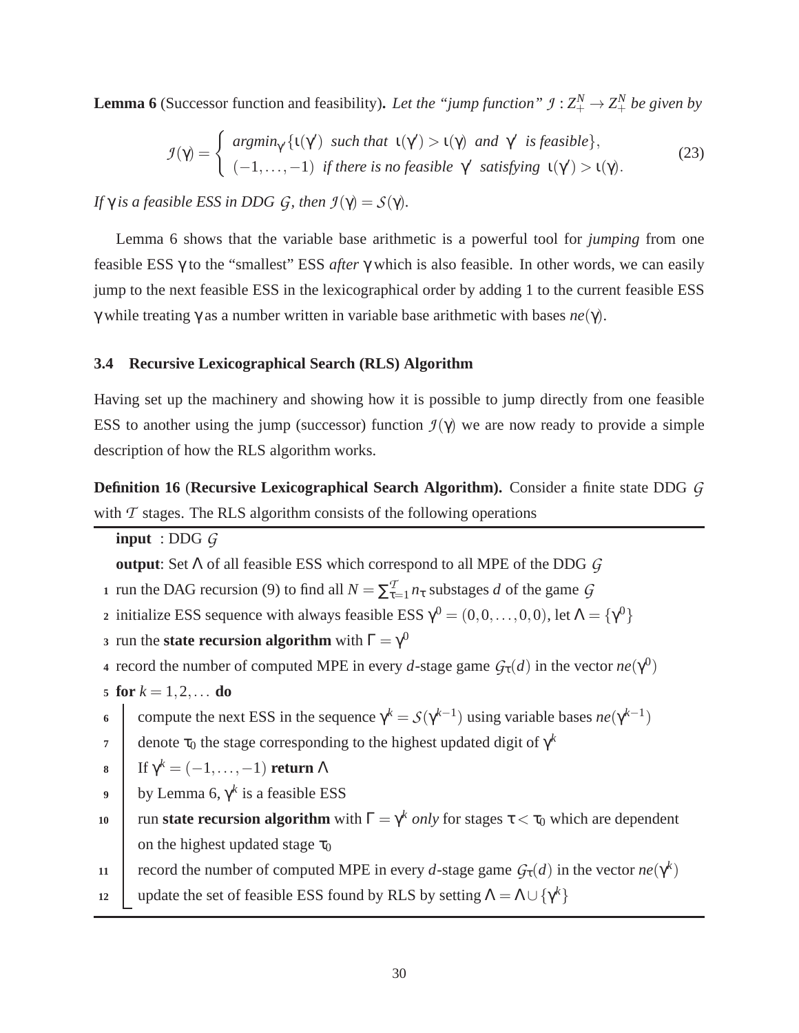**Lemma 6** (Successor function and feasibility)**.** *Let the "jump function" $\mathcal{J} : Z_+^N \to Z_+^N$ be given by*

$$\mathcal{J}(\gamma) = \begin{cases} \text{argmin}_{\gamma'}\{\iota(\gamma') \text{ such that } \iota(\gamma') > \iota(\gamma) \text{ and } \gamma' \text{ is feasible}\}, \\ (-1,\ldots,-1) \text{ if there is no feasible } \gamma' \text{ satisfying } \iota(\gamma') > \iota(\gamma). \end{cases} \tag{23}$$

*If $\gamma$ is a feasible ESS in DDG $\mathcal{G}$, then $\mathcal{J}(\gamma) = \mathcal{S}(\gamma)$.*

Lemma 6 shows that the variable base arithmetic is a powerful tool for *jumping* from one feasible ESS $\gamma$ to the "smallest" ESS *after* $\gamma$ which is also feasible. In other words, we can easily jump to the next feasible ESS in the lexicographical order by adding 1 to the current feasible ESS $\gamma$ while treating $\gamma$ as a number written in variable base arithmetic with bases $ne(\gamma)$.

### 3.4 Recursive Lexicographical Search (RLS) Algorithm

Having set up the machinery and showing how it is possible to jump directly from one feasible ESS to another using the jump (successor) function $\mathcal{J}(\gamma)$ we are now ready to provide a simple description of how the RLS algorithm works.

**Definition 16** (**Recursive Lexicographical Search Algorithm).** Consider a finite state DDG $\mathcal{G}$ with $\mathcal{T}$ stages. The RLS algorithm consists of the following operations

**input** : DDG $\mathcal{G}$

**output**: Set $\Lambda$ of all feasible ESS which correspond to all MPE of the DDG $\mathcal{G}$

1. run the DAG recursion (9) to find all $N = \sum_{\tau=1}^{\mathcal{T}} n_\tau$ substages $d$ of the game $\mathcal{G}$
2. initialize ESS sequence with always feasible ESS $\gamma^0 = (0,0,\ldots,0,0)$, let $\Lambda = \{\gamma^0\}$
3. run the **state recursion algorithm** with $\Gamma = \gamma^0$
4. record the number of computed MPE in every $d$-stage game $\mathcal{G}_\tau(d)$ in the vector $ne(\gamma^0)$
5. **for** $k = 1,2,\ldots$ **do**
6. compute the next ESS in the sequence $\gamma^k = \mathcal{S}(\gamma^{k-1})$ using variable bases $ne(\gamma^{k-1})$
7. denote $\tau_0$ the stage corresponding to the highest updated digit of $\gamma^k$
8. If $\gamma^k = (-1,\ldots,-1)$ **return** $\Lambda$
9. by Lemma 6, $\gamma^k$ is a feasible ESS
10. run **state recursion algorithm** with $\Gamma = \gamma^k$ *only* for stages $\tau < \tau_0$ which are dependent on the highest updated stage $\tau_0$
11. record the number of computed MPE in every $d$-stage game $\mathcal{G}_\tau(d)$ in the vector $ne(\gamma^k)$
12. update the set of feasible ESS found by RLS by setting $\Lambda = \Lambda \cup \{\gamma^k\}$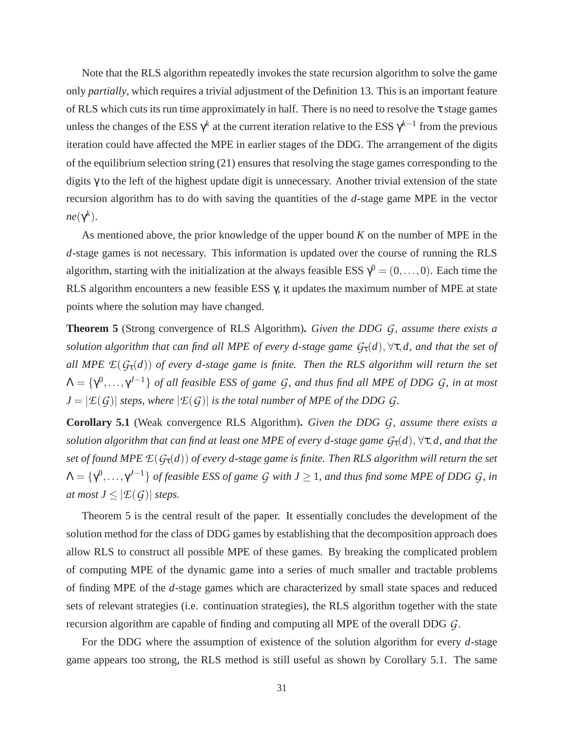Note that the RLS algorithm repeatedly invokes the state recursion algorithm to solve the game only *partially*, which requires a trivial adjustment of the Definition 13. This is an important feature of RLS which cuts its run time approximately in half. There is no need to resolve the $\tau$ stage games unless the changes of the ESS $\gamma^k$ at the current iteration relative to the ESS $\gamma^{k-1}$ from the previous iteration could have affected the MPE in earlier stages of the DDG. The arrangement of the digits of the equilibrium selection string (21) ensures that resolving the stage games corresponding to the digits $\gamma$ to the left of the highest update digit is unnecessary. Another trivial extension of the state recursion algorithm has to do with saving the quantities of the $d$-stage game MPE in the vector $ne(\gamma^k)$.

As mentioned above, the prior knowledge of the upper bound $K$ on the number of MPE in the $d$-stage games is not necessary. This information is updated over the course of running the RLS algorithm, starting with the initialization at the always feasible ESS $\gamma^0 = (0, \dots, 0)$. Each time the RLS algorithm encounters a new feasible ESS $\gamma$, it updates the maximum number of MPE at state points where the solution may have changed.

**Theorem 5** (Strong convergence of RLS Algorithm)**.** *Given the DDG $\mathcal{G}$, assume there exists a solution algorithm that can find all MPE of every $d$-stage game $\mathcal{G}_\tau(d), \forall \tau, d$, and that the set of all MPE $\mathcal{E}(\mathcal{G}_\tau(d))$ of every $d$-stage game is finite. Then the RLS algorithm will return the set $\Lambda = \{\gamma^0, \dots, \gamma^{J-1}\}$ of all feasible ESS of game $\mathcal{G}$, and thus find all MPE of DDG $\mathcal{G}$, in at most $J = |\mathcal{E}(\mathcal{G})|$ steps, where $|\mathcal{E}(\mathcal{G})|$ is the total number of MPE of the DDG $\mathcal{G}$.*

**Corollary 5.1** (Weak convergence RLS Algorithm)**.** *Given the DDG $\mathcal{G}$, assume there exists a solution algorithm that can find at least one MPE of every $d$-stage game $\mathcal{G}_\tau(d), \forall \tau, d$, and that the set of found MPE $\mathcal{E}(\mathcal{G}_\tau(d))$ of every $d$-stage game is finite. Then RLS algorithm will return the set $\Lambda = \{\gamma^0, \dots, \gamma^{J-1}\}$ of feasible ESS of game $\mathcal{G}$ with $J \geq 1$, and thus find some MPE of DDG $\mathcal{G}$, in at most $J \leq |\mathcal{E}(\mathcal{G})|$ steps.*

Theorem 5 is the central result of the paper. It essentially concludes the development of the solution method for the class of DDG games by establishing that the decomposition approach does allow RLS to construct all possible MPE of these games. By breaking the complicated problem of computing MPE of the dynamic game into a series of much smaller and tractable problems of finding MPE of the $d$-stage games which are characterized by small state spaces and reduced sets of relevant strategies (i.e. continuation strategies), the RLS algorithm together with the state recursion algorithm are capable of finding and computing all MPE of the overall DDG $\mathcal{G}$.

For the DDG where the assumption of existence of the solution algorithm for every $d$-stage game appears too strong, the RLS method is still useful as shown by Corollary 5.1. The same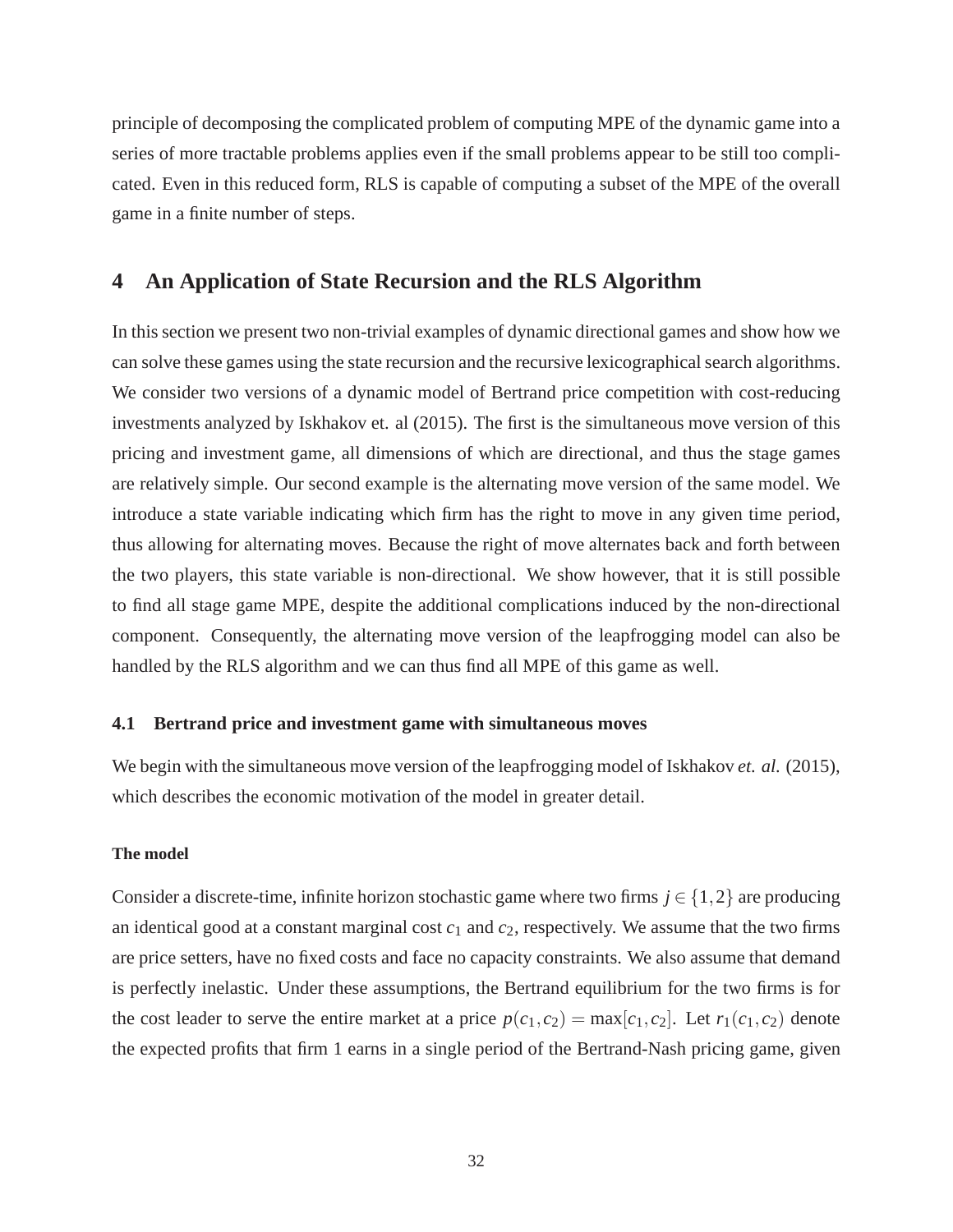principle of decomposing the complicated problem of computing MPE of the dynamic game into a series of more tractable problems applies even if the small problems appear to be still too complicated. Even in this reduced form, RLS is capable of computing a subset of the MPE of the overall game in a finite number of steps.

# 4 An Application of State Recursion and the RLS Algorithm

In this section we present two non-trivial examples of dynamic directional games and show how we can solve these games using the state recursion and the recursive lexicographical search algorithms. We consider two versions of a dynamic model of Bertrand price competition with cost-reducing investments analyzed by Iskhakov et. al (2015). The first is the simultaneous move version of this pricing and investment game, all dimensions of which are directional, and thus the stage games are relatively simple. Our second example is the alternating move version of the same model. We introduce a state variable indicating which firm has the right to move in any given time period, thus allowing for alternating moves. Because the right of move alternates back and forth between the two players, this state variable is non-directional. We show however, that it is still possible to find all stage game MPE, despite the additional complications induced by the non-directional component. Consequently, the alternating move version of the leapfrogging model can also be handled by the RLS algorithm and we can thus find all MPE of this game as well.

## 4.1 Bertrand price and investment game with simultaneous moves

We begin with the simultaneous move version of the leapfrogging model of Iskhakov *et. al.* (2015), which describes the economic motivation of the model in greater detail.

#### The model

Consider a discrete-time, infinite horizon stochastic game where two firms $j \in \{1,2\}$ are producing an identical good at a constant marginal cost $c_1$ and $c_2$, respectively. We assume that the two firms are price setters, have no fixed costs and face no capacity constraints. We also assume that demand is perfectly inelastic. Under these assumptions, the Bertrand equilibrium for the two firms is for the cost leader to serve the entire market at a price $p(c_1,c_2) = \max[c_1,c_2]$. Let $r_1(c_1,c_2)$ denote the expected profits that firm 1 earns in a single period of the Bertrand-Nash pricing game, given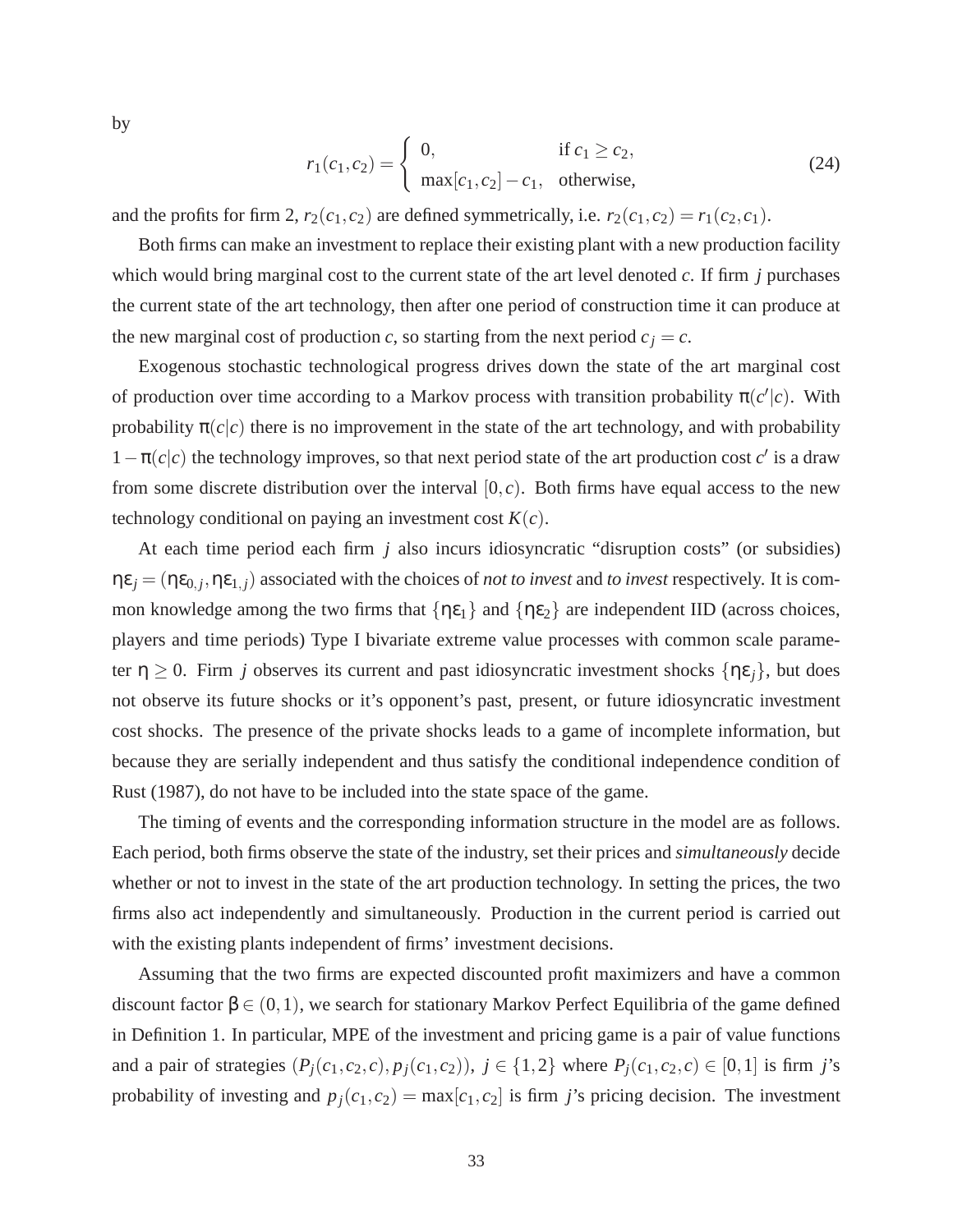by

$$r_1(c_1,c_2) = \begin{cases} 0, & \text{if } c_1 \geq c_2, \\ \max[c_1,c_2] - c_1, & \text{otherwise,} \end{cases} \tag{24}$$

and the profits for firm 2, $r_2(c_1,c_2)$ are defined symmetrically, i.e. $r_2(c_1,c_2) = r_1(c_2,c_1)$.

Both firms can make an investment to replace their existing plant with a new production facility which would bring marginal cost to the current state of the art level denoted $c$. If firm $j$ purchases the current state of the art technology, then after one period of construction time it can produce at the new marginal cost of production $c$, so starting from the next period $c_j = c$.

Exogenous stochastic technological progress drives down the state of the art marginal cost of production over time according to a Markov process with transition probability $\pi(c'|c)$. With probability $\pi(c|c)$ there is no improvement in the state of the art technology, and with probability $1-\pi(c|c)$ the technology improves, so that next period state of the art production cost $c'$ is a draw from some discrete distribution over the interval $[0,c)$. Both firms have equal access to the new technology conditional on paying an investment cost $K(c)$.

At each time period each firm $j$ also incurs idiosyncratic "disruption costs" (or subsidies) $\eta\varepsilon_j = (\eta\varepsilon_{0,j}, \eta\varepsilon_{1,j})$ associated with the choices of *not to invest* and *to invest* respectively. It is common knowledge among the two firms that $\{\eta\varepsilon_1\}$ and $\{\eta\varepsilon_2\}$ are independent IID (across choices, players and time periods) Type I bivariate extreme value processes with common scale parameter $\eta \geq 0$. Firm $j$ observes its current and past idiosyncratic investment shocks $\{\eta\varepsilon_j\}$, but does not observe its future shocks or it's opponent's past, present, or future idiosyncratic investment cost shocks. The presence of the private shocks leads to a game of incomplete information, but because they are serially independent and thus satisfy the conditional independence condition of Rust (1987), do not have to be included into the state space of the game.

The timing of events and the corresponding information structure in the model are as follows. Each period, both firms observe the state of the industry, set their prices and *simultaneously* decide whether or not to invest in the state of the art production technology. In setting the prices, the two firms also act independently and simultaneously. Production in the current period is carried out with the existing plants independent of firms' investment decisions.

Assuming that the two firms are expected discounted profit maximizers and have a common discount factor $\beta \in (0,1)$, we search for stationary Markov Perfect Equilibria of the game defined in Definition 1. In particular, MPE of the investment and pricing game is a pair of value functions and a pair of strategies $(P_j(c_1,c_2,c), p_j(c_1,c_2))$, $j \in \{1,2\}$ where $P_j(c_1,c_2,c) \in [0,1]$ is firm $j$'s probability of investing and $p_j(c_1,c_2) = \max[c_1,c_2]$ is firm $j$'s pricing decision. The investment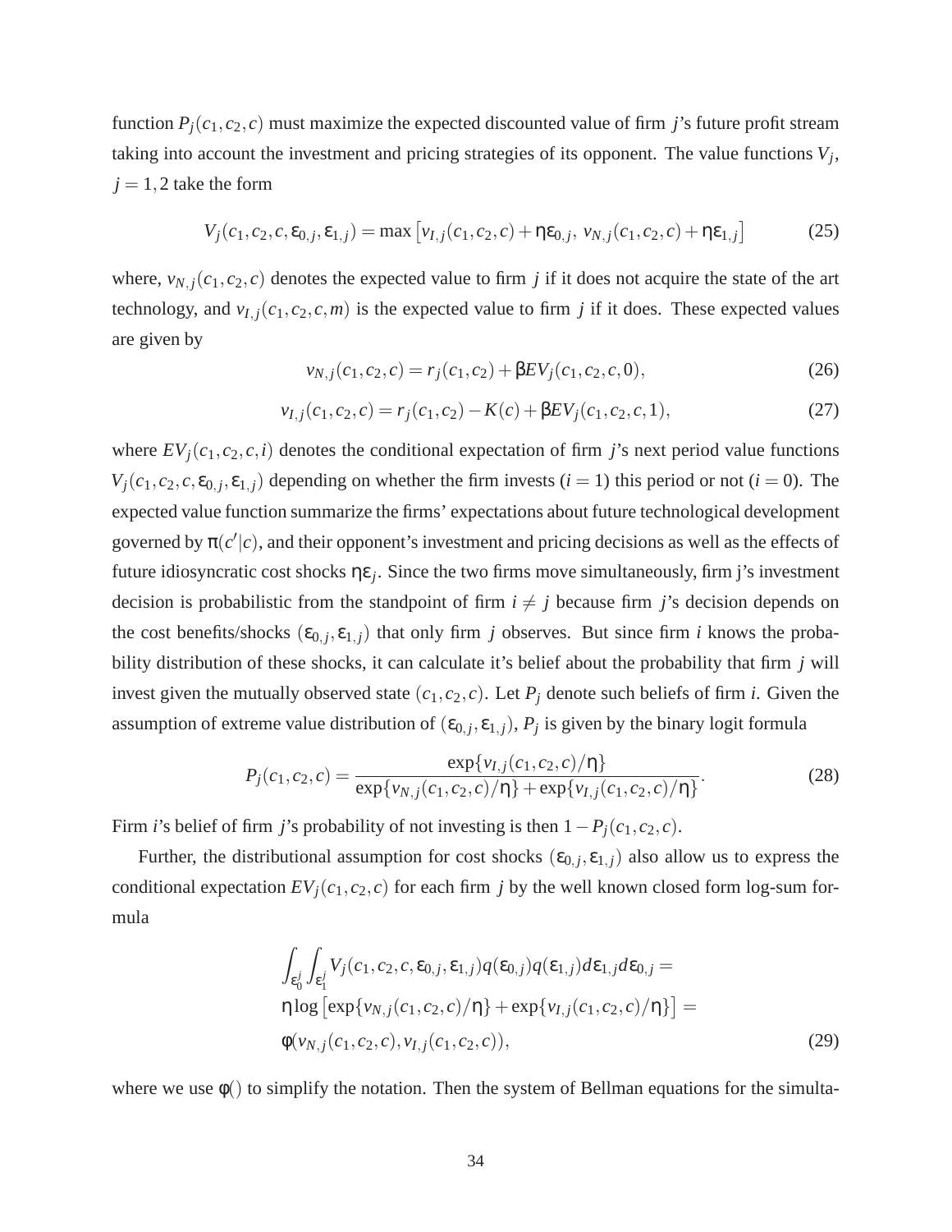function $P_j(c_1, c_2, c)$ must maximize the expected discounted value of firm $j$'s future profit stream taking into account the investment and pricing strategies of its opponent. The value functions $V_j$, $j = 1, 2$ take the form

$$V_j(c_1, c_2, c, \varepsilon_{0,j}, \varepsilon_{1,j}) = \max\left[v_{I,j}(c_1, c_2, c) + \eta\varepsilon_{0,j},\ v_{N,j}(c_1, c_2, c) + \eta\varepsilon_{1,j}\right] \tag{25}$$

where, $v_{N,j}(c_1, c_2, c)$ denotes the expected value to firm $j$ if it does not acquire the state of the art technology, and $v_{I,j}(c_1, c_2, c, m)$ is the expected value to firm $j$ if it does. These expected values are given by

$$v_{N,j}(c_1, c_2, c) = r_j(c_1, c_2) + \beta EV_j(c_1, c_2, c, 0), \tag{26}$$

$$v_{I,j}(c_1, c_2, c) = r_j(c_1, c_2) - K(c) + \beta EV_j(c_1, c_2, c, 1), \tag{27}$$

where $EV_j(c_1, c_2, c, i)$ denotes the conditional expectation of firm $j$'s next period value functions $V_j(c_1, c_2, c, \varepsilon_{0,j}, \varepsilon_{1,j})$ depending on whether the firm invests ($i = 1$) this period or not ($i = 0$). The expected value function summarize the firms' expectations about future technological development governed by $\pi(c'|c)$, and their opponent's investment and pricing decisions as well as the effects of future idiosyncratic cost shocks $\eta\varepsilon_j$. Since the two firms move simultaneously, firm j's investment decision is probabilistic from the standpoint of firm $i \neq j$ because firm $j$'s decision depends on the cost benefits/shocks $(\varepsilon_{0,j}, \varepsilon_{1,j})$ that only firm $j$ observes. But since firm $i$ knows the probability distribution of these shocks, it can calculate it's belief about the probability that firm $j$ will invest given the mutually observed state $(c_1, c_2, c)$. Let $P_j$ denote such beliefs of firm $i$. Given the assumption of extreme value distribution of $(\varepsilon_{0,j}, \varepsilon_{1,j})$, $P_j$ is given by the binary logit formula

$$P_j(c_1, c_2, c) = \frac{\exp\{v_{I,j}(c_1, c_2, c)/\eta\}}{\exp\{v_{N,j}(c_1, c_2, c)/\eta\} + \exp\{v_{I,j}(c_1, c_2, c)/\eta\}}. \tag{28}$$

Firm $i$'s belief of firm $j$'s probability of not investing is then $1 - P_j(c_1, c_2, c)$.

Further, the distributional assumption for cost shocks $(\varepsilon_{0,j}, \varepsilon_{1,j})$ also allow us to express the conditional expectation $EV_j(c_1, c_2, c)$ for each firm $j$ by the well known closed form log-sum formula

$$\begin{aligned}
&\int_{\varepsilon_0^j}\int_{\varepsilon_1^j} V_j(c_1, c_2, c, \varepsilon_{0,j}, \varepsilon_{1,j}) q(\varepsilon_{0,j}) q(\varepsilon_{1,j}) d\varepsilon_{1,j} d\varepsilon_{0,j} = \\
&\eta \log\left[\exp\{v_{N,j}(c_1, c_2, c)/\eta\} + \exp\{v_{I,j}(c_1, c_2, c)/\eta\}\right] = \\
&\phi(v_{N,j}(c_1, c_2, c), v_{I,j}(c_1, c_2, c)),
\end{aligned} \tag{29}$$

where we use $\phi()$ to simplify the notation. Then the system of Bellman equations for the simulta-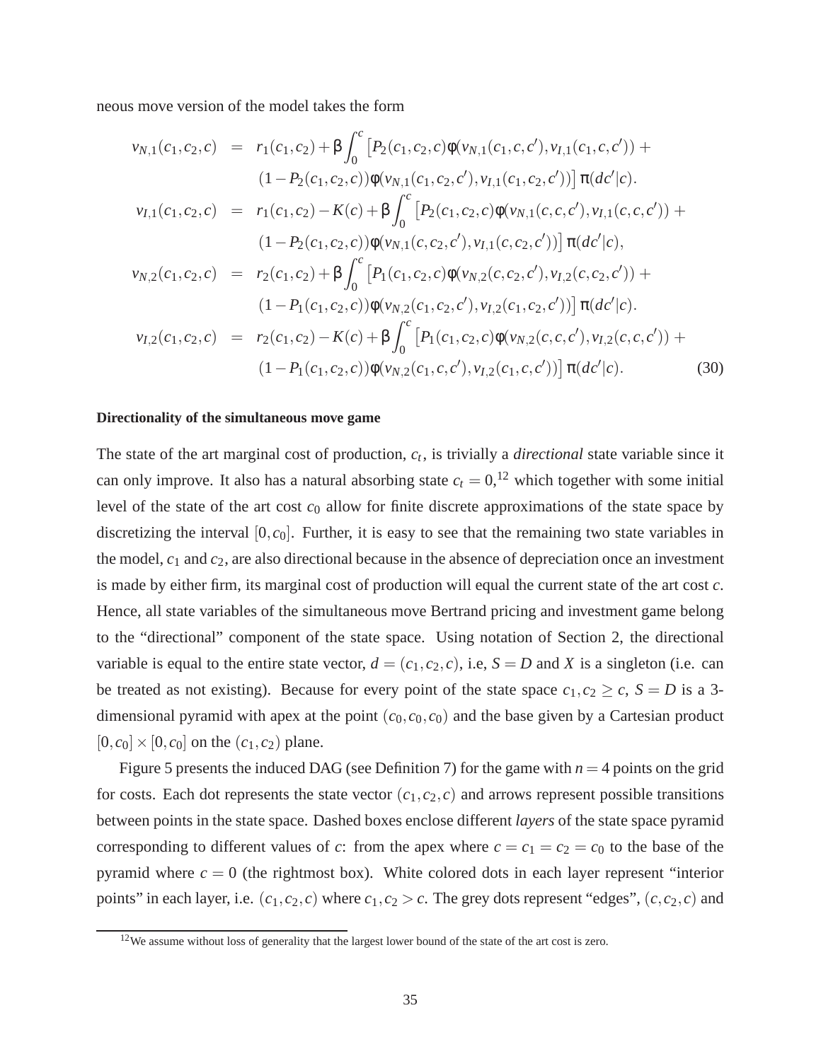neous move version of the model takes the form

$$
\begin{aligned}
v_{N,1}(c_1,c_2,c) &= r_1(c_1,c_2)+\beta\int_0^c \big[P_2(c_1,c_2,c)\phi(v_{N,1}(c_1,c,c'),v_{I,1}(c_1,c,c')) + \\
&\quad (1-P_2(c_1,c_2,c))\phi(v_{N,1}(c_1,c_2,c'),v_{I,1}(c_1,c_2,c'))\big]\,\pi(dc'|c). \\
v_{I,1}(c_1,c_2,c) &= r_1(c_1,c_2)-K(c)+\beta\int_0^c \big[P_2(c_1,c_2,c)\phi(v_{N,1}(c,c,c'),v_{I,1}(c,c,c')) + \\
&\quad (1-P_2(c_1,c_2,c))\phi(v_{N,1}(c,c_2,c'),v_{I,1}(c,c_2,c'))\big]\,\pi(dc'|c), \\
v_{N,2}(c_1,c_2,c) &= r_2(c_1,c_2)+\beta\int_0^c \big[P_1(c_1,c_2,c)\phi(v_{N,2}(c,c_2,c'),v_{I,2}(c,c_2,c')) + \\
&\quad (1-P_1(c_1,c_2,c))\phi(v_{N,2}(c_1,c_2,c'),v_{I,2}(c_1,c_2,c'))\big]\,\pi(dc'|c). \\
v_{I,2}(c_1,c_2,c) &= r_2(c_1,c_2)-K(c)+\beta\int_0^c \big[P_1(c_1,c_2,c)\phi(v_{N,2}(c,c,c'),v_{I,2}(c,c,c')) + \\
&\quad (1-P_1(c_1,c_2,c))\phi(v_{N,2}(c_1,c,c'),v_{I,2}(c_1,c,c'))\big]\,\pi(dc'|c).
\end{aligned} \tag{30}
$$

**Directionality of the simultaneous move game**

The state of the art marginal cost of production, $c_t$, is trivially a *directional* state variable since it can only improve. It also has a natural absorbing state $c_t = 0$,[12] which together with some initial level of the state of the art cost $c_0$ allow for finite discrete approximations of the state space by discretizing the interval $[0,c_0]$. Further, it is easy to see that the remaining two state variables in the model, $c_1$ and $c_2$, are also directional because in the absence of depreciation once an investment is made by either firm, its marginal cost of production will equal the current state of the art cost $c$. Hence, all state variables of the simultaneous move Bertrand pricing and investment game belong to the "directional" component of the state space. Using notation of Section 2, the directional variable is equal to the entire state vector, $d = (c_1,c_2,c)$, i.e, $S = D$ and $X$ is a singleton (i.e. can be treated as not existing). Because for every point of the state space $c_1,c_2 \geq c$, $S = D$ is a 3-dimensional pyramid with apex at the point $(c_0,c_0,c_0)$ and the base given by a Cartesian product $[0,c_0]\times[0,c_0]$ on the $(c_1,c_2)$ plane.

Figure 5 presents the induced DAG (see Definition 7) for the game with $n = 4$ points on the grid for costs. Each dot represents the state vector $(c_1,c_2,c)$ and arrows represent possible transitions between points in the state space. Dashed boxes enclose different *layers* of the state space pyramid corresponding to different values of $c$: from the apex where $c = c_1 = c_2 = c_0$ to the base of the pyramid where $c = 0$ (the rightmost box). White colored dots in each layer represent "interior points" in each layer, i.e. $(c_1,c_2,c)$ where $c_1,c_2 > c$. The grey dots represent "edges", $(c,c_2,c)$ and

[12] We assume without loss of generality that the largest lower bound of the state of the art cost is zero.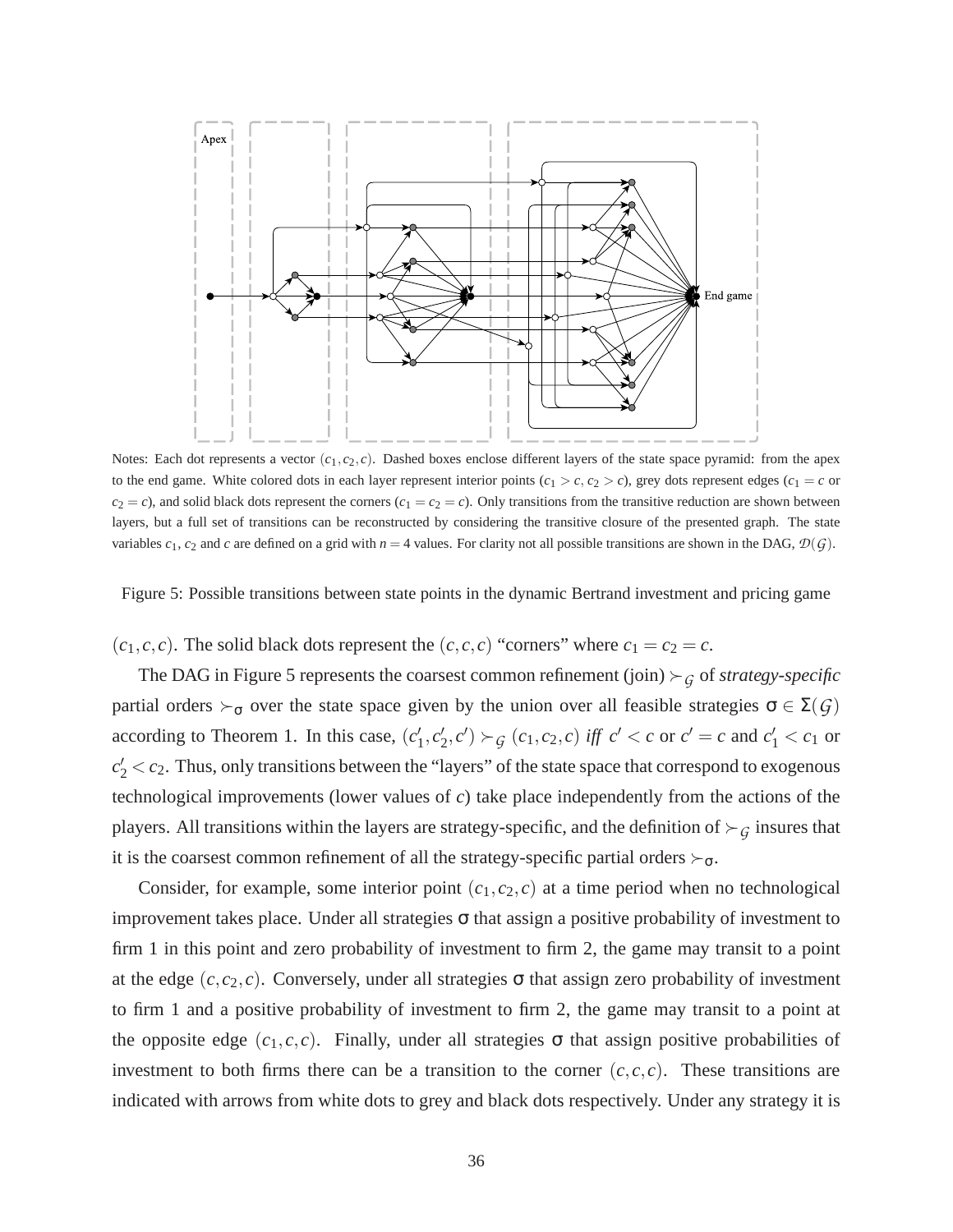Notes: Each dot represents a vector $(c_1, c_2, c)$. Dashed boxes enclose different layers of the state space pyramid: from the apex to the end game. White colored dots in each layer represent interior points ($c_1 > c$, $c_2 > c$), grey dots represent edges ($c_1 = c$ or $c_2 = c$), and solid black dots represent the corners ($c_1 = c_2 = c$). Only transitions from the transitive reduction are shown between layers, but a full set of transitions can be reconstructed by considering the transitive closure of the presented graph. The state variables $c_1$, $c_2$ and $c$ are defined on a grid with $n = 4$ values. For clarity not all possible transitions are shown in the DAG, $\mathcal{D}(\mathcal{G})$.

Figure 5: Possible transitions between state points in the dynamic Bertrand investment and pricing game

$(c_1, c, c)$. The solid black dots represent the $(c, c, c)$ "corners" where $c_1 = c_2 = c$.

The DAG in Figure 5 represents the coarsest common refinement (join) $\succ_{\mathcal{G}}$ of *strategy-specific* partial orders $\succ_\sigma$ over the state space given by the union over all feasible strategies $\sigma \in \Sigma(\mathcal{G})$ according to Theorem 1. In this case, $(c'_1, c'_2, c') \succ_{\mathcal{G}} (c_1, c_2, c)$ *iff* $c' < c$ or $c' = c$ and $c'_1 < c_1$ or $c'_2 < c_2$. Thus, only transitions between the "layers" of the state space that correspond to exogenous technological improvements (lower values of $c$) take place independently from the actions of the players. All transitions within the layers are strategy-specific, and the definition of $\succ_{\mathcal{G}}$ insures that it is the coarsest common refinement of all the strategy-specific partial orders $\succ_\sigma$.

Consider, for example, some interior point $(c_1, c_2, c)$ at a time period when no technological improvement takes place. Under all strategies $\sigma$ that assign a positive probability of investment to firm 1 in this point and zero probability of investment to firm 2, the game may transit to a point at the edge $(c, c_2, c)$. Conversely, under all strategies $\sigma$ that assign zero probability of investment to firm 1 and a positive probability of investment to firm 2, the game may transit to a point at the opposite edge $(c_1, c, c)$. Finally, under all strategies $\sigma$ that assign positive probabilities of investment to both firms there can be a transition to the corner $(c, c, c)$. These transitions are indicated with arrows from white dots to grey and black dots respectively. Under any strategy it is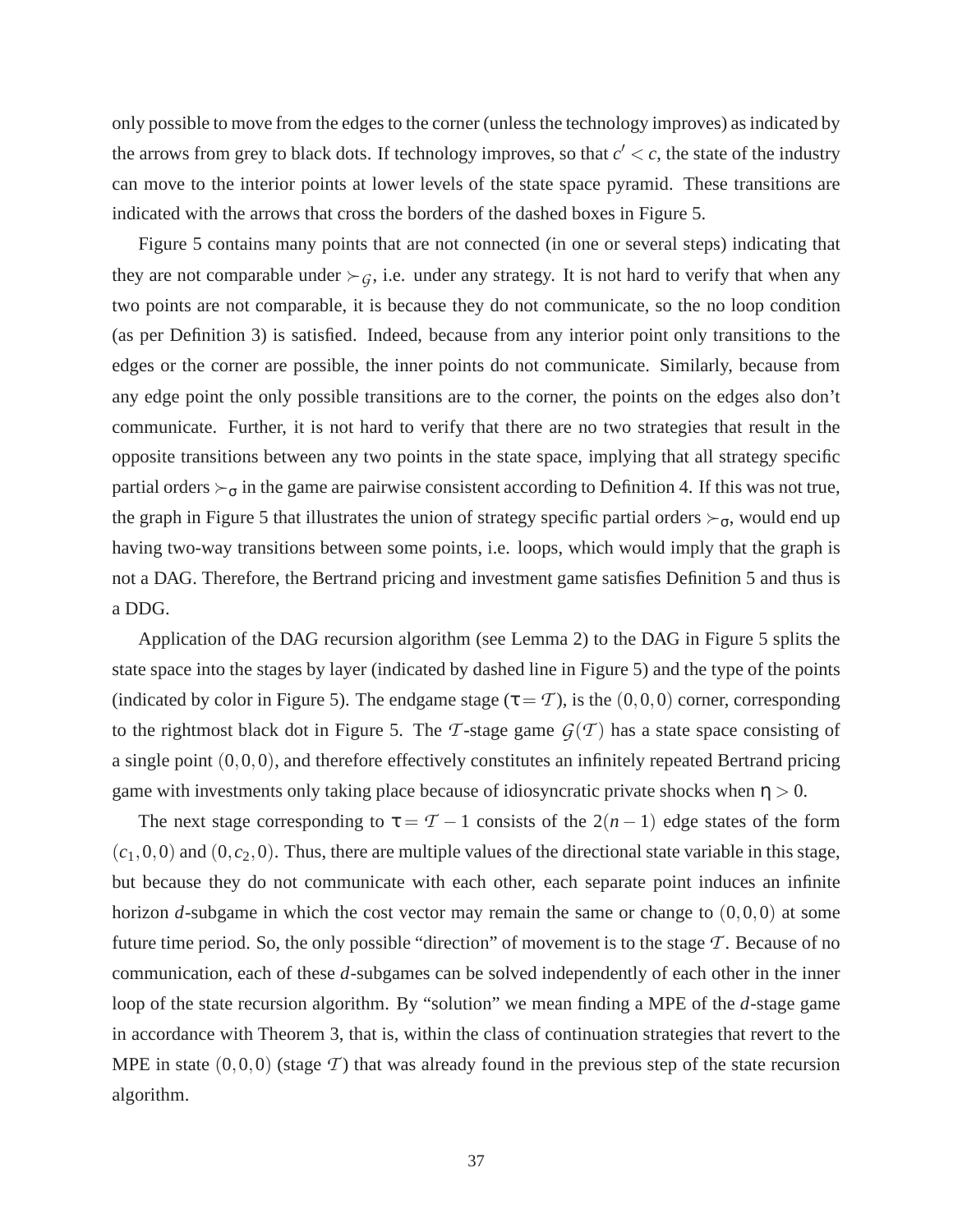only possible to move from the edges to the corner (unless the technology improves) as indicated by the arrows from grey to black dots. If technology improves, so that $c' < c$, the state of the industry can move to the interior points at lower levels of the state space pyramid. These transitions are indicated with the arrows that cross the borders of the dashed boxes in Figure 5.

Figure 5 contains many points that are not connected (in one or several steps) indicating that they are not comparable under $\succ_{\mathcal{G}}$, i.e. under any strategy. It is not hard to verify that when any two points are not comparable, it is because they do not communicate, so the no loop condition (as per Definition 3) is satisfied. Indeed, because from any interior point only transitions to the edges or the corner are possible, the inner points do not communicate. Similarly, because from any edge point the only possible transitions are to the corner, the points on the edges also don't communicate. Further, it is not hard to verify that there are no two strategies that result in the opposite transitions between any two points in the state space, implying that all strategy specific partial orders $\succ_\sigma$ in the game are pairwise consistent according to Definition 4. If this was not true, the graph in Figure 5 that illustrates the union of strategy specific partial orders $\succ_\sigma$, would end up having two-way transitions between some points, i.e. loops, which would imply that the graph is not a DAG. Therefore, the Bertrand pricing and investment game satisfies Definition 5 and thus is a DDG.

Application of the DAG recursion algorithm (see Lemma 2) to the DAG in Figure 5 splits the state space into the stages by layer (indicated by dashed line in Figure 5) and the type of the points (indicated by color in Figure 5). The endgame stage ($\tau = \mathcal{T}$), is the $(0,0,0)$ corner, corresponding to the rightmost black dot in Figure 5. The $\mathcal{T}$-stage game $\mathcal{G}(\mathcal{T})$ has a state space consisting of a single point $(0,0,0)$, and therefore effectively constitutes an infinitely repeated Bertrand pricing game with investments only taking place because of idiosyncratic private shocks when $\eta > 0$.

The next stage corresponding to $\tau = \mathcal{T} - 1$ consists of the $2(n-1)$ edge states of the form $(c_1, 0, 0)$ and $(0, c_2, 0)$. Thus, there are multiple values of the directional state variable in this stage, but because they do not communicate with each other, each separate point induces an infinite horizon $d$-subgame in which the cost vector may remain the same or change to $(0,0,0)$ at some future time period. So, the only possible "direction" of movement is to the stage $\mathcal{T}$. Because of no communication, each of these $d$-subgames can be solved independently of each other in the inner loop of the state recursion algorithm. By "solution" we mean finding a MPE of the $d$-stage game in accordance with Theorem 3, that is, within the class of continuation strategies that revert to the MPE in state $(0,0,0)$ (stage $\mathcal{T}$) that was already found in the previous step of the state recursion algorithm.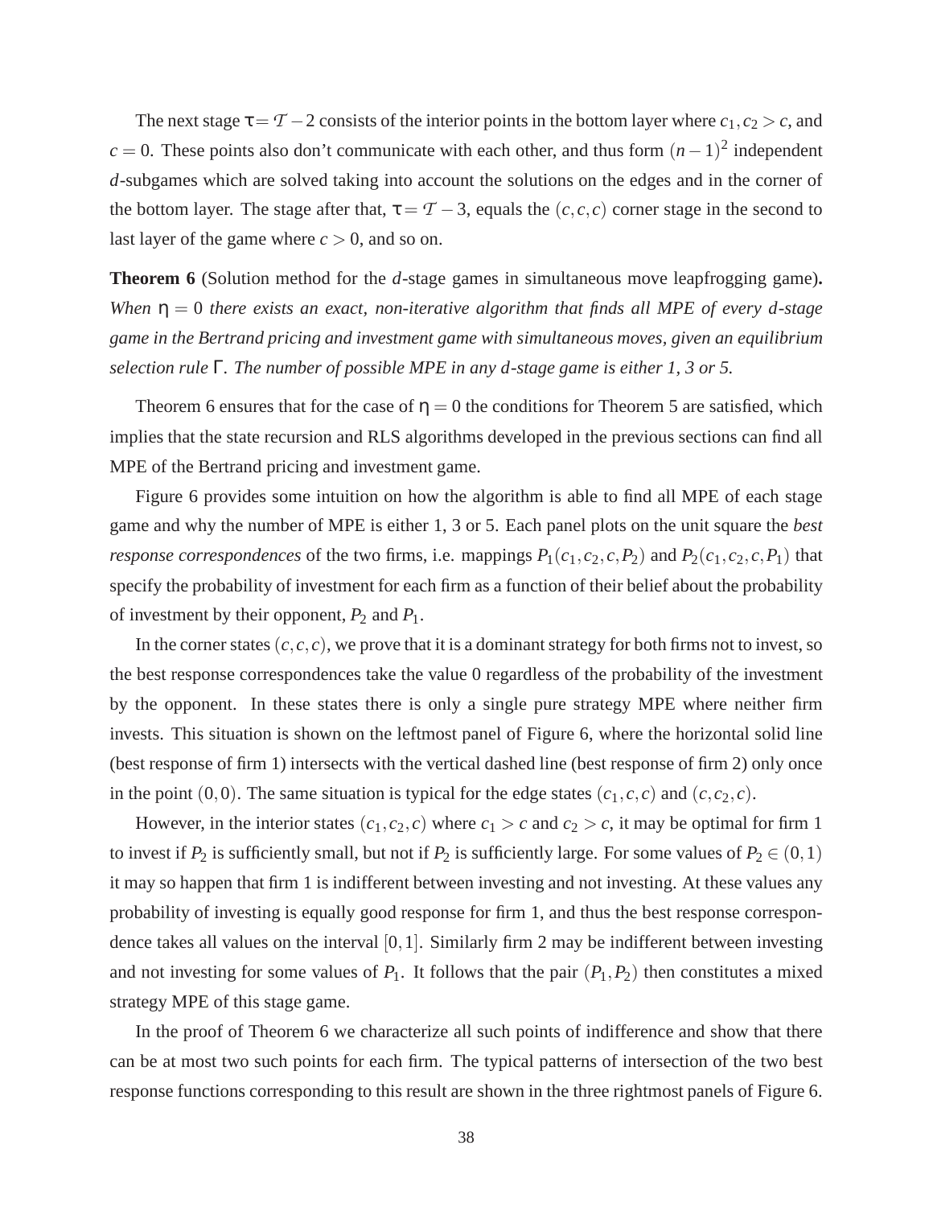The next stage $\tau = \mathcal{T} - 2$ consists of the interior points in the bottom layer where $c_1, c_2 > c$, and $c = 0$. These points also don't communicate with each other, and thus form $(n-1)^2$ independent $d$-subgames which are solved taking into account the solutions on the edges and in the corner of the bottom layer. The stage after that, $\tau = \mathcal{T} - 3$, equals the $(c, c, c)$ corner stage in the second to last layer of the game where $c > 0$, and so on.

**Theorem 6** (Solution method for the $d$-stage games in simultaneous move leapfrogging game)**.** *When $\eta = 0$ there exists an exact, non-iterative algorithm that finds all MPE of every $d$-stage game in the Bertrand pricing and investment game with simultaneous moves, given an equilibrium selection rule $\Gamma$. The number of possible MPE in any $d$-stage game is either 1, 3 or 5.*

Theorem 6 ensures that for the case of $\eta = 0$ the conditions for Theorem 5 are satisfied, which implies that the state recursion and RLS algorithms developed in the previous sections can find all MPE of the Bertrand pricing and investment game.

Figure 6 provides some intuition on how the algorithm is able to find all MPE of each stage game and why the number of MPE is either 1, 3 or 5. Each panel plots on the unit square the *best response correspondences* of the two firms, i.e. mappings $P_1(c_1, c_2, c, P_2)$ and $P_2(c_1, c_2, c, P_1)$ that specify the probability of investment for each firm as a function of their belief about the probability of investment by their opponent, $P_2$ and $P_1$.

In the corner states $(c, c, c)$, we prove that it is a dominant strategy for both firms not to invest, so the best response correspondences take the value 0 regardless of the probability of the investment by the opponent. In these states there is only a single pure strategy MPE where neither firm invests. This situation is shown on the leftmost panel of Figure 6, where the horizontal solid line (best response of firm 1) intersects with the vertical dashed line (best response of firm 2) only once in the point $(0, 0)$. The same situation is typical for the edge states $(c_1, c, c)$ and $(c, c_2, c)$.

However, in the interior states $(c_1, c_2, c)$ where $c_1 > c$ and $c_2 > c$, it may be optimal for firm 1 to invest if $P_2$ is sufficiently small, but not if $P_2$ is sufficiently large. For some values of $P_2 \in (0, 1)$ it may so happen that firm 1 is indifferent between investing and not investing. At these values any probability of investing is equally good response for firm 1, and thus the best response correspondence takes all values on the interval $[0, 1]$. Similarly firm 2 may be indifferent between investing and not investing for some values of $P_1$. It follows that the pair $(P_1, P_2)$ then constitutes a mixed strategy MPE of this stage game.

In the proof of Theorem 6 we characterize all such points of indifference and show that there can be at most two such points for each firm. The typical patterns of intersection of the two best response functions corresponding to this result are shown in the three rightmost panels of Figure 6.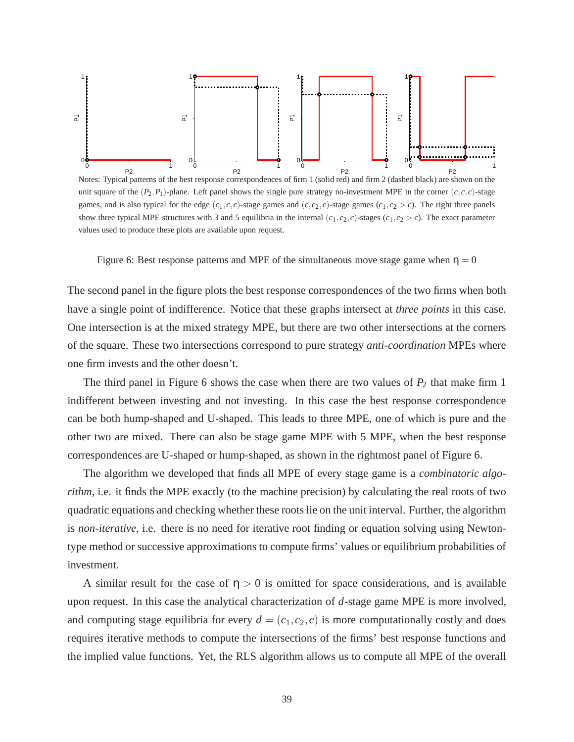Notes: Typical patterns of the best response correspondences of firm 1 (solid red) and firm 2 (dashed black) are shown on the unit square of the $(P_2, P_1)$-plane. Left panel shows the single pure strategy no-investment MPE in the corner $(c, c, c)$-stage games, and is also typical for the edge $(c_1, c, c)$-stage games and $(c, c_2, c)$-stage games $(c_1, c_2 > c)$. The right three panels show three typical MPE structures with 3 and 5 equilibria in the internal $(c_1, c_2, c)$-stages $(c_1, c_2 > c)$. The exact parameter values used to produce these plots are available upon request.

Figure 6: Best response patterns and MPE of the simultaneous move stage game when $\eta = 0$

The second panel in the figure plots the best response correspondences of the two firms when both have a single point of indifference. Notice that these graphs intersect at *three points* in this case. One intersection is at the mixed strategy MPE, but there are two other intersections at the corners of the square. These two intersections correspond to pure strategy *anti-coordination* MPEs where one firm invests and the other doesn't.

The third panel in Figure 6 shows the case when there are two values of $P_2$ that make firm 1 indifferent between investing and not investing. In this case the best response correspondence can be both hump-shaped and U-shaped. This leads to three MPE, one of which is pure and the other two are mixed. There can also be stage game MPE with 5 MPE, when the best response correspondences are U-shaped or hump-shaped, as shown in the rightmost panel of Figure 6.

The algorithm we developed that finds all MPE of every stage game is a *combinatoric algorithm*, i.e. it finds the MPE exactly (to the machine precision) by calculating the real roots of two quadratic equations and checking whether these roots lie on the unit interval. Further, the algorithm is *non-iterative*, i.e. there is no need for iterative root finding or equation solving using Newton-type method or successive approximations to compute firms' values or equilibrium probabilities of investment.

A similar result for the case of $\eta > 0$ is omitted for space considerations, and is available upon request. In this case the analytical characterization of $d$-stage game MPE is more involved, and computing stage equilibria for every $d = (c_1, c_2, c)$ is more computationally costly and does requires iterative methods to compute the intersections of the firms' best response functions and the implied value functions. Yet, the RLS algorithm allows us to compute all MPE of the overall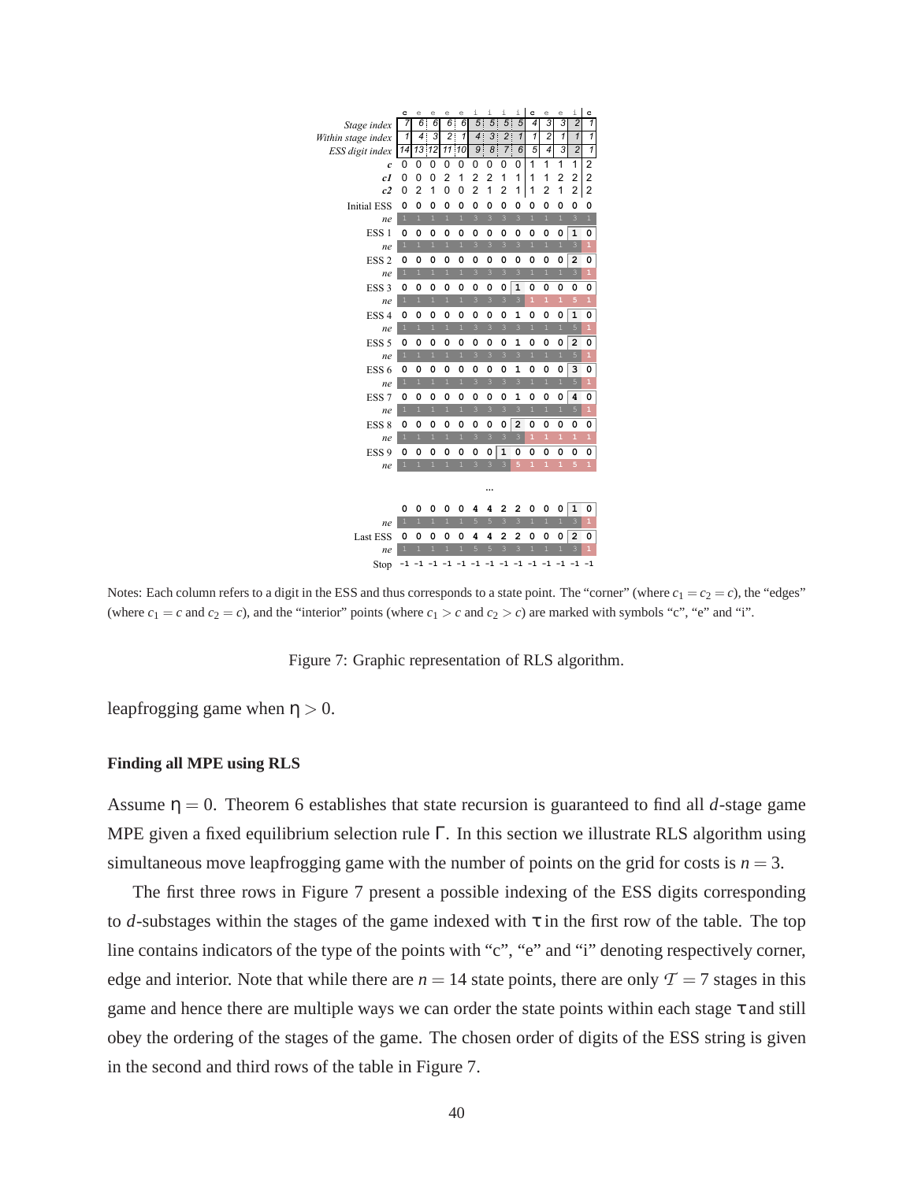| | c | e | e | e | e | i | i | i | i | c | e | e | i | c |
|---|---|---|---|---|---|---|---|---|---|---|---|---|---|---|
| *Stage index* | 7 | 6 | 6 | 6 | 6 | 5 | 5 | 5 | 5 | 4 | 3 | 3 | 2 | 1 |
| *Within stage index* | 1 | 4 | 3 | 2 | 1 | 4 | 3 | 2 | 1 | 1 | 2 | 1 | 1 | 1 |
| *ESS digit index* | 14 | 13 | 12 | 11 | 10 | 9 | 8 | 7 | 6 | 5 | 4 | 3 | 2 | 1 |
| *c* | 0 | 0 | 0 | 0 | 0 | 0 | 0 | 0 | 0 | 1 | 1 | 1 | 1 | 2 |
| *c1* | 0 | 0 | 0 | 2 | 1 | 2 | 2 | 1 | 1 | 1 | 1 | 2 | 2 | 2 |
| *c2* | 0 | 2 | 1 | 0 | 0 | 2 | 1 | 2 | 1 | 1 | 2 | 1 | 2 | 2 |
| Initial ESS | 0 | 0 | 0 | 0 | 0 | 0 | 0 | 0 | 0 | 0 | 0 | 0 | 0 | 0 |
| *ne* | 1 | 1 | 1 | 1 | 1 | 3 | 3 | 3 | 3 | 1 | 1 | 1 | 3 | 1 |
| ESS 1 | 0 | 0 | 0 | 0 | 0 | 0 | 0 | 0 | 0 | 0 | 0 | 0 | 1 | 0 |
| *ne* | 1 | 1 | 1 | 1 | 1 | 3 | 3 | 3 | 3 | 1 | 1 | 1 | 3 | 1 |
| ESS 2 | 0 | 0 | 0 | 0 | 0 | 0 | 0 | 0 | 0 | 0 | 0 | 0 | 2 | 0 |
| *ne* | 1 | 1 | 1 | 1 | 1 | 3 | 3 | 3 | 3 | 1 | 1 | 1 | 3 | 1 |
| ESS 3 | 0 | 0 | 0 | 0 | 0 | 0 | 0 | 0 | 1 | 0 | 0 | 0 | 0 | 0 |
| *ne* | 1 | 1 | 1 | 1 | 1 | 3 | 3 | 3 | 3 | 1 | 1 | 1 | 5 | 1 |
| ESS 4 | 0 | 0 | 0 | 0 | 0 | 0 | 0 | 0 | 1 | 0 | 0 | 0 | 1 | 0 |
| *ne* | 1 | 1 | 1 | 1 | 1 | 3 | 3 | 3 | 3 | 1 | 1 | 1 | 5 | 1 |
| ESS 5 | 0 | 0 | 0 | 0 | 0 | 0 | 0 | 0 | 1 | 0 | 0 | 0 | 2 | 0 |
| *ne* | 1 | 1 | 1 | 1 | 1 | 3 | 3 | 3 | 3 | 1 | 1 | 1 | 5 | 1 |
| ESS 6 | 0 | 0 | 0 | 0 | 0 | 0 | 0 | 0 | 1 | 0 | 0 | 0 | 3 | 0 |
| *ne* | 1 | 1 | 1 | 1 | 1 | 3 | 3 | 3 | 3 | 1 | 1 | 1 | 5 | 1 |
| ESS 7 | 0 | 0 | 0 | 0 | 0 | 0 | 0 | 0 | 1 | 0 | 0 | 0 | 4 | 0 |
| *ne* | 1 | 1 | 1 | 1 | 1 | 3 | 3 | 3 | 3 | 1 | 1 | 1 | 5 | 1 |
| ESS 8 | 0 | 0 | 0 | 0 | 0 | 0 | 0 | 0 | 2 | 0 | 0 | 0 | 0 | 0 |
| *ne* | 1 | 1 | 1 | 1 | 1 | 3 | 3 | 3 | 3 | 1 | 1 | 1 | 1 | 1 |
| ESS 9 | 0 | 0 | 0 | 0 | 0 | 0 | 0 | 1 | 0 | 0 | 0 | 0 | 0 | 0 |
| *ne* | 1 | 1 | 1 | 1 | 1 | 3 | 3 | 3 | 5 | 1 | 1 | 1 | 5 | 1 |
| ... | | | | | | | | | | | | | | |
| | 0 | 0 | 0 | 0 | 0 | 4 | 4 | 2 | 2 | 0 | 0 | 0 | 1 | 0 |
| *ne* | 1 | 1 | 1 | 1 | 1 | 5 | 5 | 3 | 3 | 1 | 1 | 1 | 3 | 1 |
| Last ESS | 0 | 0 | 0 | 0 | 0 | 4 | 4 | 2 | 2 | 0 | 0 | 0 | 2 | 0 |
| *ne* | 1 | 1 | 1 | 1 | 1 | 5 | 5 | 3 | 3 | 1 | 1 | 1 | 3 | 1 |
| Stop | -1 | -1 | -1 | -1 | -1 | -1 | -1 | -1 | -1 | -1 | -1 | -1 | -1 | -1 |

Notes: Each column refers to a digit in the ESS and thus corresponds to a state point. The "corner" (where $c_1 = c_2 = c$), the "edges" (where $c_1 = c$ and $c_2 = c$), and the "interior" points (where $c_1 > c$ and $c_2 > c$) are marked with symbols "c", "e" and "i".

Figure 7: Graphic representation of RLS algorithm.

leapfrogging game when $\eta > 0$.

**Finding all MPE using RLS**

Assume $\eta = 0$. Theorem 6 establishes that state recursion is guaranteed to find all $d$-stage game MPE given a fixed equilibrium selection rule $\Gamma$. In this section we illustrate RLS algorithm using simultaneous move leapfrogging game with the number of points on the grid for costs is $n = 3$.

The first three rows in Figure 7 present a possible indexing of the ESS digits corresponding to $d$-substages within the stages of the game indexed with $\tau$ in the first row of the table. The top line contains indicators of the type of the points with "c", "e" and "i" denoting respectively corner, edge and interior. Note that while there are $n = 14$ state points, there are only $\mathcal{T} = 7$ stages in this game and hence there are multiple ways we can order the state points within each stage $\tau$ and still obey the ordering of the stages of the game. The chosen order of digits of the ESS string is given in the second and third rows of the table in Figure 7.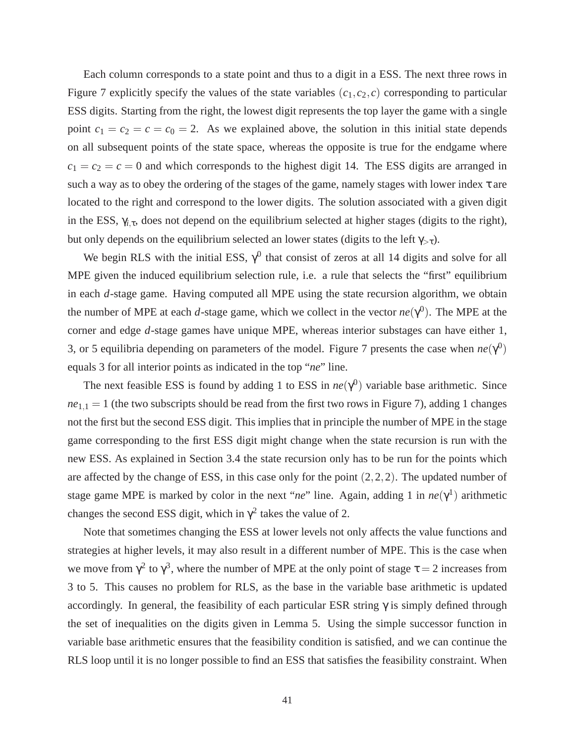Each column corresponds to a state point and thus to a digit in a ESS. The next three rows in Figure 7 explicitly specify the values of the state variables $(c_1, c_2, c)$ corresponding to particular ESS digits. Starting from the right, the lowest digit represents the top layer the game with a single point $c_1 = c_2 = c = c_0 = 2$. As we explained above, the solution in this initial state depends on all subsequent points of the state space, whereas the opposite is true for the endgame where $c_1 = c_2 = c = 0$ and which corresponds to the highest digit 14. The ESS digits are arranged in such a way as to obey the ordering of the stages of the game, namely stages with lower index $\tau$ are located to the right and correspond to the lower digits. The solution associated with a given digit in the ESS, $\gamma_{i,\tau}$, does not depend on the equilibrium selected at higher stages (digits to the right), but only depends on the equilibrium selected an lower states (digits to the left $\gamma_{>\tau}$).

We begin RLS with the initial ESS, $\gamma^0$ that consist of zeros at all 14 digits and solve for all MPE given the induced equilibrium selection rule, i.e. a rule that selects the "first" equilibrium in each *d*-stage game. Having computed all MPE using the state recursion algorithm, we obtain the number of MPE at each *d*-stage game, which we collect in the vector $ne(\gamma^0)$. The MPE at the corner and edge *d*-stage games have unique MPE, whereas interior substages can have either 1, 3, or 5 equilibria depending on parameters of the model. Figure 7 presents the case when $ne(\gamma^0)$ equals 3 for all interior points as indicated in the top "*ne*" line.

The next feasible ESS is found by adding 1 to ESS in $ne(\gamma^0)$ variable base arithmetic. Since $ne_{1,1} = 1$ (the two subscripts should be read from the first two rows in Figure 7), adding 1 changes not the first but the second ESS digit. This implies that in principle the number of MPE in the stage game corresponding to the first ESS digit might change when the state recursion is run with the new ESS. As explained in Section 3.4 the state recursion only has to be run for the points which are affected by the change of ESS, in this case only for the point $(2,2,2)$. The updated number of stage game MPE is marked by color in the next "*ne*" line. Again, adding 1 in $ne(\gamma^1)$ arithmetic changes the second ESS digit, which in $\gamma^2$ takes the value of 2.

Note that sometimes changing the ESS at lower levels not only affects the value functions and strategies at higher levels, it may also result in a different number of MPE. This is the case when we move from $\gamma^2$ to $\gamma^3$, where the number of MPE at the only point of stage $\tau = 2$ increases from 3 to 5. This causes no problem for RLS, as the base in the variable base arithmetic is updated accordingly. In general, the feasibility of each particular ESR string $\gamma$ is simply defined through the set of inequalities on the digits given in Lemma 5. Using the simple successor function in variable base arithmetic ensures that the feasibility condition is satisfied, and we can continue the RLS loop until it is no longer possible to find an ESS that satisfies the feasibility constraint. When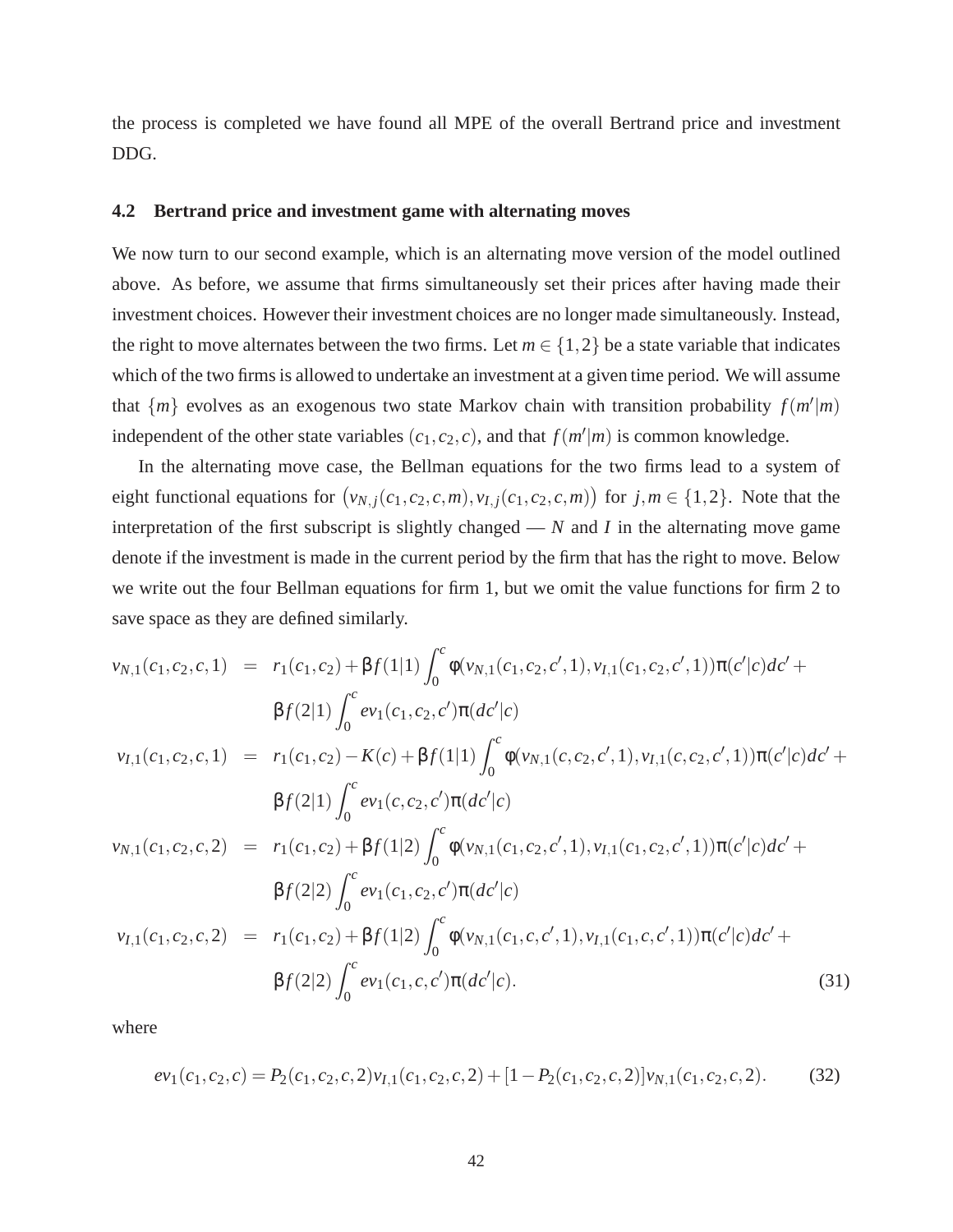the process is completed we have found all MPE of the overall Bertrand price and investment DDG.

### 4.2 Bertrand price and investment game with alternating moves

We now turn to our second example, which is an alternating move version of the model outlined above. As before, we assume that firms simultaneously set their prices after having made their investment choices. However their investment choices are no longer made simultaneously. Instead, the right to move alternates between the two firms. Let $m \in \{1,2\}$ be a state variable that indicates which of the two firms is allowed to undertake an investment at a given time period. We will assume that $\{m\}$ evolves as an exogenous two state Markov chain with transition probability $f(m'|m)$ independent of the other state variables $(c_1,c_2,c)$, and that $f(m'|m)$ is common knowledge.

In the alternating move case, the Bellman equations for the two firms lead to a system of eight functional equations for $\big(v_{N,j}(c_1,c_2,c,m), v_{I,j}(c_1,c_2,c,m)\big)$ for $j,m \in \{1,2\}$. Note that the interpretation of the first subscript is slightly changed — $N$ and $I$ in the alternating move game denote if the investment is made in the current period by the firm that has the right to move. Below we write out the four Bellman equations for firm 1, but we omit the value functions for firm 2 to save space as they are defined similarly.

$$
\begin{aligned}
v_{N,1}(c_1,c_2,c,1) &= r_1(c_1,c_2) + \beta f(1|1) \int_0^c \phi(v_{N,1}(c_1,c_2,c',1), v_{I,1}(c_1,c_2,c',1)) \pi(c'|c) dc' + \\
&\quad \beta f(2|1) \int_0^c ev_1(c_1,c_2,c') \pi(dc'|c) \\
v_{I,1}(c_1,c_2,c,1) &= r_1(c_1,c_2) - K(c) + \beta f(1|1) \int_0^c \phi(v_{N,1}(c,c_2,c',1), v_{I,1}(c,c_2,c',1)) \pi(c'|c) dc' + \\
&\quad \beta f(2|1) \int_0^c ev_1(c,c_2,c') \pi(dc'|c) \\
v_{N,1}(c_1,c_2,c,2) &= r_1(c_1,c_2) + \beta f(1|2) \int_0^c \phi(v_{N,1}(c_1,c_2,c',1), v_{I,1}(c_1,c_2,c',1)) \pi(c'|c) dc' + \\
&\quad \beta f(2|2) \int_0^c ev_1(c_1,c_2,c') \pi(dc'|c) \\
v_{I,1}(c_1,c_2,c,2) &= r_1(c_1,c_2) + \beta f(1|2) \int_0^c \phi(v_{N,1}(c_1,c,c',1), v_{I,1}(c_1,c,c',1)) \pi(c'|c) dc' + \\
&\quad \beta f(2|2) \int_0^c ev_1(c_1,c,c') \pi(dc'|c).
\end{aligned}
\tag{31}
$$

where

$$
ev_1(c_1,c_2,c) = P_2(c_1,c_2,c,2) v_{I,1}(c_1,c_2,c,2) + [1 - P_2(c_1,c_2,c,2)] v_{N,1}(c_1,c_2,c,2). \tag{32}
$$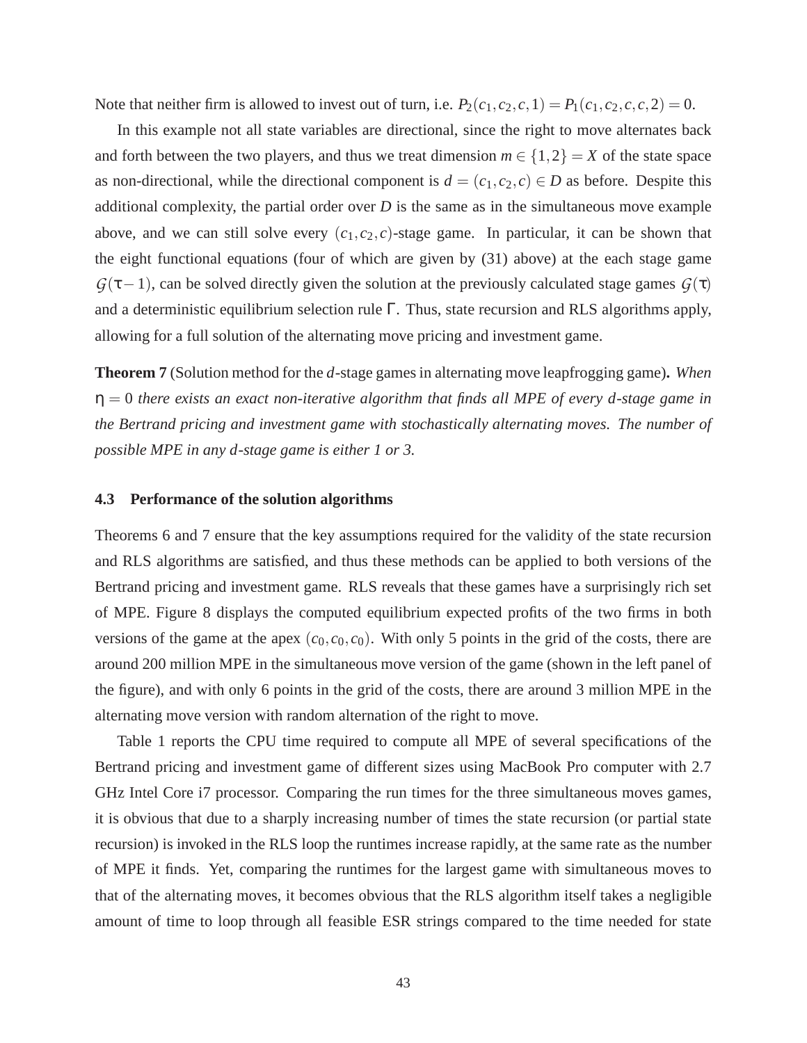Note that neither firm is allowed to invest out of turn, i.e. $P_2(c_1,c_2,c,1) = P_1(c_1,c_2,c,c,2) = 0$.

In this example not all state variables are directional, since the right to move alternates back and forth between the two players, and thus we treat dimension $m \in \{1,2\} = X$ of the state space as non-directional, while the directional component is $d = (c_1,c_2,c) \in D$ as before. Despite this additional complexity, the partial order over $D$ is the same as in the simultaneous move example above, and we can still solve every $(c_1,c_2,c)$-stage game. In particular, it can be shown that the eight functional equations (four of which are given by (31) above) at the each stage game $\mathcal{G}(\tau-1)$, can be solved directly given the solution at the previously calculated stage games $\mathcal{G}(\tau)$ and a deterministic equilibrium selection rule $\Gamma$. Thus, state recursion and RLS algorithms apply, allowing for a full solution of the alternating move pricing and investment game.

**Theorem 7** (Solution method for the $d$-stage games in alternating move leapfrogging game)**.** *When $\eta = 0$ there exists an exact non-iterative algorithm that finds all MPE of every $d$-stage game in the Bertrand pricing and investment game with stochastically alternating moves. The number of possible MPE in any $d$-stage game is either 1 or 3.*

### 4.3 Performance of the solution algorithms

Theorems 6 and 7 ensure that the key assumptions required for the validity of the state recursion and RLS algorithms are satisfied, and thus these methods can be applied to both versions of the Bertrand pricing and investment game. RLS reveals that these games have a surprisingly rich set of MPE. Figure 8 displays the computed equilibrium expected profits of the two firms in both versions of the game at the apex $(c_0,c_0,c_0)$. With only 5 points in the grid of the costs, there are around 200 million MPE in the simultaneous move version of the game (shown in the left panel of the figure), and with only 6 points in the grid of the costs, there are around 3 million MPE in the alternating move version with random alternation of the right to move.

Table 1 reports the CPU time required to compute all MPE of several specifications of the Bertrand pricing and investment game of different sizes using MacBook Pro computer with 2.7 GHz Intel Core i7 processor. Comparing the run times for the three simultaneous moves games, it is obvious that due to a sharply increasing number of times the state recursion (or partial state recursion) is invoked in the RLS loop the runtimes increase rapidly, at the same rate as the number of MPE it finds. Yet, comparing the runtimes for the largest game with simultaneous moves to that of the alternating moves, it becomes obvious that the RLS algorithm itself takes a negligible amount of time to loop through all feasible ESR strings compared to the time needed for state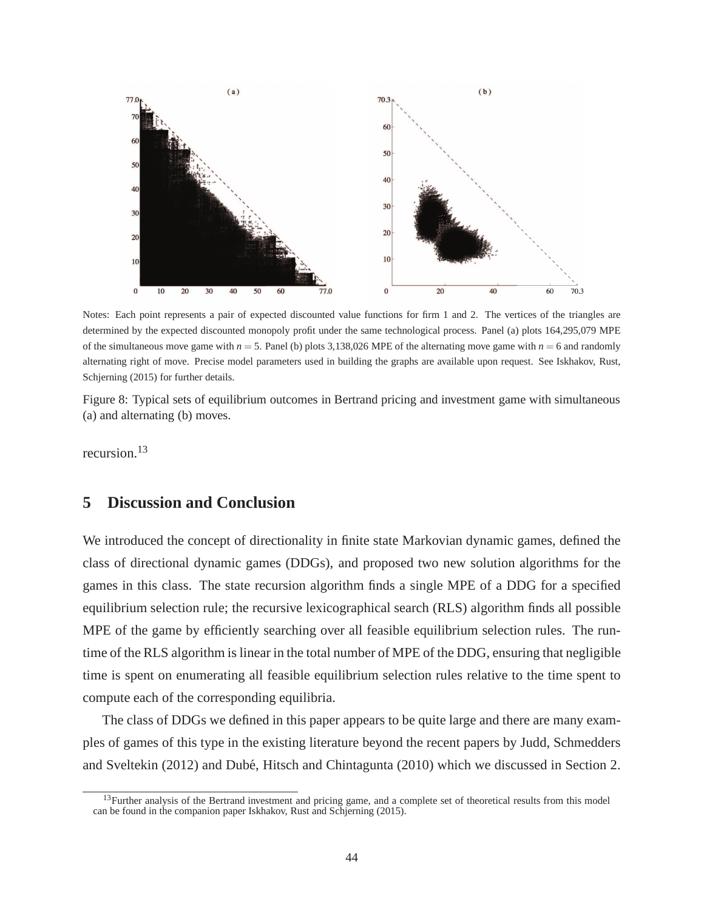Notes: Each point represents a pair of expected discounted value functions for firm 1 and 2. The vertices of the triangles are determined by the expected discounted monopoly profit under the same technological process. Panel (a) plots 164,295,079 MPE of the simultaneous move game with $n = 5$. Panel (b) plots 3,138,026 MPE of the alternating move game with $n = 6$ and randomly alternating right of move. Precise model parameters used in building the graphs are available upon request. See Iskhakov, Rust, Schjerning (2015) for further details.

Figure 8: Typical sets of equilibrium outcomes in Bertrand pricing and investment game with simultaneous (a) and alternating (b) moves.

recursion.[13]

## 5 Discussion and Conclusion

We introduced the concept of directionality in finite state Markovian dynamic games, defined the class of directional dynamic games (DDGs), and proposed two new solution algorithms for the games in this class. The state recursion algorithm finds a single MPE of a DDG for a specified equilibrium selection rule; the recursive lexicographical search (RLS) algorithm finds all possible MPE of the game by efficiently searching over all feasible equilibrium selection rules. The runtime of the RLS algorithm is linear in the total number of MPE of the DDG, ensuring that negligible time is spent on enumerating all feasible equilibrium selection rules relative to the time spent to compute each of the corresponding equilibria.

The class of DDGs we defined in this paper appears to be quite large and there are many examples of games of this type in the existing literature beyond the recent papers by Judd, Schmedders and Sveltekin (2012) and Dubé, Hitsch and Chintagunta (2010) which we discussed in Section 2.

[13]Further analysis of the Bertrand investment and pricing game, and a complete set of theoretical results from this model can be found in the companion paper Iskhakov, Rust and Schjerning (2015).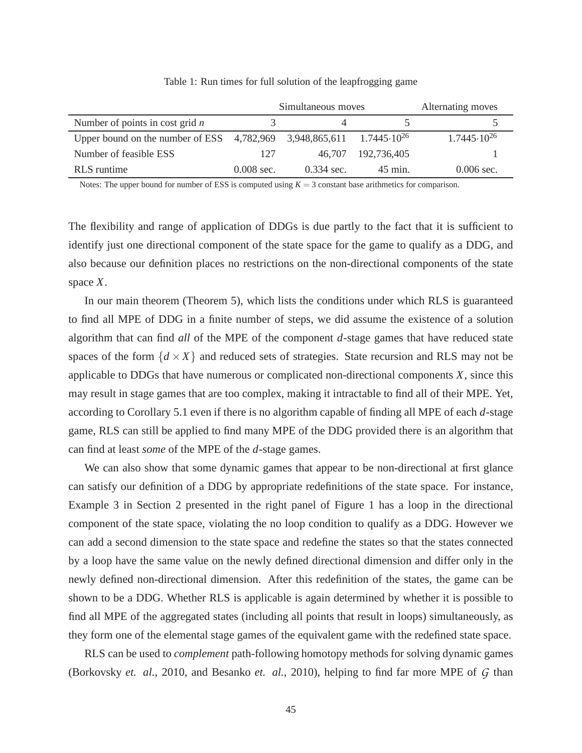Table 1: Run times for full solution of the leapfrogging game

| | Simultaneous moves | | | Alternating moves |
|---|---|---|---|---|
| Number of points in cost grid $n$ | 3 | 4 | 5 | 5 |
| Upper bound on the number of ESS | 4,782,969 | 3,948,865,611 | $1.7445{\cdot}10^{26}$ | $1.7445{\cdot}10^{26}$ |
| Number of feasible ESS | 127 | 46,707 | 192,736,405 | 1 |
| RLS runtime | 0.008 sec. | 0.334 sec. | 45 min. | 0.006 sec. |

Notes: The upper bound for number of ESS is computed using $K = 3$ constant base arithmetics for comparison.

The flexibility and range of application of DDGs is due partly to the fact that it is sufficient to identify just one directional component of the state space for the game to qualify as a DDG, and also because our definition places no restrictions on the non-directional components of the state space $X$.

In our main theorem (Theorem 5), which lists the conditions under which RLS is guaranteed to find all MPE of DDG in a finite number of steps, we did assume the existence of a solution algorithm that can find *all* of the MPE of the component $d$-stage games that have reduced state spaces of the form $\{d \times X\}$ and reduced sets of strategies. State recursion and RLS may not be applicable to DDGs that have numerous or complicated non-directional components $X$, since this may result in stage games that are too complex, making it intractable to find all of their MPE. Yet, according to Corollary 5.1 even if there is no algorithm capable of finding all MPE of each $d$-stage game, RLS can still be applied to find many MPE of the DDG provided there is an algorithm that can find at least *some* of the MPE of the $d$-stage games.

We can also show that some dynamic games that appear to be non-directional at first glance can satisfy our definition of a DDG by appropriate redefinitions of the state space. For instance, Example 3 in Section 2 presented in the right panel of Figure 1 has a loop in the directional component of the state space, violating the no loop condition to qualify as a DDG. However we can add a second dimension to the state space and redefine the states so that the states connected by a loop have the same value on the newly defined directional dimension and differ only in the newly defined non-directional dimension. After this redefinition of the states, the game can be shown to be a DDG. Whether RLS is applicable is again determined by whether it is possible to find all MPE of the aggregated states (including all points that result in loops) simultaneously, as they form one of the elemental stage games of the equivalent game with the redefined state space.

RLS can be used to *complement* path-following homotopy methods for solving dynamic games (Borkovsky *et. al.*, 2010, and Besanko *et. al.*, 2010), helping to find far more MPE of $\mathcal{G}$ than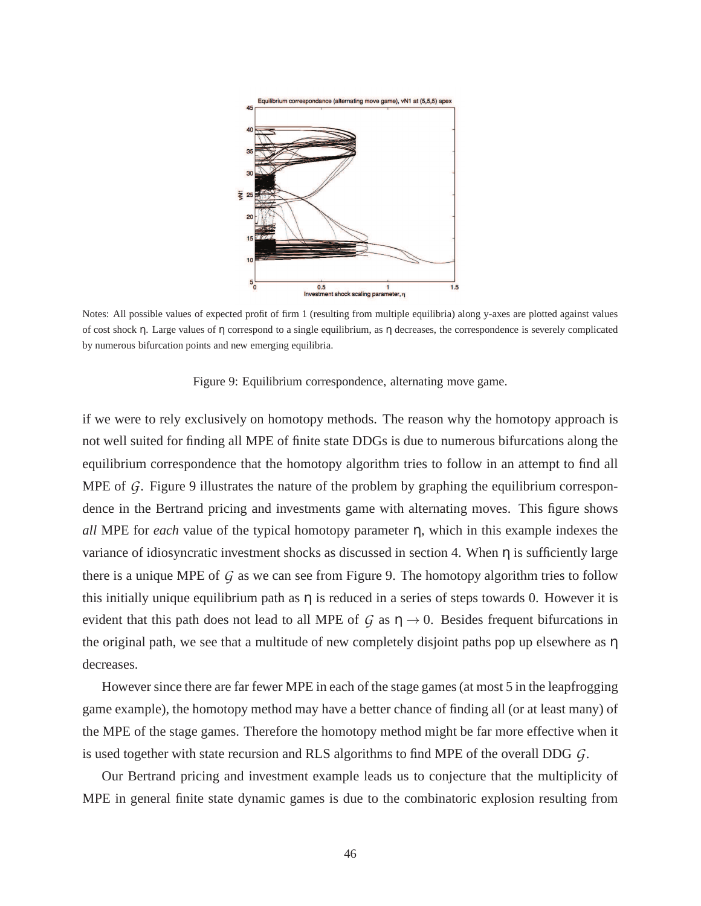Notes: All possible values of expected profit of firm 1 (resulting from multiple equilibria) along y-axes are plotted against values of cost shock $\eta$. Large values of $\eta$ correspond to a single equilibrium, as $\eta$ decreases, the correspondence is severely complicated by numerous bifurcation points and new emerging equilibria.

Figure 9: Equilibrium correspondence, alternating move game.

if we were to rely exclusively on homotopy methods. The reason why the homotopy approach is not well suited for finding all MPE of finite state DDGs is due to numerous bifurcations along the equilibrium correspondence that the homotopy algorithm tries to follow in an attempt to find all MPE of $\mathcal{G}$. Figure 9 illustrates the nature of the problem by graphing the equilibrium correspondence in the Bertrand pricing and investments game with alternating moves. This figure shows *all* MPE for *each* value of the typical homotopy parameter $\eta$, which in this example indexes the variance of idiosyncratic investment shocks as discussed in section 4. When $\eta$ is sufficiently large there is a unique MPE of $\mathcal{G}$ as we can see from Figure 9. The homotopy algorithm tries to follow this initially unique equilibrium path as $\eta$ is reduced in a series of steps towards 0. However it is evident that this path does not lead to all MPE of $\mathcal{G}$ as $\eta \to 0$. Besides frequent bifurcations in the original path, we see that a multitude of new completely disjoint paths pop up elsewhere as $\eta$ decreases.

However since there are far fewer MPE in each of the stage games (at most 5 in the leapfrogging game example), the homotopy method may have a better chance of finding all (or at least many) of the MPE of the stage games. Therefore the homotopy method might be far more effective when it is used together with state recursion and RLS algorithms to find MPE of the overall DDG $\mathcal{G}$.

Our Bertrand pricing and investment example leads us to conjecture that the multiplicity of MPE in general finite state dynamic games is due to the combinatoric explosion resulting from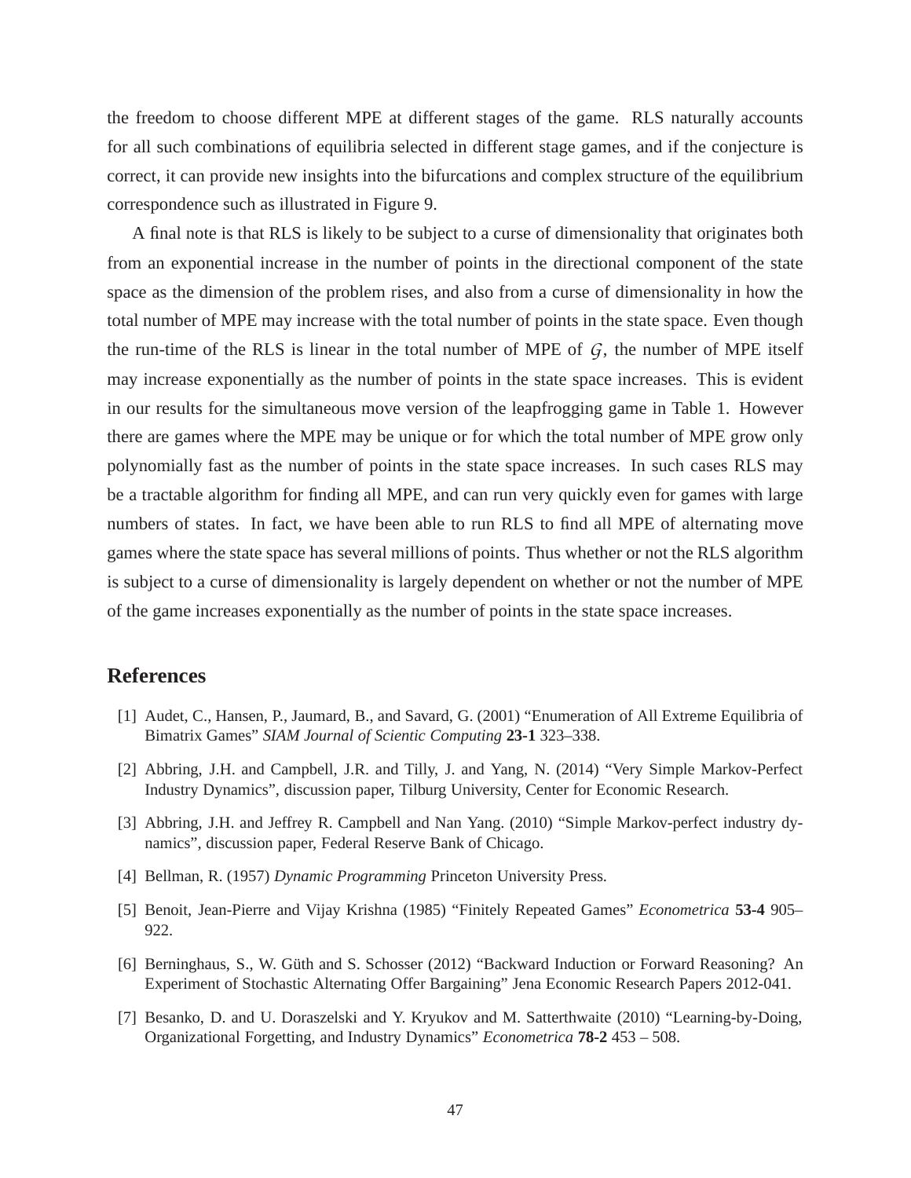the freedom to choose different MPE at different stages of the game. RLS naturally accounts for all such combinations of equilibria selected in different stage games, and if the conjecture is correct, it can provide new insights into the bifurcations and complex structure of the equilibrium correspondence such as illustrated in Figure 9.

A final note is that RLS is likely to be subject to a curse of dimensionality that originates both from an exponential increase in the number of points in the directional component of the state space as the dimension of the problem rises, and also from a curse of dimensionality in how the total number of MPE may increase with the total number of points in the state space. Even though the run-time of the RLS is linear in the total number of MPE of $\mathcal{G}$, the number of MPE itself may increase exponentially as the number of points in the state space increases. This is evident in our results for the simultaneous move version of the leapfrogging game in Table 1. However there are games where the MPE may be unique or for which the total number of MPE grow only polynomially fast as the number of points in the state space increases. In such cases RLS may be a tractable algorithm for finding all MPE, and can run very quickly even for games with large numbers of states. In fact, we have been able to run RLS to find all MPE of alternating move games where the state space has several millions of points. Thus whether or not the RLS algorithm is subject to a curse of dimensionality is largely dependent on whether or not the number of MPE of the game increases exponentially as the number of points in the state space increases.

## References

[1] Audet, C., Hansen, P., Jaumard, B., and Savard, G. (2001) "Enumeration of All Extreme Equilibria of Bimatrix Games" *SIAM Journal of Scientic Computing* **23-1** 323–338.

[2] Abbring, J.H. and Campbell, J.R. and Tilly, J. and Yang, N. (2014) "Very Simple Markov-Perfect Industry Dynamics", discussion paper, Tilburg University, Center for Economic Research.

[3] Abbring, J.H. and Jeffrey R. Campbell and Nan Yang. (2010) "Simple Markov-perfect industry dynamics", discussion paper, Federal Reserve Bank of Chicago.

[4] Bellman, R. (1957) *Dynamic Programming* Princeton University Press.

[5] Benoit, Jean-Pierre and Vijay Krishna (1985) "Finitely Repeated Games" *Econometrica* **53-4** 905–922.

[6] Berninghaus, S., W. Güth and S. Schosser (2012) "Backward Induction or Forward Reasoning? An Experiment of Stochastic Alternating Offer Bargaining" Jena Economic Research Papers 2012-041.

[7] Besanko, D. and U. Doraszelski and Y. Kryukov and M. Satterthwaite (2010) "Learning-by-Doing, Organizational Forgetting, and Industry Dynamics" *Econometrica* **78-2** 453 – 508.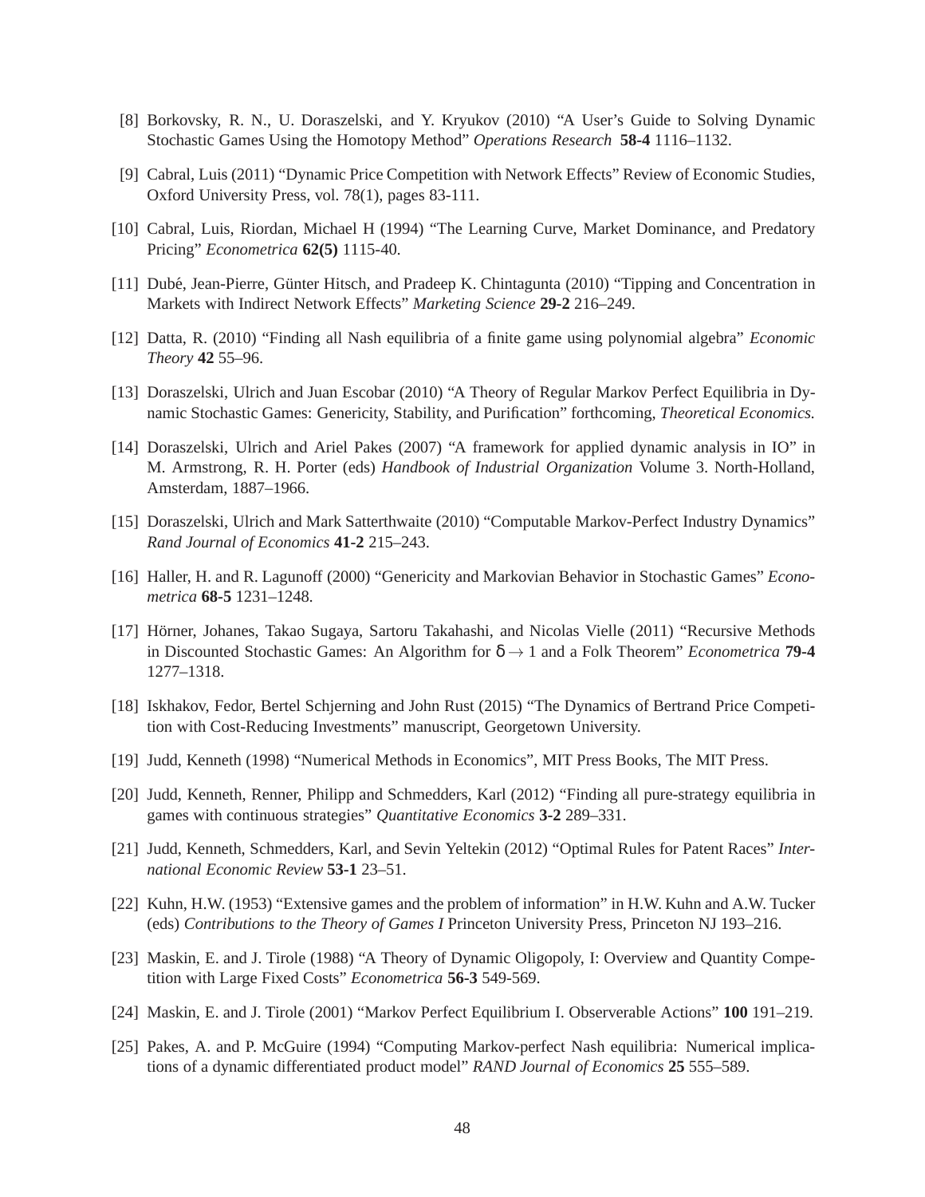[8] Borkovsky, R. N., U. Doraszelski, and Y. Kryukov (2010) "A User's Guide to Solving Dynamic Stochastic Games Using the Homotopy Method" *Operations Research* **58-4** 1116–1132.

[9] Cabral, Luis (2011) "Dynamic Price Competition with Network Effects" Review of Economic Studies, Oxford University Press, vol. 78(1), pages 83-111.

[10] Cabral, Luis, Riordan, Michael H (1994) "The Learning Curve, Market Dominance, and Predatory Pricing" *Econometrica* **62(5)** 1115-40.

[11] Dubé, Jean-Pierre, Günter Hitsch, and Pradeep K. Chintagunta (2010) "Tipping and Concentration in Markets with Indirect Network Effects" *Marketing Science* **29-2** 216–249.

[12] Datta, R. (2010) "Finding all Nash equilibria of a finite game using polynomial algebra" *Economic Theory* **42** 55–96.

[13] Doraszelski, Ulrich and Juan Escobar (2010) "A Theory of Regular Markov Perfect Equilibria in Dynamic Stochastic Games: Genericity, Stability, and Purification" forthcoming, *Theoretical Economics.*

[14] Doraszelski, Ulrich and Ariel Pakes (2007) "A framework for applied dynamic analysis in IO" in M. Armstrong, R. H. Porter (eds) *Handbook of Industrial Organization* Volume 3. North-Holland, Amsterdam, 1887–1966.

[15] Doraszelski, Ulrich and Mark Satterthwaite (2010) "Computable Markov-Perfect Industry Dynamics" *Rand Journal of Economics* **41-2** 215–243.

[16] Haller, H. and R. Lagunoff (2000) "Genericity and Markovian Behavior in Stochastic Games" *Econometrica* **68-5** 1231–1248.

[17] Hörner, Johanes, Takao Sugaya, Sartoru Takahashi, and Nicolas Vielle (2011) "Recursive Methods in Discounted Stochastic Games: An Algorithm for $\delta \to 1$ and a Folk Theorem" *Econometrica* **79-4** 1277–1318.

[18] Iskhakov, Fedor, Bertel Schjerning and John Rust (2015) "The Dynamics of Bertrand Price Competition with Cost-Reducing Investments" manuscript, Georgetown University.

[19] Judd, Kenneth (1998) "Numerical Methods in Economics", MIT Press Books, The MIT Press.

[20] Judd, Kenneth, Renner, Philipp and Schmedders, Karl (2012) "Finding all pure-strategy equilibria in games with continuous strategies" *Quantitative Economics* **3-2** 289–331.

[21] Judd, Kenneth, Schmedders, Karl, and Sevin Yeltekin (2012) "Optimal Rules for Patent Races" *International Economic Review* **53-1** 23–51.

[22] Kuhn, H.W. (1953) "Extensive games and the problem of information" in H.W. Kuhn and A.W. Tucker (eds) *Contributions to the Theory of Games I* Princeton University Press, Princeton NJ 193–216.

[23] Maskin, E. and J. Tirole (1988) "A Theory of Dynamic Oligopoly, I: Overview and Quantity Competition with Large Fixed Costs" *Econometrica* **56-3** 549-569.

[24] Maskin, E. and J. Tirole (2001) "Markov Perfect Equilibrium I. Observerable Actions" **100** 191–219.

[25] Pakes, A. and P. McGuire (1994) "Computing Markov-perfect Nash equilibria: Numerical implications of a dynamic differentiated product model" *RAND Journal of Economics* **25** 555–589.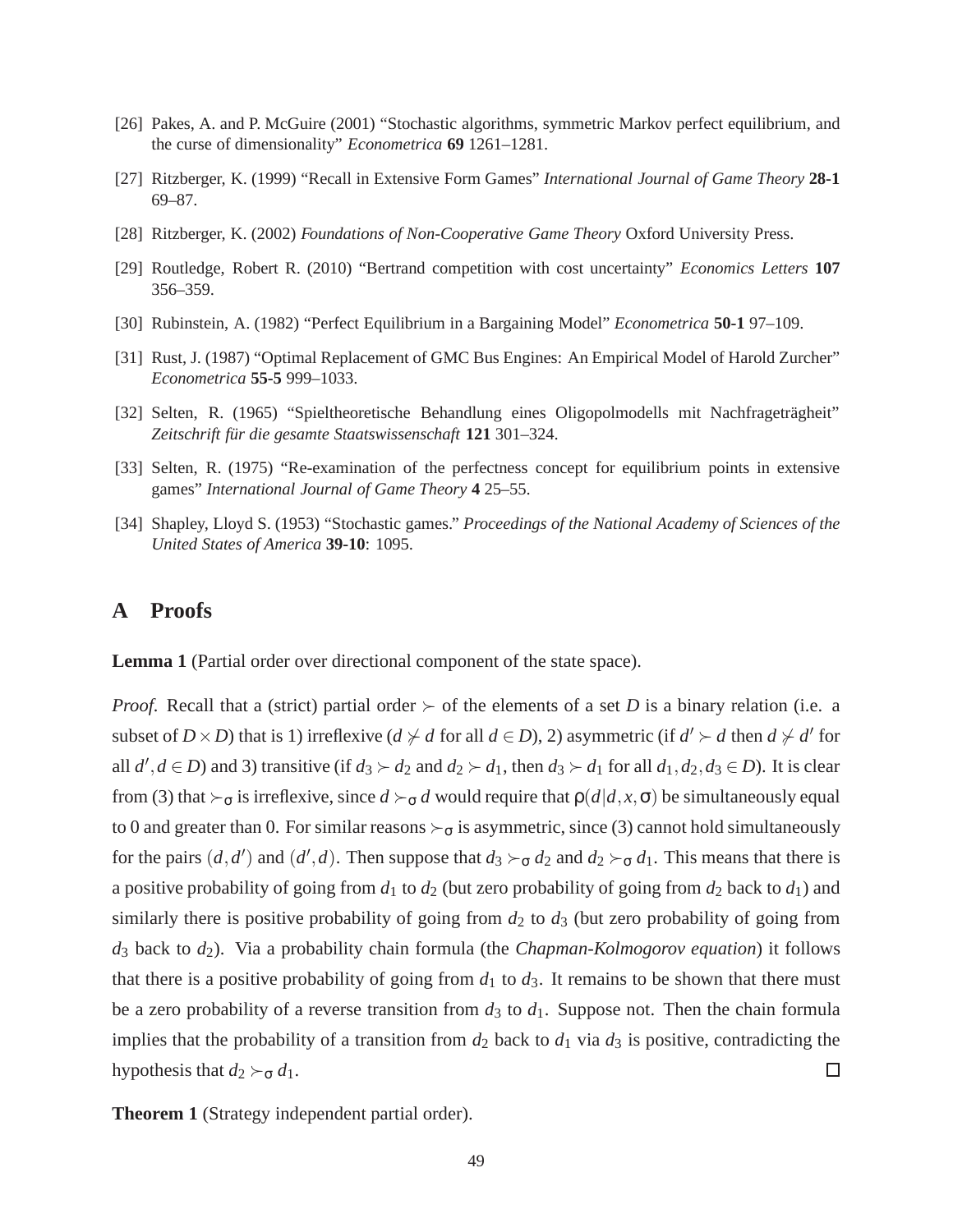[26] Pakes, A. and P. McGuire (2001) "Stochastic algorithms, symmetric Markov perfect equilibrium, and the curse of dimensionality" *Econometrica* **69** 1261–1281.

[27] Ritzberger, K. (1999) "Recall in Extensive Form Games" *International Journal of Game Theory* **28-1** 69–87.

[28] Ritzberger, K. (2002) *Foundations of Non-Cooperative Game Theory* Oxford University Press.

[29] Routledge, Robert R. (2010) "Bertrand competition with cost uncertainty" *Economics Letters* **107** 356–359.

[30] Rubinstein, A. (1982) "Perfect Equilibrium in a Bargaining Model" *Econometrica* **50-1** 97–109.

[31] Rust, J. (1987) "Optimal Replacement of GMC Bus Engines: An Empirical Model of Harold Zurcher" *Econometrica* **55-5** 999–1033.

[32] Selten, R. (1965) "Spieltheoretische Behandlung eines Oligopolmodells mit Nachfrageträgheit" *Zeitschrift für die gesamte Staatswissenschaft* **121** 301–324.

[33] Selten, R. (1975) "Re-examination of the perfectness concept for equilibrium points in extensive games" *International Journal of Game Theory* **4** 25–55.

[34] Shapley, Lloyd S. (1953) "Stochastic games." *Proceedings of the National Academy of Sciences of the United States of America* **39-10**: 1095.

# A Proofs

**Lemma 1** (Partial order over directional component of the state space).

*Proof.* Recall that a (strict) partial order $\succ$ of the elements of a set $D$ is a binary relation (i.e. a subset of $D \times D$) that is 1) irreflexive ($d \not\succ d$ for all $d \in D$), 2) asymmetric (if $d' \succ d$ then $d \not\succ d'$ for all $d', d \in D$) and 3) transitive (if $d_3 \succ d_2$ and $d_2 \succ d_1$, then $d_3 \succ d_1$ for all $d_1, d_2, d_3 \in D$). It is clear from (3) that $\succ_\sigma$ is irreflexive, since $d \succ_\sigma d$ would require that $\rho(d|d,x,\sigma)$ be simultaneously equal to 0 and greater than 0. For similar reasons $\succ_\sigma$ is asymmetric, since (3) cannot hold simultaneously for the pairs $(d,d')$ and $(d',d)$. Then suppose that $d_3 \succ_\sigma d_2$ and $d_2 \succ_\sigma d_1$. This means that there is a positive probability of going from $d_1$ to $d_2$ (but zero probability of going from $d_2$ back to $d_1$) and similarly there is positive probability of going from $d_2$ to $d_3$ (but zero probability of going from $d_3$ back to $d_2$). Via a probability chain formula (the *Chapman-Kolmogorov equation*) it follows that there is a positive probability of going from $d_1$ to $d_3$. It remains to be shown that there must be a zero probability of a reverse transition from $d_3$ to $d_1$. Suppose not. Then the chain formula implies that the probability of a transition from $d_2$ back to $d_1$ via $d_3$ is positive, contradicting the hypothesis that $d_2 \succ_\sigma d_1$. □

**Theorem 1** (Strategy independent partial order).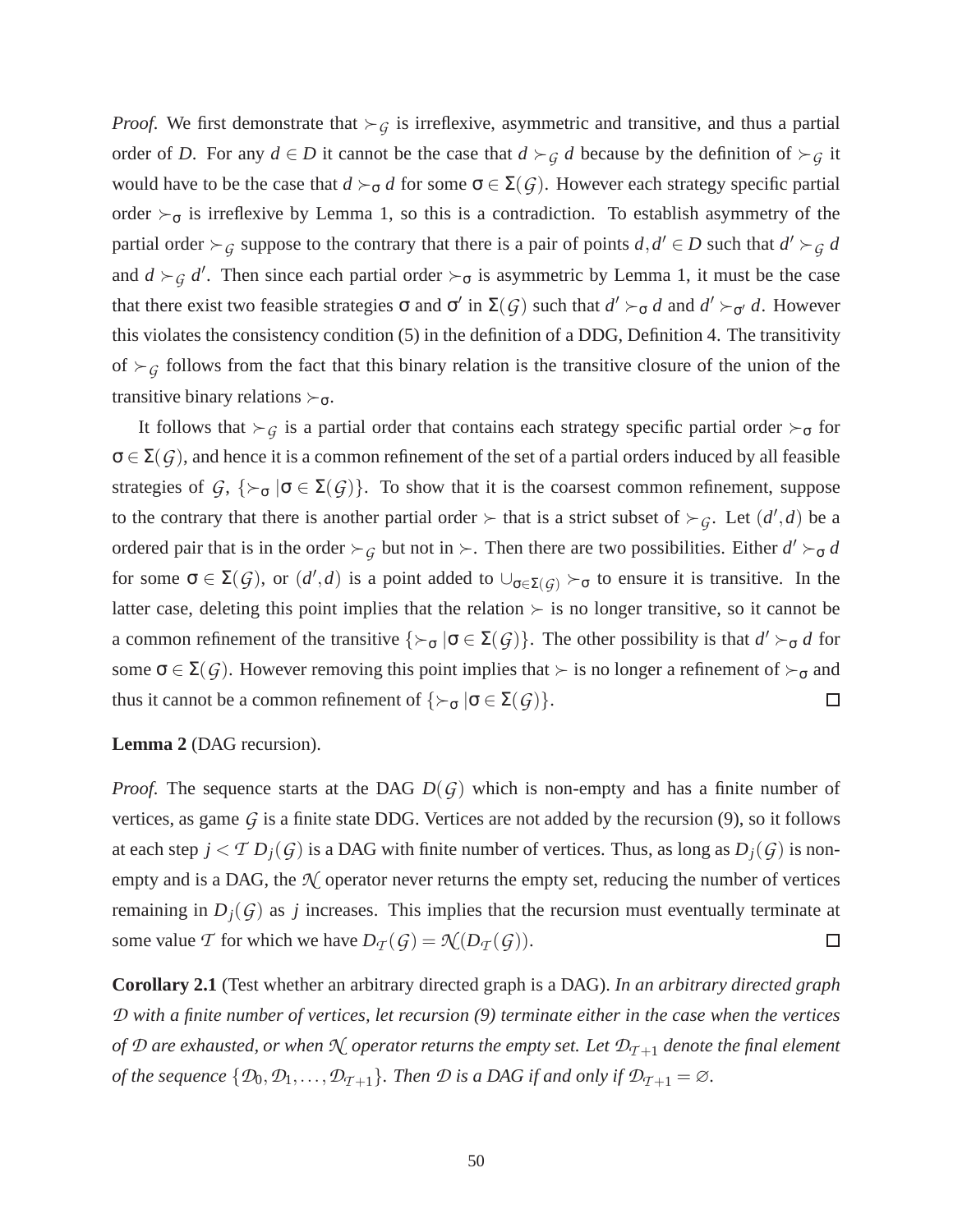*Proof.* We first demonstrate that $\succ_{\mathcal{G}}$ is irreflexive, asymmetric and transitive, and thus a partial order of $D$. For any $d \in D$ it cannot be the case that $d \succ_{\mathcal{G}} d$ because by the definition of $\succ_{\mathcal{G}}$ it would have to be the case that $d \succ_{\sigma} d$ for some $\sigma \in \Sigma(\mathcal{G})$. However each strategy specific partial order $\succ_{\sigma}$ is irreflexive by Lemma 1, so this is a contradiction. To establish asymmetry of the partial order $\succ_{\mathcal{G}}$ suppose to the contrary that there is a pair of points $d, d' \in D$ such that $d' \succ_{\mathcal{G}} d$ and $d \succ_{\mathcal{G}} d'$. Then since each partial order $\succ_{\sigma}$ is asymmetric by Lemma 1, it must be the case that there exist two feasible strategies $\sigma$ and $\sigma'$ in $\Sigma(\mathcal{G})$ such that $d' \succ_{\sigma} d$ and $d' \succ_{\sigma'} d$. However this violates the consistency condition (5) in the definition of a DDG, Definition 4. The transitivity of $\succ_{\mathcal{G}}$ follows from the fact that this binary relation is the transitive closure of the union of the transitive binary relations $\succ_{\sigma}$.

It follows that $\succ_{\mathcal{G}}$ is a partial order that contains each strategy specific partial order $\succ_{\sigma}$ for $\sigma \in \Sigma(\mathcal{G})$, and hence it is a common refinement of the set of a partial orders induced by all feasible strategies of $\mathcal{G}$, $\{\succ_{\sigma} | \sigma \in \Sigma(\mathcal{G})\}$. To show that it is the coarsest common refinement, suppose to the contrary that there is another partial order $\succ$ that is a strict subset of $\succ_{\mathcal{G}}$. Let $(d', d)$ be a ordered pair that is in the order $\succ_{\mathcal{G}}$ but not in $\succ$. Then there are two possibilities. Either $d' \succ_{\sigma} d$ for some $\sigma \in \Sigma(\mathcal{G})$, or $(d', d)$ is a point added to $\cup_{\sigma \in \Sigma(\mathcal{G})} \succ_{\sigma}$ to ensure it is transitive. In the latter case, deleting this point implies that the relation $\succ$ is no longer transitive, so it cannot be a common refinement of the transitive $\{\succ_{\sigma} | \sigma \in \Sigma(\mathcal{G})\}$. The other possibility is that $d' \succ_{\sigma} d$ for some $\sigma \in \Sigma(\mathcal{G})$. However removing this point implies that $\succ$ is no longer a refinement of $\succ_{\sigma}$ and thus it cannot be a common refinement of $\{\succ_{\sigma} | \sigma \in \Sigma(\mathcal{G})\}$. ☐

**Lemma 2** (DAG recursion).

*Proof.* The sequence starts at the DAG $D(\mathcal{G})$ which is non-empty and has a finite number of vertices, as game $\mathcal{G}$ is a finite state DDG. Vertices are not added by the recursion (9), so it follows at each step $j < \mathcal{T}$ $D_j(\mathcal{G})$ is a DAG with finite number of vertices. Thus, as long as $D_j(\mathcal{G})$ is non-empty and is a DAG, the $\mathcal{N}$ operator never returns the empty set, reducing the number of vertices remaining in $D_j(\mathcal{G})$ as $j$ increases. This implies that the recursion must eventually terminate at some value $\mathcal{T}$ for which we have $D_{\mathcal{T}}(\mathcal{G}) = \mathcal{N}(D_{\mathcal{T}}(\mathcal{G}))$. ☐

**Corollary 2.1** (Test whether an arbitrary directed graph is a DAG). *In an arbitrary directed graph $\mathcal{D}$ with a finite number of vertices, let recursion (9) terminate either in the case when the vertices of $\mathcal{D}$ are exhausted, or when $\mathcal{N}$ operator returns the empty set. Let $\mathcal{D}_{\mathcal{T}+1}$ denote the final element of the sequence $\{\mathcal{D}_0, \mathcal{D}_1, \ldots, \mathcal{D}_{\mathcal{T}+1}\}$. Then $\mathcal{D}$ is a DAG if and only if $\mathcal{D}_{\mathcal{T}+1} = \varnothing$.*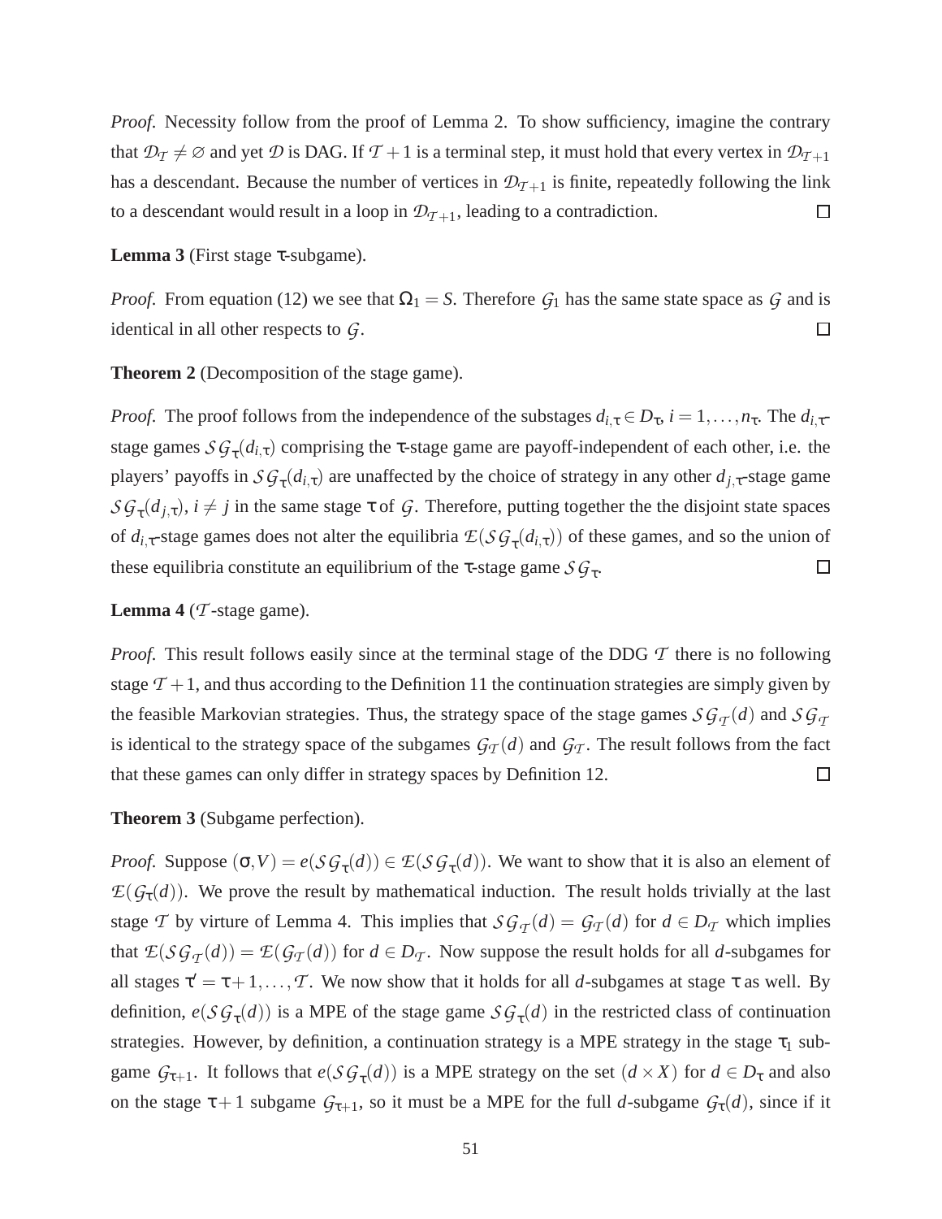*Proof.* Necessity follow from the proof of Lemma 2. To show sufficiency, imagine the contrary that $\mathcal{D}_{\mathcal{T}} \neq \varnothing$ and yet $\mathcal{D}$ is DAG. If $\mathcal{T}+1$ is a terminal step, it must hold that every vertex in $\mathcal{D}_{\mathcal{T}+1}$ has a descendant. Because the number of vertices in $\mathcal{D}_{\mathcal{T}+1}$ is finite, repeatedly following the link to a descendant would result in a loop in $\mathcal{D}_{\mathcal{T}+1}$, leading to a contradiction. □

**Lemma 3** (First stage τ-subgame).

*Proof.* From equation (12) we see that $\Omega_1 = S$. Therefore $\mathcal{G}_1$ has the same state space as $\mathcal{G}$ and is identical in all other respects to $\mathcal{G}$. □

**Theorem 2** (Decomposition of the stage game).

*Proof.* The proof follows from the independence of the substages $d_{i,\tau} \in D_\tau$, $i = 1, \ldots, n_\tau$. The $d_{i,\tau}$-stage games $\mathcal{SG}_\tau(d_{i,\tau})$ comprising the τ-stage game are payoff-independent of each other, i.e. the players' payoffs in $\mathcal{SG}_\tau(d_{i,\tau})$ are unaffected by the choice of strategy in any other $d_{j,\tau}$-stage game $\mathcal{SG}_\tau(d_{j,\tau})$, $i \neq j$ in the same stage $\tau$ of $\mathcal{G}$. Therefore, putting together the the disjoint state spaces of $d_{i,\tau}$-stage games does not alter the equilibria $\mathcal{E}(\mathcal{SG}_\tau(d_{i,\tau}))$ of these games, and so the union of these equilibria constitute an equilibrium of the τ-stage game $\mathcal{SG}_\tau$. □

**Lemma 4** ($\mathcal{T}$-stage game).

*Proof.* This result follows easily since at the terminal stage of the DDG $\mathcal{T}$ there is no following stage $\mathcal{T}+1$, and thus according to the Definition 11 the continuation strategies are simply given by the feasible Markovian strategies. Thus, the strategy space of the stage games $\mathcal{SG}_{\mathcal{T}}(d)$ and $\mathcal{SG}_{\mathcal{T}}$ is identical to the strategy space of the subgames $\mathcal{G}_{\mathcal{T}}(d)$ and $\mathcal{G}_{\mathcal{T}}$. The result follows from the fact that these games can only differ in strategy spaces by Definition 12. □

**Theorem 3** (Subgame perfection).

*Proof.* Suppose $(\sigma, V) = e(\mathcal{SG}_\tau(d)) \in \mathcal{E}(\mathcal{SG}_\tau(d))$. We want to show that it is also an element of $\mathcal{E}(\mathcal{G}_\tau(d))$. We prove the result by mathematical induction. The result holds trivially at the last stage $\mathcal{T}$ by virture of Lemma 4. This implies that $\mathcal{SG}_{\mathcal{T}}(d) = \mathcal{G}_{\mathcal{T}}(d)$ for $d \in D_{\mathcal{T}}$ which implies that $\mathcal{E}(\mathcal{SG}_{\mathcal{T}}(d)) = \mathcal{E}(\mathcal{G}_{\mathcal{T}}(d))$ for $d \in D_{\mathcal{T}}$. Now suppose the result holds for all $d$-subgames for all stages $\tau' = \tau+1, \ldots, \mathcal{T}$. We now show that it holds for all $d$-subgames at stage $\tau$ as well. By definition, $e(\mathcal{SG}_\tau(d))$ is a MPE of the stage game $\mathcal{SG}_\tau(d)$ in the restricted class of continuation strategies. However, by definition, a continuation strategy is a MPE strategy in the stage $\tau_1$ subgame $\mathcal{G}_{\tau+1}$. It follows that $e(\mathcal{SG}_\tau(d))$ is a MPE strategy on the set $(d \times X)$ for $d \in D_\tau$ and also on the stage $\tau+1$ subgame $\mathcal{G}_{\tau+1}$, so it must be a MPE for the full $d$-subgame $\mathcal{G}_\tau(d)$, since if it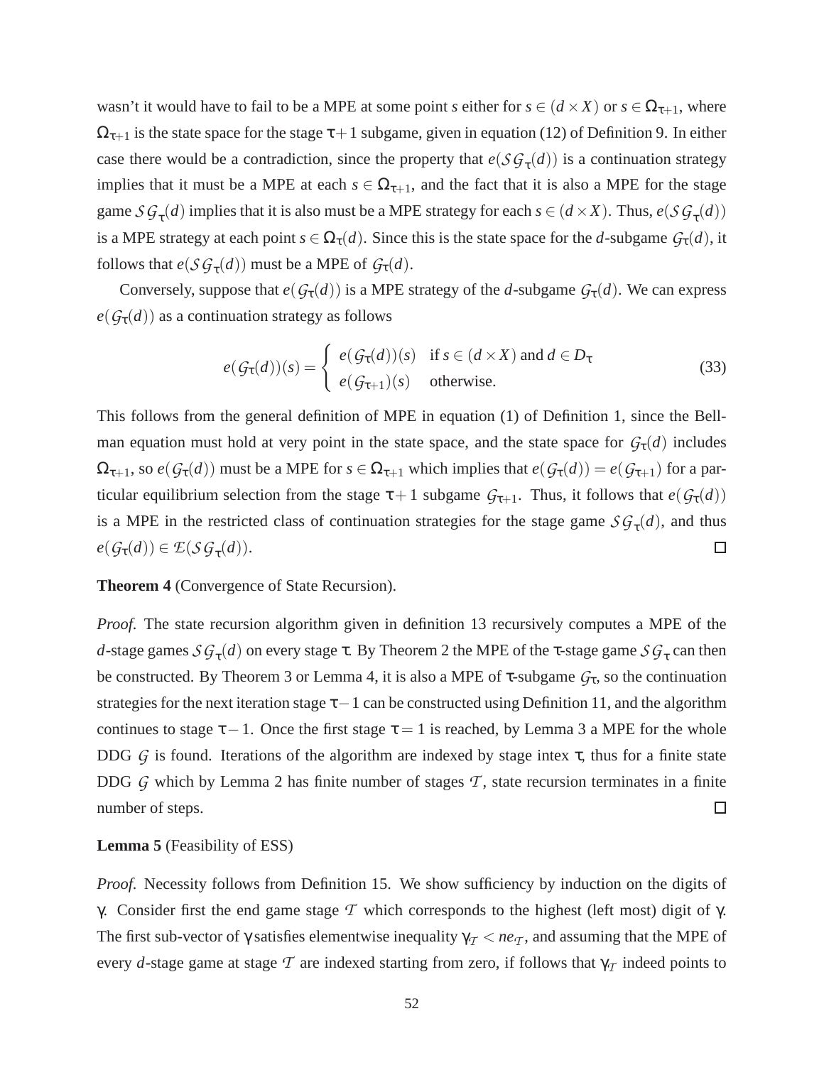wasn't it would have to fail to be a MPE at some point $s$ either for $s \in (d \times X)$ or $s \in \Omega_{\tau+1}$, where $\Omega_{\tau+1}$ is the state space for the stage $\tau+1$ subgame, given in equation (12) of Definition 9. In either case there would be a contradiction, since the property that $e(\mathcal{SG}_\tau(d))$ is a continuation strategy implies that it must be a MPE at each $s \in \Omega_{\tau+1}$, and the fact that it is also a MPE for the stage game $\mathcal{SG}_\tau(d)$ implies that it is also must be a MPE strategy for each $s \in (d \times X)$. Thus, $e(\mathcal{SG}_\tau(d))$ is a MPE strategy at each point $s \in \Omega_\tau(d)$. Since this is the state space for the $d$-subgame $\mathcal{G}_\tau(d)$, it follows that $e(\mathcal{SG}_\tau(d))$ must be a MPE of $\mathcal{G}_\tau(d)$.

Conversely, suppose that $e(\mathcal{G}_\tau(d))$ is a MPE strategy of the $d$-subgame $\mathcal{G}_\tau(d)$. We can express $e(\mathcal{G}_\tau(d))$ as a continuation strategy as follows

$$
e(\mathcal{G}_\tau(d))(s) = \begin{cases} e(\mathcal{G}_\tau(d))(s) & \text{if } s \in (d \times X) \text{ and } d \in D_\tau \\ e(\mathcal{G}_{\tau+1})(s) & \text{otherwise.} \end{cases} \tag{33}
$$

This follows from the general definition of MPE in equation (1) of Definition 1, since the Bellman equation must hold at very point in the state space, and the state space for $\mathcal{G}_\tau(d)$ includes $\Omega_{\tau+1}$, so $e(\mathcal{G}_\tau(d))$ must be a MPE for $s \in \Omega_{\tau+1}$ which implies that $e(\mathcal{G}_\tau(d)) = e(\mathcal{G}_{\tau+1})$ for a particular equilibrium selection from the stage $\tau+1$ subgame $\mathcal{G}_{\tau+1}$. Thus, it follows that $e(\mathcal{G}_\tau(d))$ is a MPE in the restricted class of continuation strategies for the stage game $\mathcal{SG}_\tau(d)$, and thus $e(\mathcal{G}_\tau(d)) \in \mathcal{E}(\mathcal{SG}_\tau(d))$. ☐

**Theorem 4** (Convergence of State Recursion).

*Proof.* The state recursion algorithm given in definition 13 recursively computes a MPE of the $d$-stage games $\mathcal{SG}_\tau(d)$ on every stage $\tau$. By Theorem 2 the MPE of the $\tau$-stage game $\mathcal{SG}_\tau$ can then be constructed. By Theorem 3 or Lemma 4, it is also a MPE of $\tau$-subgame $\mathcal{G}_\tau$, so the continuation strategies for the next iteration stage $\tau-1$ can be constructed using Definition 11, and the algorithm continues to stage $\tau-1$. Once the first stage $\tau = 1$ is reached, by Lemma 3 a MPE for the whole DDG $\mathcal{G}$ is found. Iterations of the algorithm are indexed by stage intex $\tau$, thus for a finite state DDG $\mathcal{G}$ which by Lemma 2 has finite number of stages $\mathcal{T}$, state recursion terminates in a finite number of steps. ☐

**Lemma 5** (Feasibility of ESS)

*Proof.* Necessity follows from Definition 15. We show sufficiency by induction on the digits of $\gamma$. Consider first the end game stage $\mathcal{T}$ which corresponds to the highest (left most) digit of $\gamma$. The first sub-vector of $\gamma$ satisfies elementwise inequality $\gamma_{\mathcal{T}} < ne_{\mathcal{T}}$, and assuming that the MPE of every $d$-stage game at stage $\mathcal{T}$ are indexed starting from zero, if follows that $\gamma_{\mathcal{T}}$ indeed points to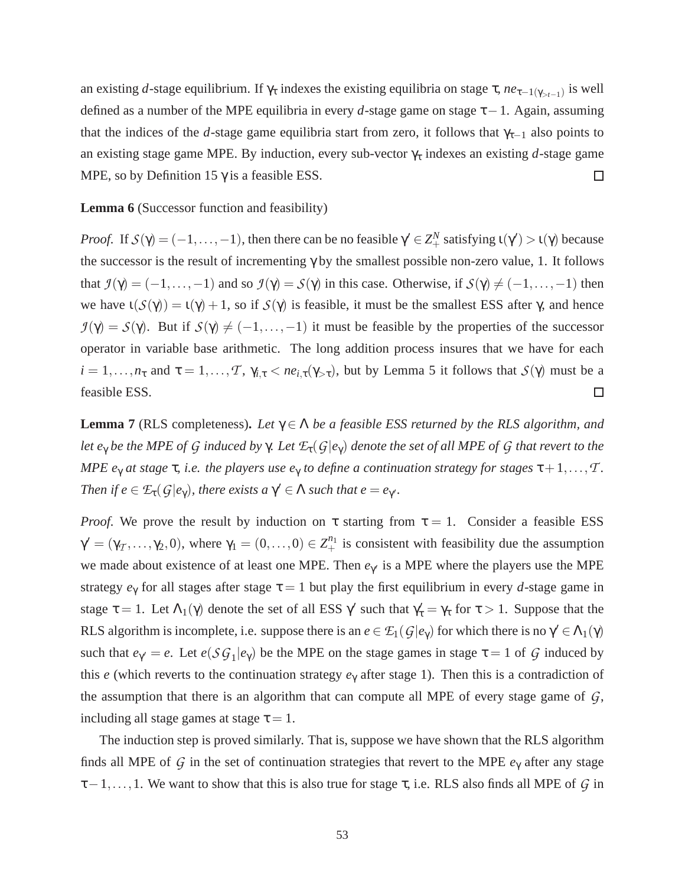an existing $d$-stage equilibrium. If $\gamma_\tau$ indexes the existing equilibria on stage $\tau$, $ne_{\tau-1(\gamma_{>t-1})}$ is well defined as a number of the MPE equilibria in every $d$-stage game on stage $\tau-1$. Again, assuming that the indices of the $d$-stage game equilibria start from zero, it follows that $\gamma_{\tau-1}$ also points to an existing stage game MPE. By induction, every sub-vector $\gamma_\tau$ indexes an existing $d$-stage game MPE, so by Definition 15 $\gamma$ is a feasible ESS. $\square$

**Lemma 6** (Successor function and feasibility)

*Proof.* If $\mathcal{S}(\gamma) = (-1,\ldots,-1)$, then there can be no feasible $\gamma' \in Z_+^N$ satisfying $\iota(\gamma') > \iota(\gamma)$ because the successor is the result of incrementing $\gamma$ by the smallest possible non-zero value, 1. It follows that $\mathcal{J}(\gamma) = (-1,\ldots,-1)$ and so $\mathcal{J}(\gamma) = \mathcal{S}(\gamma)$ in this case. Otherwise, if $\mathcal{S}(\gamma) \neq (-1,\ldots,-1)$ then we have $\iota(\mathcal{S}(\gamma)) = \iota(\gamma)+1$, so if $\mathcal{S}(\gamma)$ is feasible, it must be the smallest ESS after $\gamma$, and hence $\mathcal{J}(\gamma) = \mathcal{S}(\gamma)$. But if $\mathcal{S}(\gamma) \neq (-1,\ldots,-1)$ it must be feasible by the properties of the successor operator in variable base arithmetic. The long addition process insures that we have for each $i = 1,\ldots,n_\tau$ and $\tau = 1,\ldots,\mathcal{T}$, $\gamma_{i,\tau} < ne_{i,\tau}(\gamma_{>\tau})$, but by Lemma 5 it follows that $\mathcal{S}(\gamma)$ must be a feasible ESS. $\square$

**Lemma 7** (RLS completeness)**.** *Let $\gamma \in \Lambda$ be a feasible ESS returned by the RLS algorithm, and let $e_\gamma$ be the MPE of $\mathcal{G}$ induced by $\gamma$. Let $\mathcal{E}_\tau(\mathcal{G}|e_\gamma)$ denote the set of all MPE of $\mathcal{G}$ that revert to the MPE $e_\gamma$ at stage $\tau$, i.e. the players use $e_\gamma$ to define a continuation strategy for stages $\tau+1,\ldots,\mathcal{T}$. Then if $e \in \mathcal{E}_\tau(\mathcal{G}|e_\gamma)$, there exists a $\gamma' \in \Lambda$ such that $e = e_{\gamma'}$.*

*Proof.* We prove the result by induction on $\tau$ starting from $\tau = 1$. Consider a feasible ESS $\gamma' = (\gamma_{\mathcal{T}},\ldots,\gamma_2,0)$, where $\gamma_1 = (0,\ldots,0) \in Z_+^{n_1}$ is consistent with feasibility due the assumption we made about existence of at least one MPE. Then $e_{\gamma'}$ is a MPE where the players use the MPE strategy $e_\gamma$ for all stages after stage $\tau = 1$ but play the first equilibrium in every $d$-stage game in stage $\tau = 1$. Let $\Lambda_1(\gamma)$ denote the set of all ESS $\gamma'$ such that $\gamma'_\tau = \gamma_\tau$ for $\tau > 1$. Suppose that the RLS algorithm is incomplete, i.e. suppose there is an $e \in \mathcal{E}_1(\mathcal{G}|e_\gamma)$ for which there is no $\gamma' \in \Lambda_1(\gamma)$ such that $e_{\gamma'} = e$. Let $e(\mathcal{SG}_1|e_\gamma)$ be the MPE on the stage games in stage $\tau = 1$ of $\mathcal{G}$ induced by this $e$ (which reverts to the continuation strategy $e_\gamma$ after stage 1). Then this is a contradiction of the assumption that there is an algorithm that can compute all MPE of every stage game of $\mathcal{G}$, including all stage games at stage $\tau = 1$.

The induction step is proved similarly. That is, suppose we have shown that the RLS algorithm finds all MPE of $\mathcal{G}$ in the set of continuation strategies that revert to the MPE $e_\gamma$ after any stage $\tau-1,\ldots,1$. We want to show that this is also true for stage $\tau$, i.e. RLS also finds all MPE of $\mathcal{G}$ in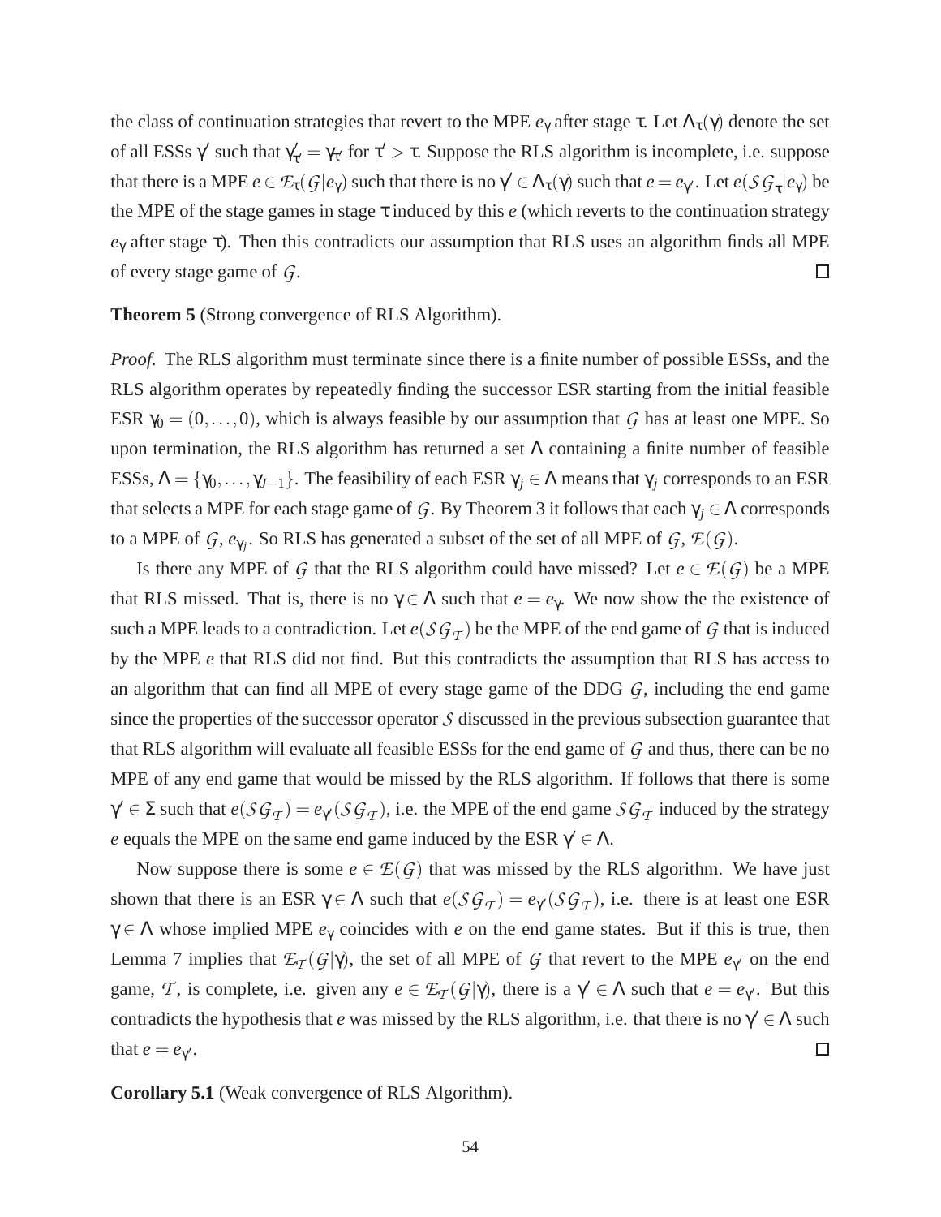the class of continuation strategies that revert to the MPE $e_\gamma$ after stage $\tau$. Let $\Lambda_\tau(\gamma)$ denote the set of all ESSs $\gamma'$ such that $\gamma'_{\tau'} = \gamma_{\tau'}$ for $\tau' > \tau$. Suppose the RLS algorithm is incomplete, i.e. suppose that there is a MPE $e \in \mathcal{E}_\tau(\mathcal{G}|e_\gamma)$ such that there is no $\gamma' \in \Lambda_\tau(\gamma)$ such that $e = e_{\gamma'}$. Let $e(\mathcal{SG}_\tau|e_\gamma)$ be the MPE of the stage games in stage $\tau$ induced by this $e$ (which reverts to the continuation strategy $e_\gamma$ after stage $\tau$). Then this contradicts our assumption that RLS uses an algorithm finds all MPE of every stage game of $\mathcal{G}$. ☐

**Theorem 5** (Strong convergence of RLS Algorithm).

*Proof.* The RLS algorithm must terminate since there is a finite number of possible ESSs, and the RLS algorithm operates by repeatedly finding the successor ESR starting from the initial feasible ESR $\gamma_0 = (0,\dots,0)$, which is always feasible by our assumption that $\mathcal{G}$ has at least one MPE. So upon termination, the RLS algorithm has returned a set $\Lambda$ containing a finite number of feasible ESSs, $\Lambda = \{\gamma_0,\dots,\gamma_{J-1}\}$. The feasibility of each ESR $\gamma_j \in \Lambda$ means that $\gamma_j$ corresponds to an ESR that selects a MPE for each stage game of $\mathcal{G}$. By Theorem 3 it follows that each $\gamma_j \in \Lambda$ corresponds to a MPE of $\mathcal{G}$, $e_{\gamma_j}$. So RLS has generated a subset of the set of all MPE of $\mathcal{G}$, $\mathcal{E}(\mathcal{G})$.

Is there any MPE of $\mathcal{G}$ that the RLS algorithm could have missed? Let $e \in \mathcal{E}(\mathcal{G})$ be a MPE that RLS missed. That is, there is no $\gamma \in \Lambda$ such that $e = e_\gamma$. We now show the the existence of such a MPE leads to a contradiction. Let $e(\mathcal{SG}_\mathcal{T})$ be the MPE of the end game of $\mathcal{G}$ that is induced by the MPE $e$ that RLS did not find. But this contradicts the assumption that RLS has access to an algorithm that can find all MPE of every stage game of the DDG $\mathcal{G}$, including the end game since the properties of the successor operator $\mathcal{S}$ discussed in the previous subsection guarantee that that RLS algorithm will evaluate all feasible ESSs for the end game of $\mathcal{G}$ and thus, there can be no MPE of any end game that would be missed by the RLS algorithm. If follows that there is some $\gamma' \in \Sigma$ such that $e(\mathcal{SG}_\mathcal{T}) = e_{\gamma'}(\mathcal{SG}_\mathcal{T})$, i.e. the MPE of the end game $\mathcal{SG}_\mathcal{T}$ induced by the strategy $e$ equals the MPE on the same end game induced by the ESR $\gamma' \in \Lambda$.

Now suppose there is some $e \in \mathcal{E}(\mathcal{G})$ that was missed by the RLS algorithm. We have just shown that there is an ESR $\gamma \in \Lambda$ such that $e(\mathcal{SG}_\mathcal{T}) = e_{\gamma'}(\mathcal{SG}_\mathcal{T})$, i.e. there is at least one ESR $\gamma \in \Lambda$ whose implied MPE $e_\gamma$ coincides with $e$ on the end game states. But if this is true, then Lemma 7 implies that $\mathcal{E}_\mathcal{T}(\mathcal{G}|\gamma)$, the set of all MPE of $\mathcal{G}$ that revert to the MPE $e_{\gamma'}$ on the end game, $\mathcal{T}$, is complete, i.e. given any $e \in \mathcal{E}_\mathcal{T}(\mathcal{G}|\gamma)$, there is a $\gamma' \in \Lambda$ such that $e = e_{\gamma'}$. But this contradicts the hypothesis that $e$ was missed by the RLS algorithm, i.e. that there is no $\gamma' \in \Lambda$ such that $e = e_{\gamma'}$. ☐

**Corollary 5.1** (Weak convergence of RLS Algorithm).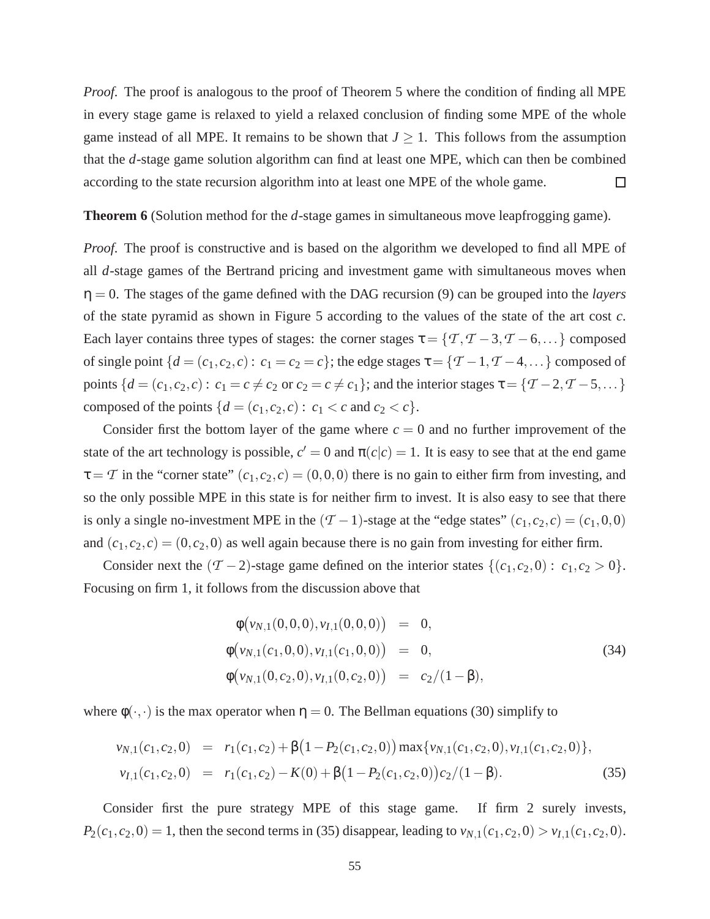*Proof.* The proof is analogous to the proof of Theorem 5 where the condition of finding all MPE in every stage game is relaxed to yield a relaxed conclusion of finding some MPE of the whole game instead of all MPE. It remains to be shown that $J \geq 1$. This follows from the assumption that the $d$-stage game solution algorithm can find at least one MPE, which can then be combined according to the state recursion algorithm into at least one MPE of the whole game. □

**Theorem 6** (Solution method for the $d$-stage games in simultaneous move leapfrogging game).

*Proof.* The proof is constructive and is based on the algorithm we developed to find all MPE of all $d$-stage games of the Bertrand pricing and investment game with simultaneous moves when $\eta = 0$. The stages of the game defined with the DAG recursion (9) can be grouped into the *layers* of the state pyramid as shown in Figure 5 according to the values of the state of the art cost $c$. Each layer contains three types of stages: the corner stages $\tau = \{\mathcal{T}, \mathcal{T}-3, \mathcal{T}-6, \dots\}$ composed of single point $\{d = (c_1, c_2, c) : c_1 = c_2 = c\}$; the edge stages $\tau = \{\mathcal{T}-1, \mathcal{T}-4, \dots\}$ composed of points $\{d = (c_1, c_2, c) : c_1 = c \neq c_2 \text{ or } c_2 = c \neq c_1\}$; and the interior stages $\tau = \{\mathcal{T}-2, \mathcal{T}-5, \dots\}$ composed of the points $\{d = (c_1, c_2, c) : c_1 < c \text{ and } c_2 < c\}$.

Consider first the bottom layer of the game where $c = 0$ and no further improvement of the state of the art technology is possible, $c' = 0$ and $\pi(c|c) = 1$. It is easy to see that at the end game $\tau = \mathcal{T}$ in the "corner state" $(c_1, c_2, c) = (0, 0, 0)$ there is no gain to either firm from investing, and so the only possible MPE in this state is for neither firm to invest. It is also easy to see that there is only a single no-investment MPE in the $(\mathcal{T}-1)$-stage at the "edge states" $(c_1, c_2, c) = (c_1, 0, 0)$ and $(c_1, c_2, c) = (0, c_2, 0)$ as well again because there is no gain from investing for either firm.

Consider next the $(\mathcal{T}-2)$-stage game defined on the interior states $\{(c_1, c_2, 0) : c_1, c_2 > 0\}$. Focusing on firm 1, it follows from the discussion above that

$$
\begin{aligned}
\phi\big(v_{N,1}(0,0,0), v_{I,1}(0,0,0)\big) &= 0, \\
\phi\big(v_{N,1}(c_1,0,0), v_{I,1}(c_1,0,0)\big) &= 0, \\
\phi\big(v_{N,1}(0,c_2,0), v_{I,1}(0,c_2,0)\big) &= c_2/(1-\beta),
\end{aligned}
\tag{34}
$$

where $\phi(\cdot,\cdot)$ is the max operator when $\eta = 0$. The Bellman equations (30) simplify to

$$
\begin{aligned}
v_{N,1}(c_1,c_2,0) &= r_1(c_1,c_2) + \beta\big(1 - P_2(c_1,c_2,0)\big)\max\{v_{N,1}(c_1,c_2,0), v_{I,1}(c_1,c_2,0)\}, \\
v_{I,1}(c_1,c_2,0) &= r_1(c_1,c_2) - K(0) + \beta\big(1 - P_2(c_1,c_2,0)\big)c_2/(1-\beta).
\end{aligned}
\tag{35}
$$

Consider first the pure strategy MPE of this stage game. If firm 2 surely invests, $P_2(c_1, c_2, 0) = 1$, then the second terms in (35) disappear, leading to $v_{N,1}(c_1, c_2, 0) > v_{I,1}(c_1, c_2, 0)$.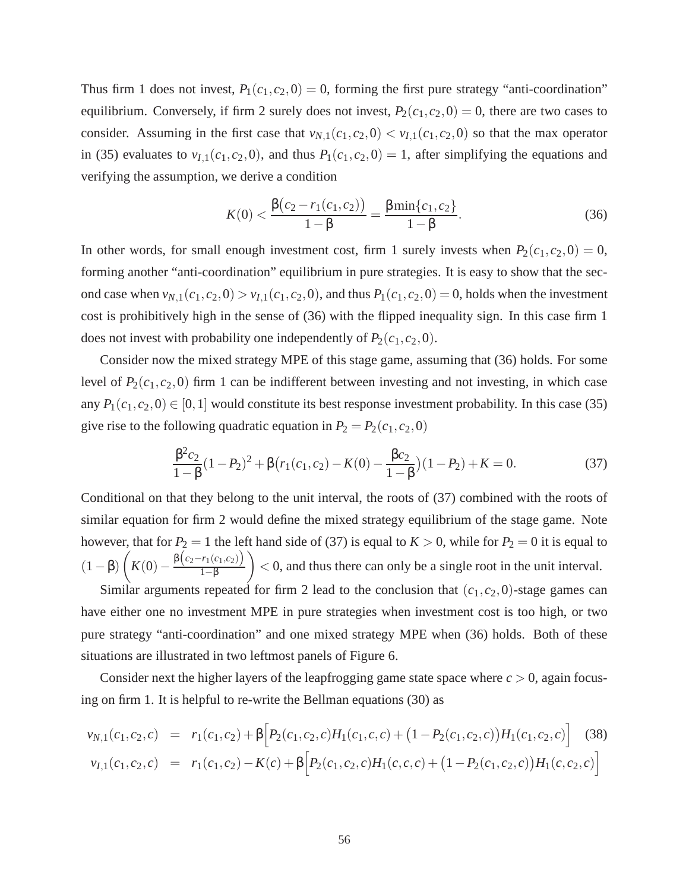Thus firm 1 does not invest, $P_1(c_1,c_2,0) = 0$, forming the first pure strategy "anti-coordination" equilibrium. Conversely, if firm 2 surely does not invest, $P_2(c_1,c_2,0) = 0$, there are two cases to consider. Assuming in the first case that $v_{N,1}(c_1,c_2,0) < v_{I,1}(c_1,c_2,0)$ so that the max operator in (35) evaluates to $v_{I,1}(c_1,c_2,0)$, and thus $P_1(c_1,c_2,0) = 1$, after simplifying the equations and verifying the assumption, we derive a condition

$$K(0) < \frac{\beta\big(c_2 - r_1(c_1,c_2)\big)}{1-\beta} = \frac{\beta \min\{c_1,c_2\}}{1-\beta}. \tag{36}$$

In other words, for small enough investment cost, firm 1 surely invests when $P_2(c_1,c_2,0) = 0$, forming another "anti-coordination" equilibrium in pure strategies. It is easy to show that the second case when $v_{N,1}(c_1,c_2,0) > v_{I,1}(c_1,c_2,0)$, and thus $P_1(c_1,c_2,0) = 0$, holds when the investment cost is prohibitively high in the sense of (36) with the flipped inequality sign. In this case firm 1 does not invest with probability one independently of $P_2(c_1,c_2,0)$.

Consider now the mixed strategy MPE of this stage game, assuming that (36) holds. For some level of $P_2(c_1,c_2,0)$ firm 1 can be indifferent between investing and not investing, in which case any $P_1(c_1,c_2,0) \in [0,1]$ would constitute its best response investment probability. In this case (35) give rise to the following quadratic equation in $P_2 = P_2(c_1,c_2,0)$

$$\frac{\beta^2 c_2}{1-\beta}(1-P_2)^2 + \beta\big(r_1(c_1,c_2) - K(0) - \frac{\beta c_2}{1-\beta}\big)(1-P_2) + K = 0. \tag{37}$$

Conditional on that they belong to the unit interval, the roots of (37) combined with the roots of similar equation for firm 2 would define the mixed strategy equilibrium of the stage game. Note however, that for $P_2 = 1$ the left hand side of (37) is equal to $K > 0$, while for $P_2 = 0$ it is equal to $(1-\beta)\left(K(0) - \frac{\beta\left(c_2 - r_1(c_1,c_2)\right)}{1-\beta}\right) < 0$, and thus there can only be a single root in the unit interval.

Similar arguments repeated for firm 2 lead to the conclusion that $(c_1,c_2,0)$-stage games can have either one no investment MPE in pure strategies when investment cost is too high, or two pure strategy "anti-coordination" and one mixed strategy MPE when (36) holds. Both of these situations are illustrated in two leftmost panels of Figure 6.

Consider next the higher layers of the leapfrogging game state space where $c > 0$, again focusing on firm 1. It is helpful to re-write the Bellman equations (30) as

$$\begin{aligned}
v_{N,1}(c_1,c_2,c) &= r_1(c_1,c_2) + \beta\Big[P_2(c_1,c_2,c)H_1(c_1,c,c) + \big(1-P_2(c_1,c_2,c)\big)H_1(c_1,c_2,c)\Big] \quad (38)\\
v_{I,1}(c_1,c_2,c) &= r_1(c_1,c_2) - K(c) + \beta\Big[P_2(c_1,c_2,c)H_1(c,c,c) + \big(1-P_2(c_1,c_2,c)\big)H_1(c,c_2,c)\Big]
\end{aligned}$$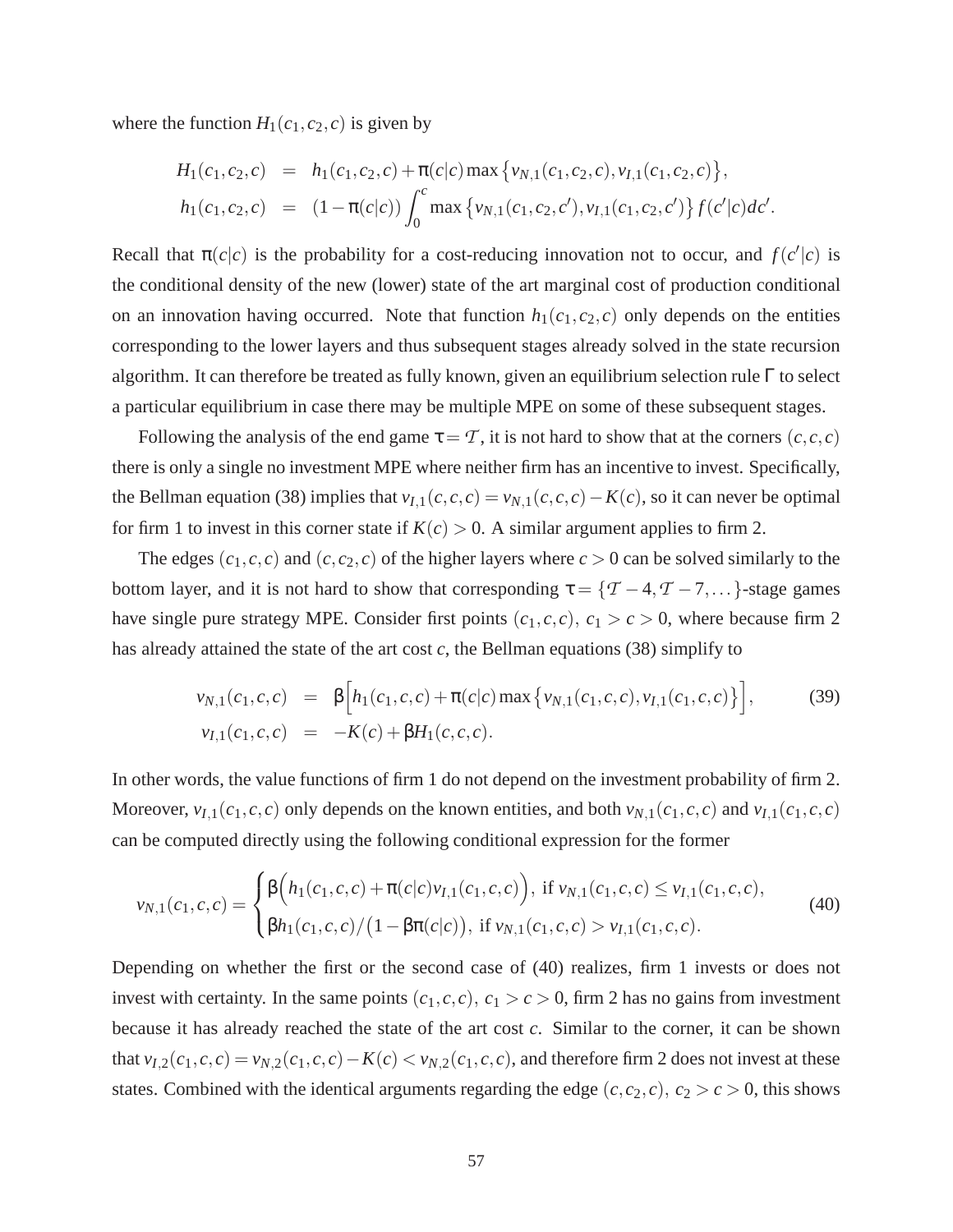where the function $H_1(c_1,c_2,c)$ is given by

$$
\begin{aligned}
H_1(c_1,c_2,c) &= h_1(c_1,c_2,c) + \pi(c|c)\max\left\{v_{N,1}(c_1,c_2,c), v_{I,1}(c_1,c_2,c)\right\},\\
h_1(c_1,c_2,c) &= (1-\pi(c|c))\int_0^c \max\left\{v_{N,1}(c_1,c_2,c'), v_{I,1}(c_1,c_2,c')\right\} f(c'|c)dc'.
\end{aligned}
$$

Recall that $\pi(c|c)$ is the probability for a cost-reducing innovation not to occur, and $f(c'|c)$ is the conditional density of the new (lower) state of the art marginal cost of production conditional on an innovation having occurred. Note that function $h_1(c_1,c_2,c)$ only depends on the entities corresponding to the lower layers and thus subsequent stages already solved in the state recursion algorithm. It can therefore be treated as fully known, given an equilibrium selection rule $\Gamma$ to select a particular equilibrium in case there may be multiple MPE on some of these subsequent stages.

Following the analysis of the end game $\tau = \mathcal{T}$, it is not hard to show that at the corners $(c,c,c)$ there is only a single no investment MPE where neither firm has an incentive to invest. Specifically, the Bellman equation (38) implies that $v_{I,1}(c,c,c) = v_{N,1}(c,c,c) - K(c)$, so it can never be optimal for firm 1 to invest in this corner state if $K(c) > 0$. A similar argument applies to firm 2.

The edges $(c_1,c,c)$ and $(c,c_2,c)$ of the higher layers where $c > 0$ can be solved similarly to the bottom layer, and it is not hard to show that corresponding $\tau = \{\mathcal{T}-4, \mathcal{T}-7, \dots\}$-stage games have single pure strategy MPE. Consider first points $(c_1,c,c)$, $c_1 > c > 0$, where because firm 2 has already attained the state of the art cost $c$, the Bellman equations (38) simplify to

$$
\begin{aligned}
v_{N,1}(c_1,c,c) &= \beta\Big[h_1(c_1,c,c) + \pi(c|c)\max\left\{v_{N,1}(c_1,c,c), v_{I,1}(c_1,c,c)\right\}\Big],\\
v_{I,1}(c_1,c,c) &= -K(c) + \beta H_1(c,c,c).
\end{aligned}
\tag{39}
$$

In other words, the value functions of firm 1 do not depend on the investment probability of firm 2. Moreover, $v_{I,1}(c_1,c,c)$ only depends on the known entities, and both $v_{N,1}(c_1,c,c)$ and $v_{I,1}(c_1,c,c)$ can be computed directly using the following conditional expression for the former

$$
v_{N,1}(c_1,c,c) = \begin{cases} \beta\Big(h_1(c_1,c,c) + \pi(c|c)v_{I,1}(c_1,c,c)\Big), \text{ if } v_{N,1}(c_1,c,c) \leq v_{I,1}(c_1,c,c),\\ \beta h_1(c_1,c,c)/\big(1-\beta\pi(c|c)\big), \text{ if } v_{N,1}(c_1,c,c) > v_{I,1}(c_1,c,c). \end{cases}
\tag{40}
$$

Depending on whether the first or the second case of (40) realizes, firm 1 invests or does not invest with certainty. In the same points $(c_1,c,c)$, $c_1 > c > 0$, firm 2 has no gains from investment because it has already reached the state of the art cost $c$. Similar to the corner, it can be shown that $v_{I,2}(c_1,c,c) = v_{N,2}(c_1,c,c) - K(c) < v_{N,2}(c_1,c,c)$, and therefore firm 2 does not invest at these states. Combined with the identical arguments regarding the edge $(c,c_2,c)$, $c_2 > c > 0$, this shows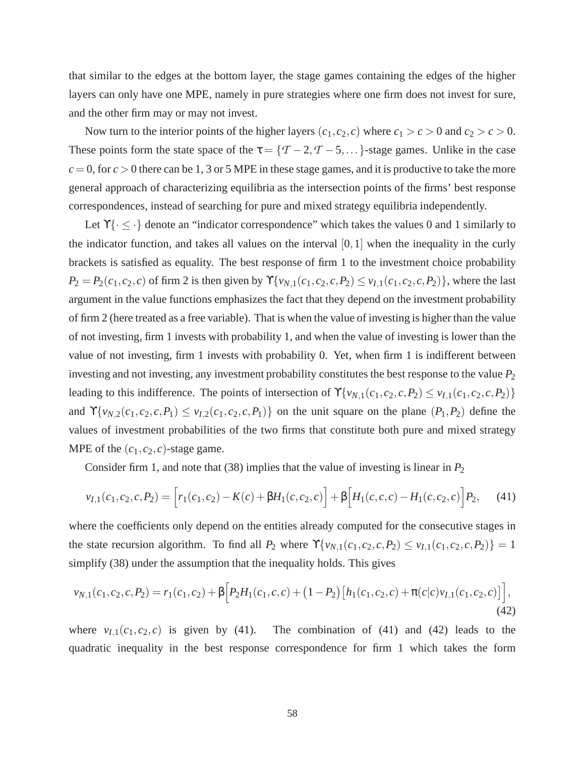that similar to the edges at the bottom layer, the stage games containing the edges of the higher layers can only have one MPE, namely in pure strategies where one firm does not invest for sure, and the other firm may or may not invest.

Now turn to the interior points of the higher layers $(c_1, c_2, c)$ where $c_1 > c > 0$ and $c_2 > c > 0$. These points form the state space of the $\tau = \{\mathcal{T}-2, \mathcal{T}-5, \dots\}$-stage games. Unlike in the case $c = 0$, for $c > 0$ there can be 1, 3 or 5 MPE in these stage games, and it is productive to take the more general approach of characterizing equilibria as the intersection points of the firms' best response correspondences, instead of searching for pure and mixed strategy equilibria independently.

Let $\Upsilon\{\cdot \leq \cdot\}$ denote an "indicator correspondence" which takes the values 0 and 1 similarly to the indicator function, and takes all values on the interval $[0,1]$ when the inequality in the curly brackets is satisfied as equality. The best response of firm 1 to the investment choice probability $P_2 = P_2(c_1, c_2, c)$ of firm 2 is then given by $\Upsilon\{v_{N,1}(c_1, c_2, c, P_2) \leq v_{I,1}(c_1, c_2, c, P_2)\}$, where the last argument in the value functions emphasizes the fact that they depend on the investment probability of firm 2 (here treated as a free variable). That is when the value of investing is higher than the value of not investing, firm 1 invests with probability 1, and when the value of investing is lower than the value of not investing, firm 1 invests with probability 0. Yet, when firm 1 is indifferent between investing and not investing, any investment probability constitutes the best response to the value $P_2$ leading to this indifference. The points of intersection of $\Upsilon\{v_{N,1}(c_1, c_2, c, P_2) \leq v_{I,1}(c_1, c_2, c, P_2)\}$ and $\Upsilon\{v_{N,2}(c_1, c_2, c, P_1) \leq v_{I,2}(c_1, c_2, c, P_1)\}$ on the unit square on the plane $(P_1, P_2)$ define the values of investment probabilities of the two firms that constitute both pure and mixed strategy MPE of the $(c_1, c_2, c)$-stage game.

Consider firm 1, and note that (38) implies that the value of investing is linear in $P_2$

$$v_{I,1}(c_1, c_2, c, P_2) = \Big[r_1(c_1, c_2) - K(c) + \beta H_1(c, c_2, c)\Big] + \beta\Big[H_1(c, c, c) - H_1(c, c_2, c)\Big] P_2, \tag{41}$$

where the coefficients only depend on the entities already computed for the consecutive stages in the state recursion algorithm. To find all $P_2$ where $\Upsilon\{v_{N,1}(c_1, c_2, c, P_2) \leq v_{I,1}(c_1, c_2, c, P_2)\} = 1$ simplify (38) under the assumption that the inequality holds. This gives

$$v_{N,1}(c_1, c_2, c, P_2) = r_1(c_1, c_2) + \beta\Big[P_2 H_1(c, c, c) + \big(1 - P_2\big)\big[h_1(c_1, c_2, c) + \pi(c|c) v_{I,1}(c_1, c_2, c)\big]\Big], \tag{42}$$

where $v_{I,1}(c_1, c_2, c)$ is given by (41). The combination of (41) and (42) leads to the quadratic inequality in the best response correspondence for firm 1 which takes the form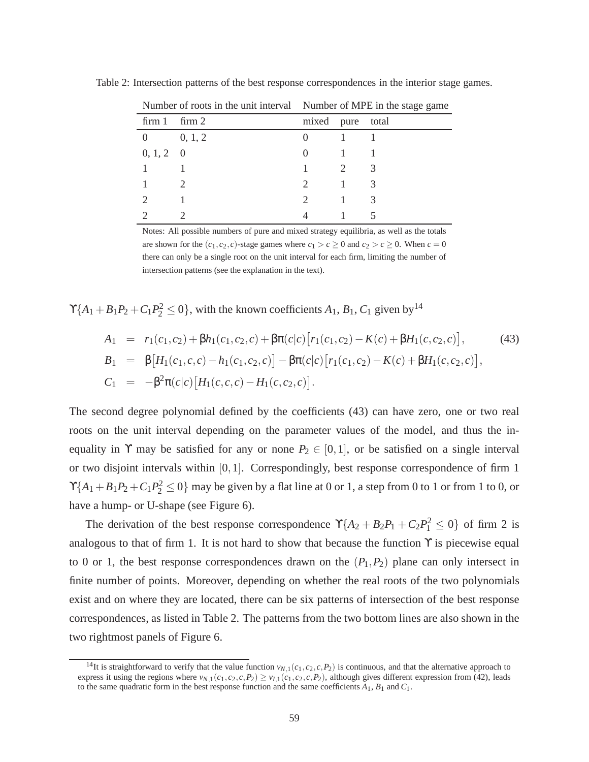Table 2: Intersection patterns of the best response correspondences in the interior stage games.

| Number of roots in the unit interval | | Number of MPE in the stage game | | |
|---|---|---|---|---|
| firm 1 | firm 2 | mixed | pure | total |
| 0 | 0, 1, 2 | 0 | 1 | 1 |
| 0, 1, 2 | 0 | 0 | 1 | 1 |
| 1 | 1 | 1 | 2 | 3 |
| 1 | 2 | 2 | 1 | 3 |
| 2 | 1 | 2 | 1 | 3 |
| 2 | 2 | 4 | 1 | 5 |

Notes: All possible numbers of pure and mixed strategy equilibria, as well as the totals are shown for the $(c_1, c_2, c)$-stage games where $c_1 > c \geq 0$ and $c_2 > c \geq 0$. When $c = 0$ there can only be a single root on the unit interval for each firm, limiting the number of intersection patterns (see the explanation in the text).

$\Upsilon\{A_1 + B_1 P_2 + C_1 P_2^2 \leq 0\}$, with the known coefficients $A_1$, $B_1$, $C_1$ given by[14]

$$
\begin{aligned}
A_1 &= r_1(c_1, c_2) + \beta h_1(c_1, c_2, c) + \beta\pi(c|c)\big[r_1(c_1, c_2) - K(c) + \beta H_1(c, c_2, c)\big], \\
B_1 &= \beta\big[H_1(c_1, c, c) - h_1(c_1, c_2, c)\big] - \beta\pi(c|c)\big[r_1(c_1, c_2) - K(c) + \beta H_1(c, c_2, c)\big], \\
C_1 &= -\beta^2\pi(c|c)\big[H_1(c, c, c) - H_1(c, c_2, c)\big].
\end{aligned}
\tag{43}
$$

The second degree polynomial defined by the coefficients (43) can have zero, one or two real roots on the unit interval depending on the parameter values of the model, and thus the inequality in $\Upsilon$ may be satisfied for any or none $P_2 \in [0, 1]$, or be satisfied on a single interval or two disjoint intervals within $[0, 1]$. Correspondingly, best response correspondence of firm 1 $\Upsilon\{A_1 + B_1 P_2 + C_1 P_2^2 \leq 0\}$ may be given by a flat line at 0 or 1, a step from 0 to 1 or from 1 to 0, or have a hump- or U-shape (see Figure 6).

The derivation of the best response correspondence $\Upsilon\{A_2 + B_2 P_1 + C_2 P_1^2 \leq 0\}$ of firm 2 is analogous to that of firm 1. It is not hard to show that because the function $\Upsilon$ is piecewise equal to 0 or 1, the best response correspondences drawn on the $(P_1, P_2)$ plane can only intersect in finite number of points. Moreover, depending on whether the real roots of the two polynomials exist and on where they are located, there can be six patterns of intersection of the best response correspondences, as listed in Table 2. The patterns from the two bottom lines are also shown in the two rightmost panels of Figure 6.

[14] It is straightforward to verify that the value function $v_{N,1}(c_1, c_2, c, P_2)$ is continuous, and that the alternative approach to express it using the regions where $v_{N,1}(c_1, c_2, c, P_2) \geq v_{I,1}(c_1, c_2, c, P_2)$, although gives different expression from (42), leads to the same quadratic form in the best response function and the same coefficients $A_1$, $B_1$ and $C_1$.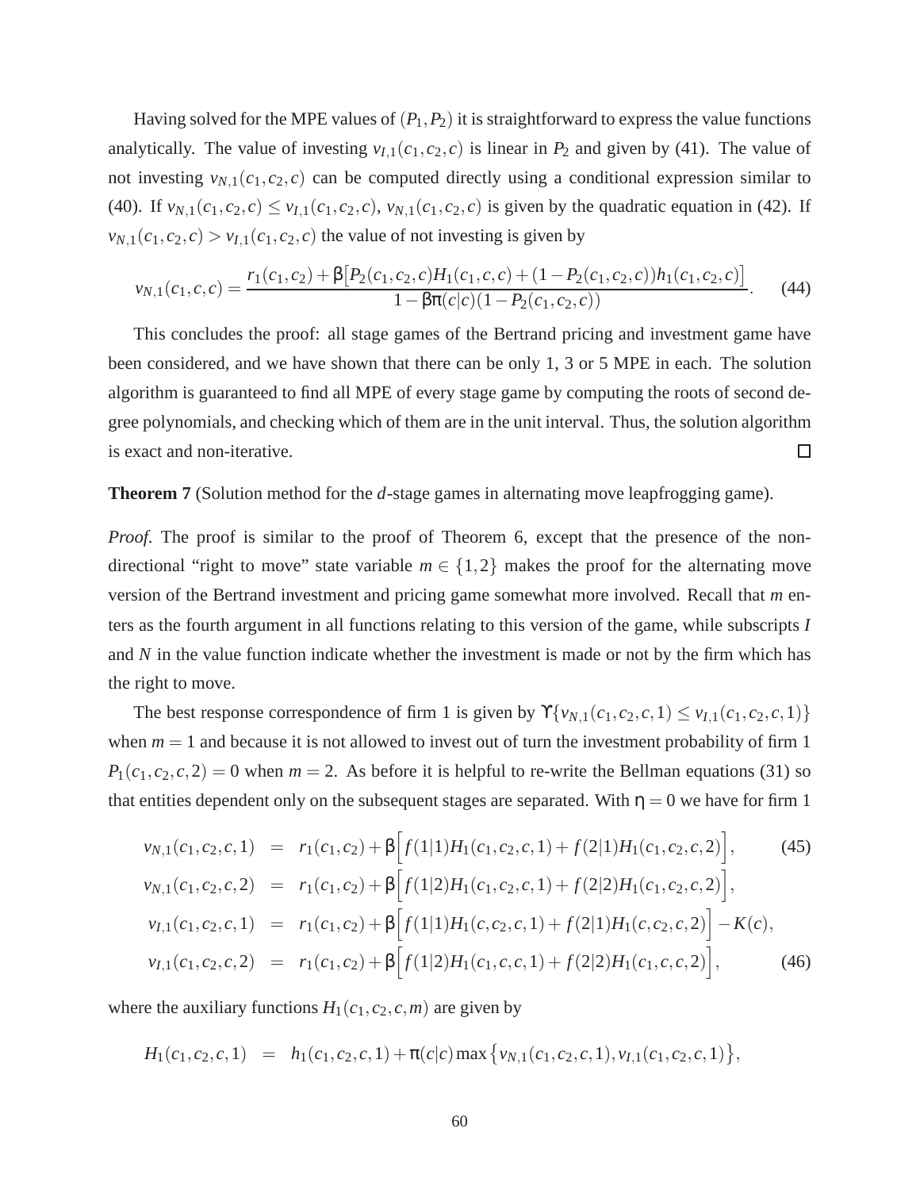Having solved for the MPE values of $(P_1, P_2)$ it is straightforward to express the value functions analytically. The value of investing $v_{I,1}(c_1,c_2,c)$ is linear in $P_2$ and given by (41). The value of not investing $v_{N,1}(c_1,c_2,c)$ can be computed directly using a conditional expression similar to (40). If $v_{N,1}(c_1,c_2,c) \leq v_{I,1}(c_1,c_2,c)$, $v_{N,1}(c_1,c_2,c)$ is given by the quadratic equation in (42). If $v_{N,1}(c_1,c_2,c) > v_{I,1}(c_1,c_2,c)$ the value of not investing is given by

$$v_{N,1}(c_1,c,c) = \frac{r_1(c_1,c_2) + \beta\big[P_2(c_1,c_2,c)H_1(c_1,c,c) + (1-P_2(c_1,c_2,c))h_1(c_1,c_2,c)\big]}{1-\beta\pi(c|c)(1-P_2(c_1,c_2,c))}. \tag{44}$$

This concludes the proof: all stage games of the Bertrand pricing and investment game have been considered, and we have shown that there can be only 1, 3 or 5 MPE in each. The solution algorithm is guaranteed to find all MPE of every stage game by computing the roots of second degree polynomials, and checking which of them are in the unit interval. Thus, the solution algorithm is exact and non-iterative. □

**Theorem 7** (Solution method for the $d$-stage games in alternating move leapfrogging game).

*Proof.* The proof is similar to the proof of Theorem 6, except that the presence of the non-directional "right to move" state variable $m \in \{1,2\}$ makes the proof for the alternating move version of the Bertrand investment and pricing game somewhat more involved. Recall that $m$ enters as the fourth argument in all functions relating to this version of the game, while subscripts $I$ and $N$ in the value function indicate whether the investment is made or not by the firm which has the right to move.

The best response correspondence of firm 1 is given by $\Upsilon\{v_{N,1}(c_1,c_2,c,1) \leq v_{I,1}(c_1,c_2,c,1)\}$ when $m=1$ and because it is not allowed to invest out of turn the investment probability of firm 1 $P_1(c_1,c_2,c,2)=0$ when $m=2$. As before it is helpful to re-write the Bellman equations (31) so that entities dependent only on the subsequent stages are separated. With $\eta=0$ we have for firm 1

$$\begin{aligned}
v_{N,1}(c_1,c_2,c,1) &= r_1(c_1,c_2) + \beta\Big[f(1|1)H_1(c_1,c_2,c,1) + f(2|1)H_1(c_1,c_2,c,2)\Big], \qquad (45)\\
v_{N,1}(c_1,c_2,c,2) &= r_1(c_1,c_2) + \beta\Big[f(1|2)H_1(c_1,c_2,c,1) + f(2|2)H_1(c_1,c_2,c,2)\Big],\\
v_{I,1}(c_1,c_2,c,1) &= r_1(c_1,c_2) + \beta\Big[f(1|1)H_1(c,c_2,c,1) + f(2|1)H_1(c,c_2,c,2)\Big] - K(c),\\
v_{I,1}(c_1,c_2,c,2) &= r_1(c_1,c_2) + \beta\Big[f(1|2)H_1(c_1,c,c,1) + f(2|2)H_1(c_1,c,c,2)\Big], \qquad (46)
\end{aligned}$$

where the auxiliary functions $H_1(c_1,c_2,c,m)$ are given by

$$H_1(c_1,c_2,c,1) = h_1(c_1,c_2,c,1) + \pi(c|c)\max\big\{v_{N,1}(c_1,c_2,c,1), v_{I,1}(c_1,c_2,c,1)\big\},$$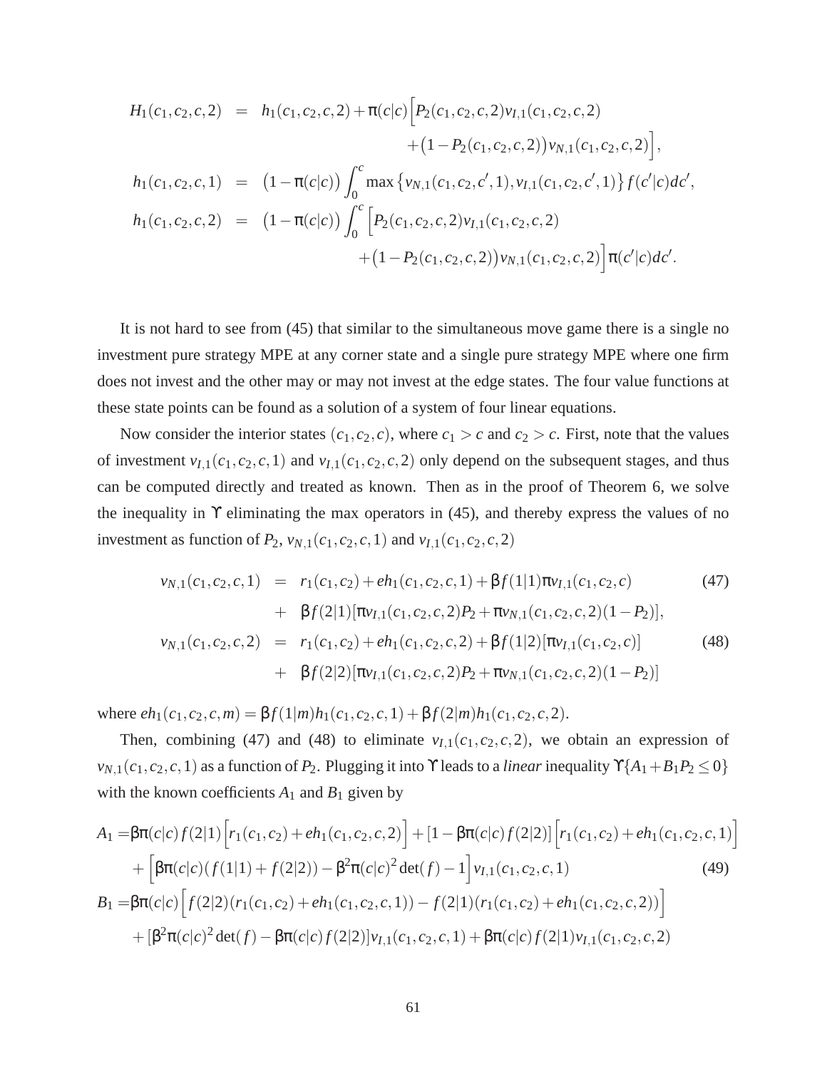$$
\begin{aligned}
H_1(c_1,c_2,c,2) &= h_1(c_1,c_2,c,2) + \pi(c|c)\Big[P_2(c_1,c_2,c,2)v_{I,1}(c_1,c_2,c,2) \\
&\qquad + \big(1-P_2(c_1,c_2,c,2)\big)v_{N,1}(c_1,c_2,c,2)\Big], \\
h_1(c_1,c_2,c,1) &= \big(1-\pi(c|c)\big)\int_0^c \max\left\{v_{N,1}(c_1,c_2,c',1), v_{I,1}(c_1,c_2,c',1)\right\} f(c'|c)dc', \\
h_1(c_1,c_2,c,2) &= \big(1-\pi(c|c)\big)\int_0^c \Big[P_2(c_1,c_2,c,2)v_{I,1}(c_1,c_2,c,2) \\
&\qquad + \big(1-P_2(c_1,c_2,c,2)\big)v_{N,1}(c_1,c_2,c,2)\Big]\pi(c'|c)dc'.
\end{aligned}
$$

It is not hard to see from (45) that similar to the simultaneous move game there is a single no investment pure strategy MPE at any corner state and a single pure strategy MPE where one firm does not invest and the other may or may not invest at the edge states. The four value functions at these state points can be found as a solution of a system of four linear equations.

Now consider the interior states $(c_1,c_2,c)$, where $c_1 > c$ and $c_2 > c$. First, note that the values of investment $v_{I,1}(c_1,c_2,c,1)$ and $v_{I,1}(c_1,c_2,c,2)$ only depend on the subsequent stages, and thus can be computed directly and treated as known. Then as in the proof of Theorem 6, we solve the inequality in $\Upsilon$ eliminating the max operators in (45), and thereby express the values of no investment as function of $P_2$, $v_{N,1}(c_1,c_2,c,1)$ and $v_{I,1}(c_1,c_2,c,2)$

$$
\begin{aligned}
v_{N,1}(c_1,c_2,c,1) &= r_1(c_1,c_2) + eh_1(c_1,c_2,c,1) + \beta f(1|1)\pi v_{I,1}(c_1,c_2,c) &\quad (47)\\
&+ \beta f(2|1)[\pi v_{I,1}(c_1,c_2,c,2)P_2 + \pi v_{N,1}(c_1,c_2,c,2)(1-P_2)], \\
v_{N,1}(c_1,c_2,c,2) &= r_1(c_1,c_2) + eh_1(c_1,c_2,c,2) + \beta f(1|2)[\pi v_{I,1}(c_1,c_2,c)] &\quad (48)\\
&+ \beta f(2|2)[\pi v_{I,1}(c_1,c_2,c,2)P_2 + \pi v_{N,1}(c_1,c_2,c,2)(1-P_2)]
\end{aligned}
$$

where $eh_1(c_1,c_2,c,m) = \beta f(1|m)h_1(c_1,c_2,c,1) + \beta f(2|m)h_1(c_1,c_2,c,2)$.

Then, combining (47) and (48) to eliminate $v_{I,1}(c_1,c_2,c,2)$, we obtain an expression of $v_{N,1}(c_1,c_2,c,1)$ as a function of $P_2$. Plugging it into $\Upsilon$ leads to a *linear* inequality $\Upsilon\{A_1 + B_1P_2 \leq 0\}$ with the known coefficients $A_1$ and $B_1$ given by

$$
\begin{aligned}
A_1 =& \beta\pi(c|c)f(2|1)\Big[r_1(c_1,c_2) + eh_1(c_1,c_2,c,2)\Big] + [1-\beta\pi(c|c)f(2|2)]\Big[r_1(c_1,c_2) + eh_1(c_1,c_2,c,1)\Big] \\
&+ \Big[\beta\pi(c|c)(f(1|1)+f(2|2)) - \beta^2\pi(c|c)^2\det(f) - 1\Big]v_{I,1}(c_1,c_2,c,1) \qquad (49)\\
B_1 =& \beta\pi(c|c)\Big[f(2|2)(r_1(c_1,c_2) + eh_1(c_1,c_2,c,1)) - f(2|1)(r_1(c_1,c_2) + eh_1(c_1,c_2,c,2))\Big] \\
&+ [\beta^2\pi(c|c)^2\det(f) - \beta\pi(c|c)f(2|2)]v_{I,1}(c_1,c_2,c,1) + \beta\pi(c|c)f(2|1)v_{I,1}(c_1,c_2,c,2)
\end{aligned}
$$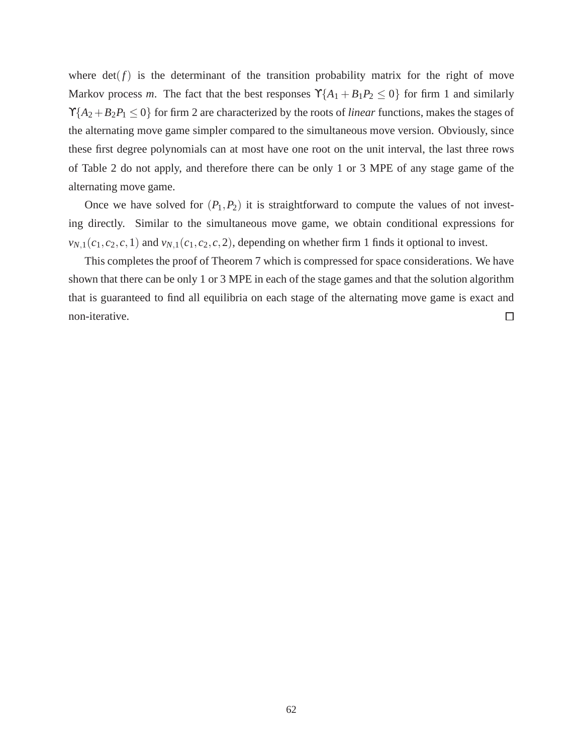where $\det(f)$ is the determinant of the transition probability matrix for the right of move Markov process $m$. The fact that the best responses $\Upsilon\{A_1 + B_1 P_2 \leq 0\}$ for firm 1 and similarly $\Upsilon\{A_2 + B_2 P_1 \leq 0\}$ for firm 2 are characterized by the roots of *linear* functions, makes the stages of the alternating move game simpler compared to the simultaneous move version. Obviously, since these first degree polynomials can at most have one root on the unit interval, the last three rows of Table 2 do not apply, and therefore there can be only 1 or 3 MPE of any stage game of the alternating move game.

Once we have solved for $(P_1, P_2)$ it is straightforward to compute the values of not investing directly. Similar to the simultaneous move game, we obtain conditional expressions for $v_{N,1}(c_1, c_2, c, 1)$ and $v_{N,1}(c_1, c_2, c, 2)$, depending on whether firm 1 finds it optional to invest.

This completes the proof of Theorem 7 which is compressed for space considerations. We have shown that there can be only 1 or 3 MPE in each of the stage games and that the solution algorithm that is guaranteed to find all equilibria on each stage of the alternating move game is exact and non-iterative. □